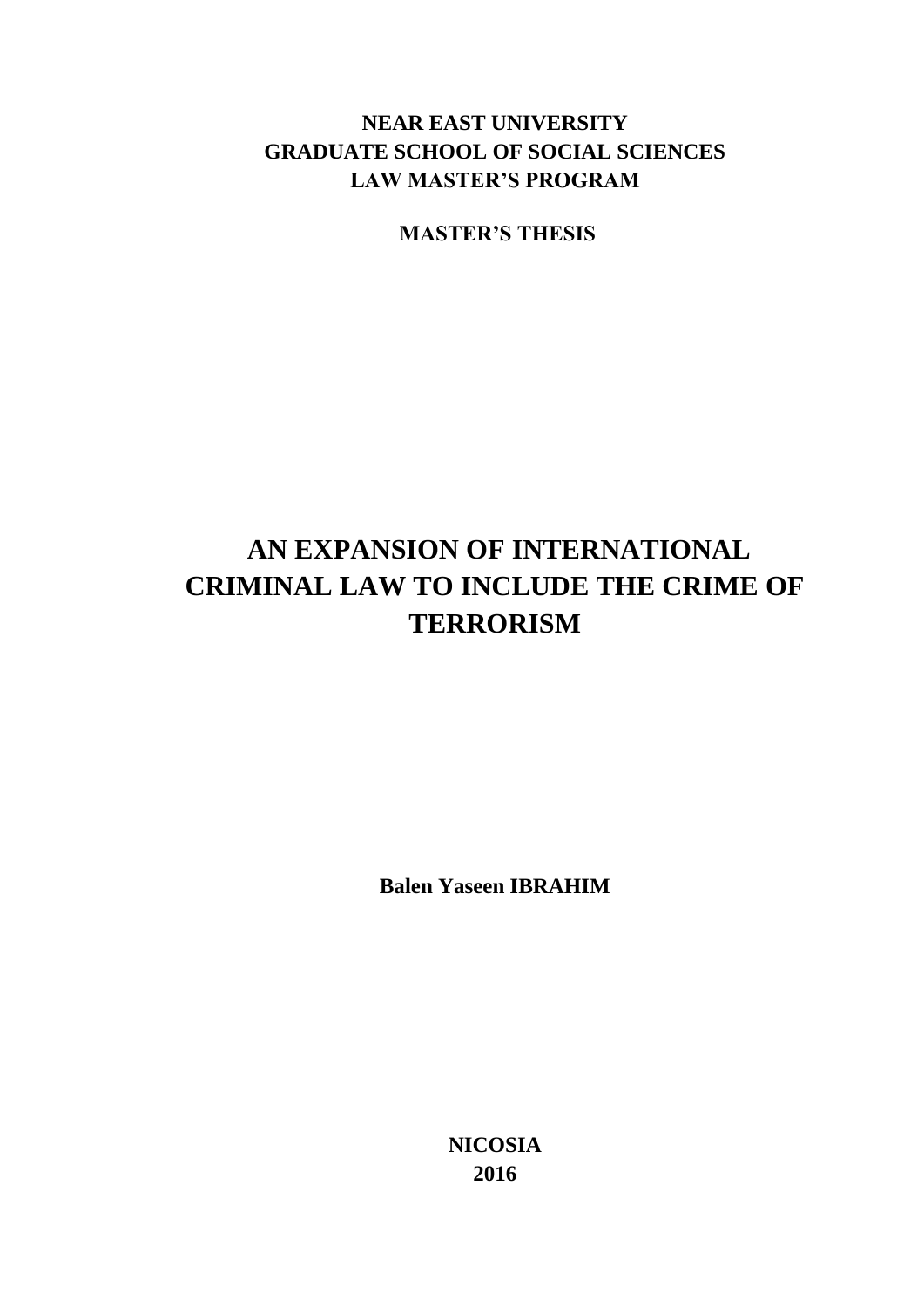**NEAR EAST UNIVERSITY**
**GRADUATE SCHOOL OF SOCIAL SCIENCES**
**LAW MASTER'S PROGRAM**

**MASTER'S THESIS**

# AN EXPANSION OF INTERNATIONAL CRIMINAL LAW TO INCLUDE THE CRIME OF TERRORISM

**Balen Yaseen IBRAHIM**

**NICOSIA**
**2016**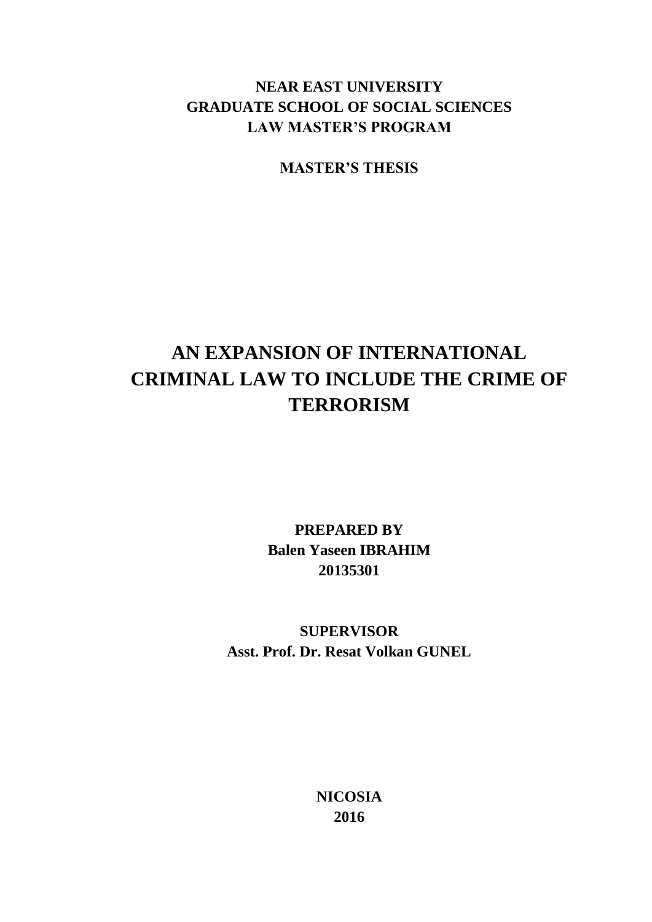**NEAR EAST UNIVERSITY**
**GRADUATE SCHOOL OF SOCIAL SCIENCES**
**LAW MASTER'S PROGRAM**

**MASTER'S THESIS**

# AN EXPANSION OF INTERNATIONAL CRIMINAL LAW TO INCLUDE THE CRIME OF TERRORISM

**PREPARED BY**
**Balen Yaseen IBRAHIM**
**20135301**

**SUPERVISOR**
**Asst. Prof. Dr. Resat Volkan GUNEL**

**NICOSIA**
**2016**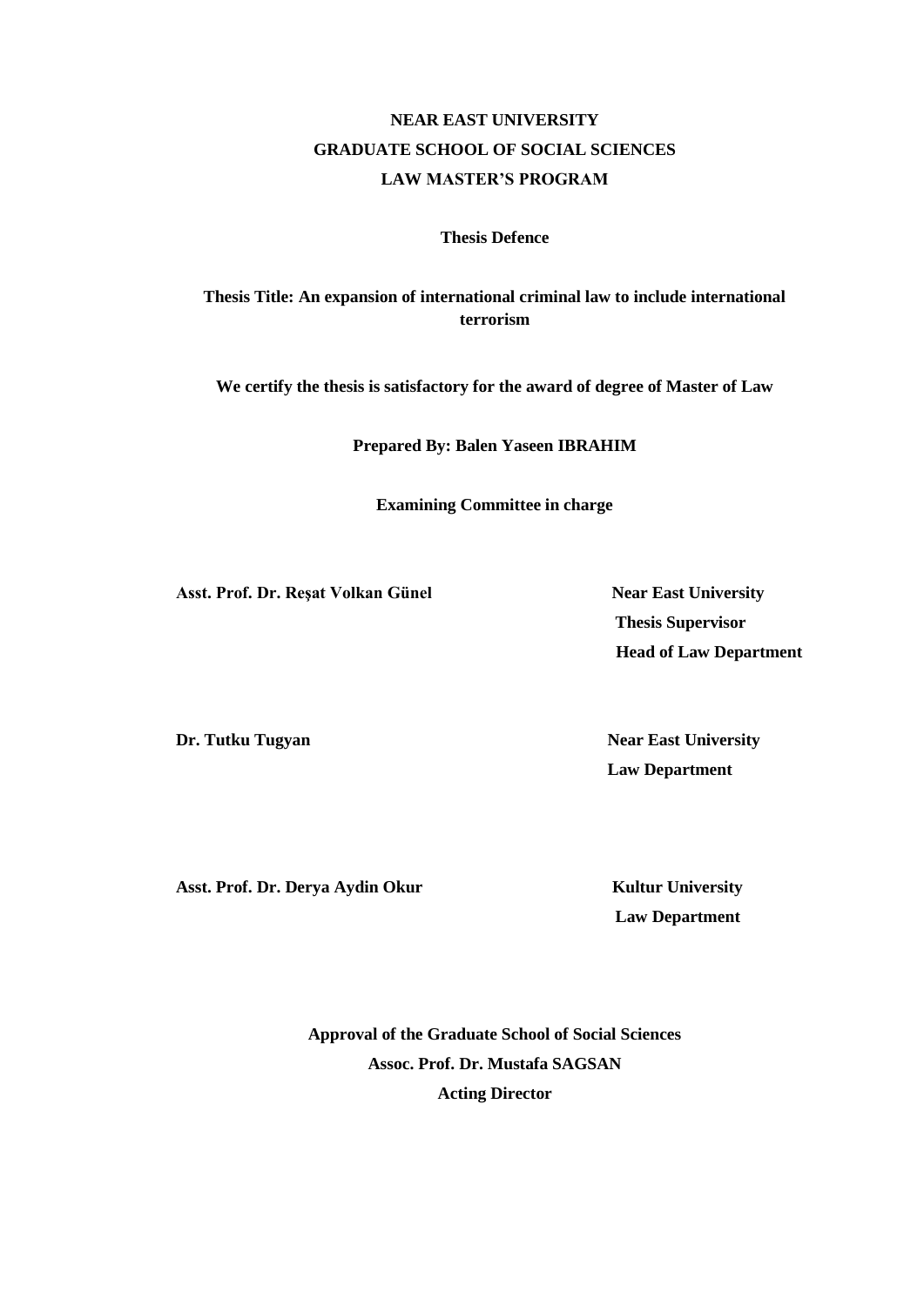**NEAR EAST UNIVERSITY**

**GRADUATE SCHOOL OF SOCIAL SCIENCES**

**LAW MASTER'S PROGRAM**

**Thesis Defence**

**Thesis Title: An expansion of international criminal law to include international terrorism**

**We certify the thesis is satisfactory for the award of degree of Master of Law**

**Prepared By: Balen Yaseen IBRAHIM**

**Examining Committee in charge**

**Asst. Prof. Dr. Reşat Volkan Günel** — **Near East University**, **Thesis Supervisor**, **Head of Law Department**

**Dr. Tutku Tugyan** — **Near East University**, **Law Department**

**Asst. Prof. Dr. Derya Aydin Okur** — **Kultur University**, **Law Department**

**Approval of the Graduate School of Social Sciences**

**Assoc. Prof. Dr. Mustafa SAGSAN**

**Acting Director**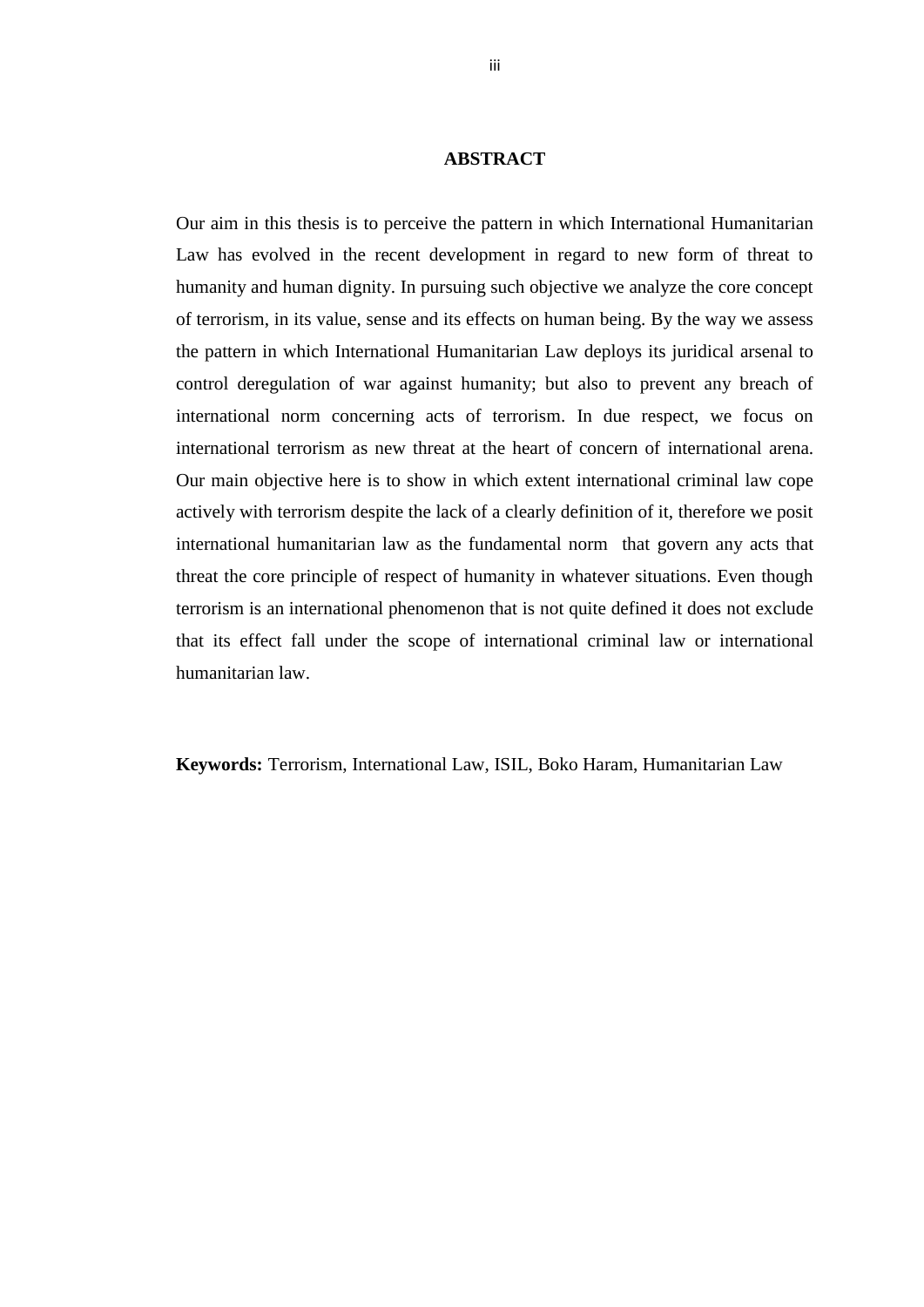# ABSTRACT

Our aim in this thesis is to perceive the pattern in which International Humanitarian Law has evolved in the recent development in regard to new form of threat to humanity and human dignity. In pursuing such objective we analyze the core concept of terrorism, in its value, sense and its effects on human being. By the way we assess the pattern in which International Humanitarian Law deploys its juridical arsenal to control deregulation of war against humanity; but also to prevent any breach of international norm concerning acts of terrorism. In due respect, we focus on international terrorism as new threat at the heart of concern of international arena. Our main objective here is to show in which extent international criminal law cope actively with terrorism despite the lack of a clearly definition of it, therefore we posit international humanitarian law as the fundamental norm that govern any acts that threat the core principle of respect of humanity in whatever situations. Even though terrorism is an international phenomenon that is not quite defined it does not exclude that its effect fall under the scope of international criminal law or international humanitarian law.

**Keywords:** Terrorism, International Law, ISIL, Boko Haram, Humanitarian Law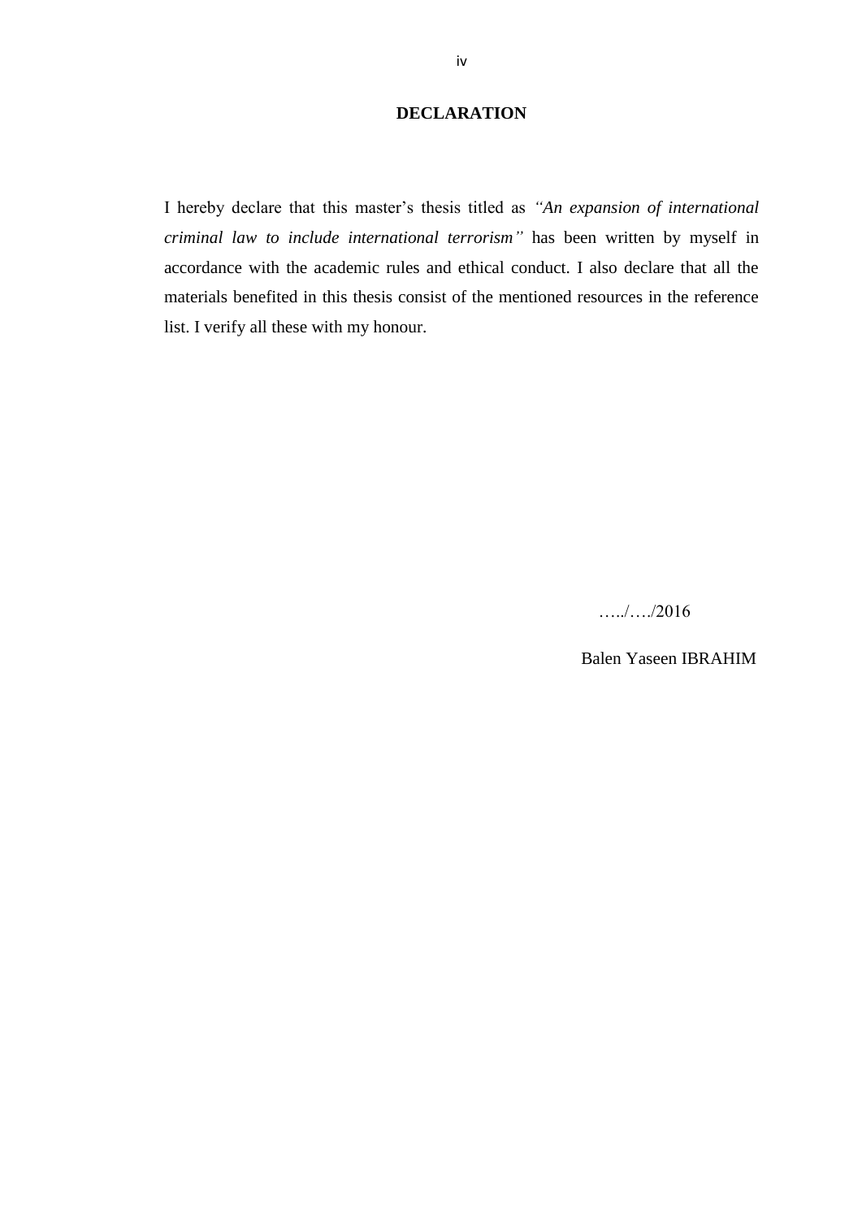# DECLARATION

I hereby declare that this master's thesis titled as *"An expansion of international criminal law to include international terrorism"* has been written by myself in accordance with the academic rules and ethical conduct. I also declare that all the materials benefited in this thesis consist of the mentioned resources in the reference list. I verify all these with my honour.

…../…./2016

Balen Yaseen IBRAHIM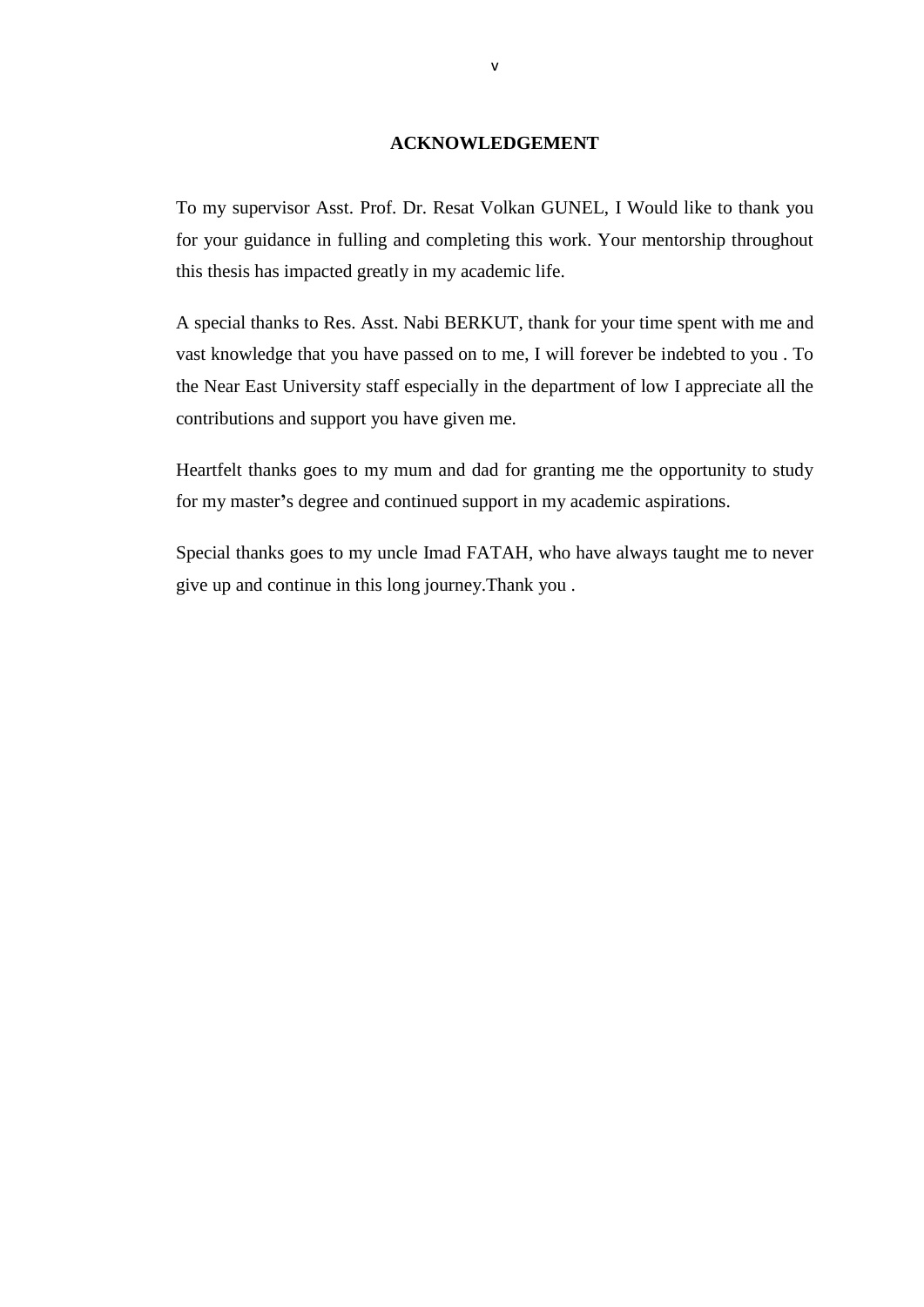# ACKNOWLEDGEMENT

To my supervisor Asst. Prof. Dr. Resat Volkan GUNEL, I Would like to thank you for your guidance in fulling and completing this work. Your mentorship throughout this thesis has impacted greatly in my academic life.

A special thanks to Res. Asst. Nabi BERKUT, thank for your time spent with me and vast knowledge that you have passed on to me, I will forever be indebted to you . To the Near East University staff especially in the department of low I appreciate all the contributions and support you have given me.

Heartfelt thanks goes to my mum and dad for granting me the opportunity to study for my master's degree and continued support in my academic aspirations.

Special thanks goes to my uncle Imad FATAH, who have always taught me to never give up and continue in this long journey.Thank you .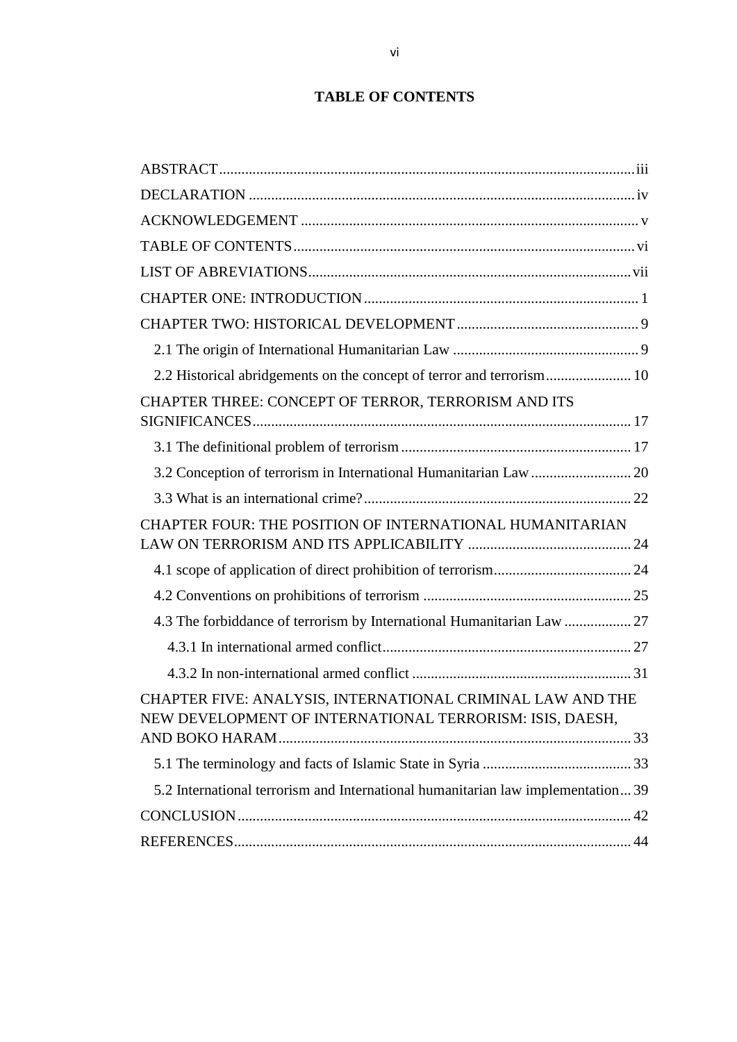# TABLE OF CONTENTS

ABSTRACT ... iii

DECLARATION ... iv

ACKNOWLEDGEMENT ... v

TABLE OF CONTENTS ... vi

LIST OF ABREVIATIONS ... vii

CHAPTER ONE: INTRODUCTION ... 1

CHAPTER TWO: HISTORICAL DEVELOPMENT ... 9

- 2.1 The origin of International Humanitarian Law ... 9
- 2.2 Historical abridgements on the concept of terror and terrorism ... 10

CHAPTER THREE: CONCEPT OF TERROR, TERRORISM AND ITS SIGNIFICANCES ... 17

- 3.1 The definitional problem of terrorism ... 17
- 3.2 Conception of terrorism in International Humanitarian Law ... 20
- 3.3 What is an international crime? ... 22

CHAPTER FOUR: THE POSITION OF INTERNATIONAL HUMANITARIAN LAW ON TERRORISM AND ITS APPLICABILITY ... 24

- 4.1 scope of application of direct prohibition of terrorism ... 24
- 4.2 Conventions on prohibitions of terrorism ... 25
- 4.3 The forbiddance of terrorism by International Humanitarian Law ... 27
  - 4.3.1 In international armed conflict ... 27
  - 4.3.2 In non-international armed conflict ... 31

CHAPTER FIVE: ANALYSIS, INTERNATIONAL CRIMINAL LAW AND THE NEW DEVELOPMENT OF INTERNATIONAL TERRORISM: ISIS, DAESH, AND BOKO HARAM ... 33

- 5.1 The terminology and facts of Islamic State in Syria ... 33
- 5.2 International terrorism and International humanitarian law implementation ... 39

CONCLUSION ... 42

REFERENCES ... 44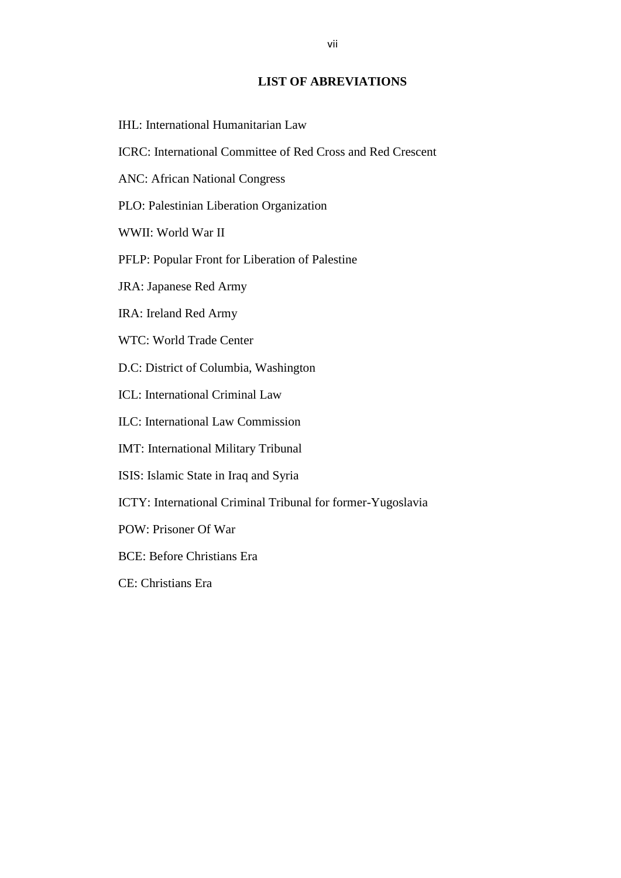## LIST OF ABREVIATIONS

IHL: International Humanitarian Law

ICRC: International Committee of Red Cross and Red Crescent

ANC: African National Congress

PLO: Palestinian Liberation Organization

WWII: World War II

PFLP: Popular Front for Liberation of Palestine

JRA: Japanese Red Army

IRA: Ireland Red Army

WTC: World Trade Center

D.C: District of Columbia, Washington

ICL: International Criminal Law

ILC: International Law Commission

IMT: International Military Tribunal

ISIS: Islamic State in Iraq and Syria

ICTY: International Criminal Tribunal for former-Yugoslavia

POW: Prisoner Of War

BCE: Before Christians Era

CE: Christians Era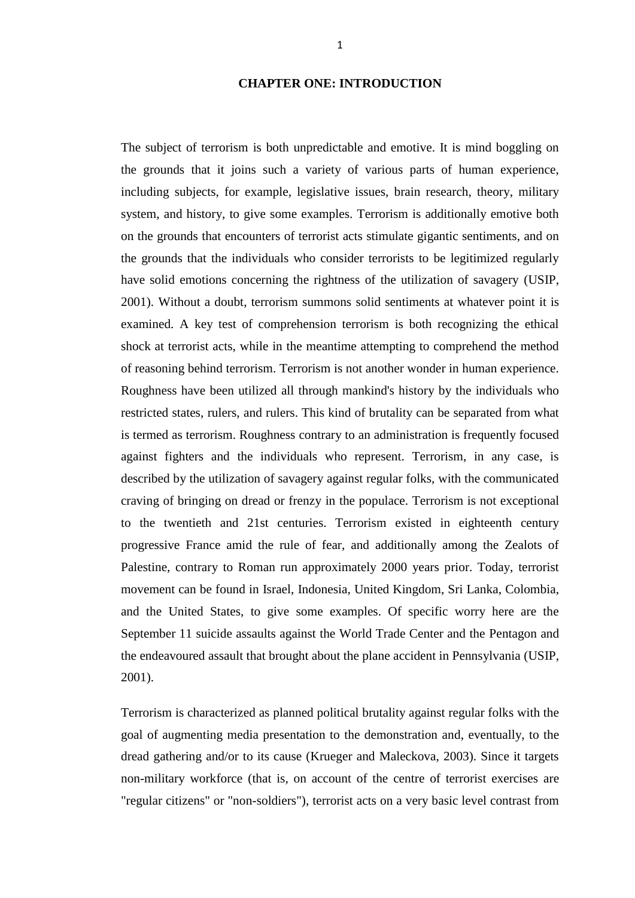# CHAPTER ONE: INTRODUCTION

The subject of terrorism is both unpredictable and emotive. It is mind boggling on the grounds that it joins such a variety of various parts of human experience, including subjects, for example, legislative issues, brain research, theory, military system, and history, to give some examples. Terrorism is additionally emotive both on the grounds that encounters of terrorist acts stimulate gigantic sentiments, and on the grounds that the individuals who consider terrorists to be legitimized regularly have solid emotions concerning the rightness of the utilization of savagery (USIP, 2001). Without a doubt, terrorism summons solid sentiments at whatever point it is examined. A key test of comprehension terrorism is both recognizing the ethical shock at terrorist acts, while in the meantime attempting to comprehend the method of reasoning behind terrorism. Terrorism is not another wonder in human experience. Roughness have been utilized all through mankind's history by the individuals who restricted states, rulers, and rulers. This kind of brutality can be separated from what is termed as terrorism. Roughness contrary to an administration is frequently focused against fighters and the individuals who represent. Terrorism, in any case, is described by the utilization of savagery against regular folks, with the communicated craving of bringing on dread or frenzy in the populace. Terrorism is not exceptional to the twentieth and 21st centuries. Terrorism existed in eighteenth century progressive France amid the rule of fear, and additionally among the Zealots of Palestine, contrary to Roman run approximately 2000 years prior. Today, terrorist movement can be found in Israel, Indonesia, United Kingdom, Sri Lanka, Colombia, and the United States, to give some examples. Of specific worry here are the September 11 suicide assaults against the World Trade Center and the Pentagon and the endeavoured assault that brought about the plane accident in Pennsylvania (USIP, 2001).

Terrorism is characterized as planned political brutality against regular folks with the goal of augmenting media presentation to the demonstration and, eventually, to the dread gathering and/or to its cause (Krueger and Maleckova, 2003). Since it targets non-military workforce (that is, on account of the centre of terrorist exercises are "regular citizens" or "non-soldiers"), terrorist acts on a very basic level contrast from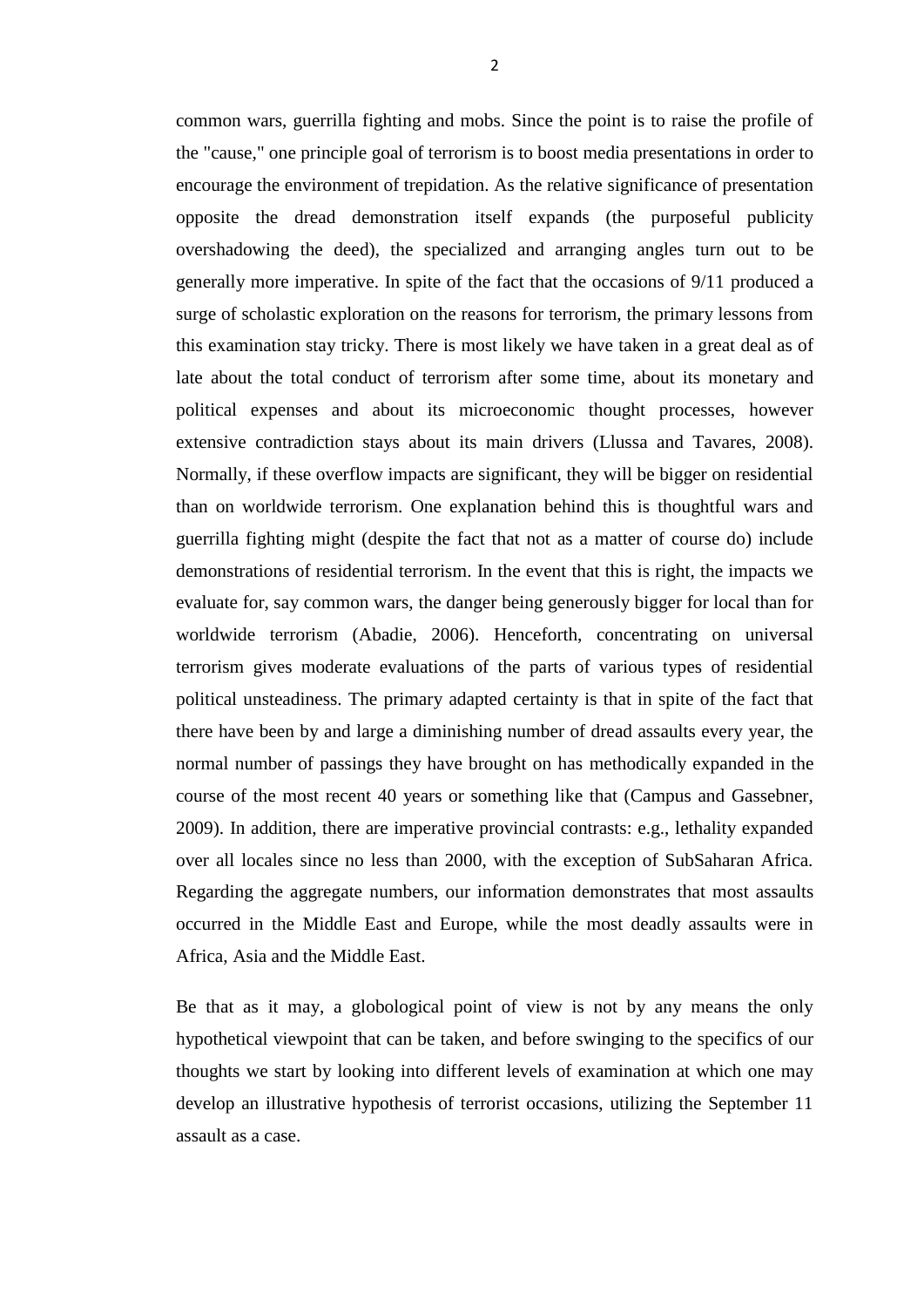common wars, guerrilla fighting and mobs. Since the point is to raise the profile of the "cause," one principle goal of terrorism is to boost media presentations in order to encourage the environment of trepidation. As the relative significance of presentation opposite the dread demonstration itself expands (the purposeful publicity overshadowing the deed), the specialized and arranging angles turn out to be generally more imperative. In spite of the fact that the occasions of 9/11 produced a surge of scholastic exploration on the reasons for terrorism, the primary lessons from this examination stay tricky. There is most likely we have taken in a great deal as of late about the total conduct of terrorism after some time, about its monetary and political expenses and about its microeconomic thought processes, however extensive contradiction stays about its main drivers (Llussa and Tavares, 2008). Normally, if these overflow impacts are significant, they will be bigger on residential than on worldwide terrorism. One explanation behind this is thoughtful wars and guerrilla fighting might (despite the fact that not as a matter of course do) include demonstrations of residential terrorism. In the event that this is right, the impacts we evaluate for, say common wars, the danger being generously bigger for local than for worldwide terrorism (Abadie, 2006). Henceforth, concentrating on universal terrorism gives moderate evaluations of the parts of various types of residential political unsteadiness. The primary adapted certainty is that in spite of the fact that there have been by and large a diminishing number of dread assaults every year, the normal number of passings they have brought on has methodically expanded in the course of the most recent 40 years or something like that (Campus and Gassebner, 2009). In addition, there are imperative provincial contrasts: e.g., lethality expanded over all locales since no less than 2000, with the exception of SubSaharan Africa. Regarding the aggregate numbers, our information demonstrates that most assaults occurred in the Middle East and Europe, while the most deadly assaults were in Africa, Asia and the Middle East.

Be that as it may, a globological point of view is not by any means the only hypothetical viewpoint that can be taken, and before swinging to the specifics of our thoughts we start by looking into different levels of examination at which one may develop an illustrative hypothesis of terrorist occasions, utilizing the September 11 assault as a case.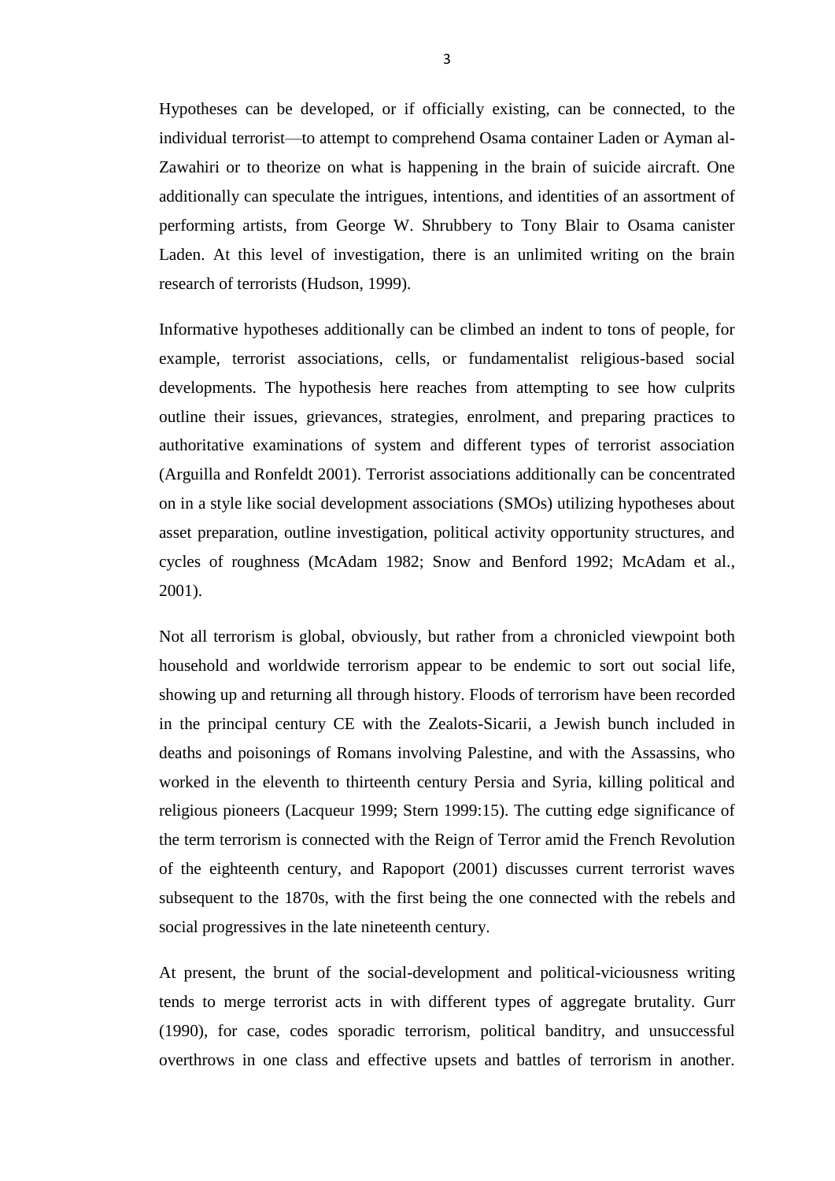Hypotheses can be developed, or if officially existing, can be connected, to the individual terrorist—to attempt to comprehend Osama container Laden or Ayman al-Zawahiri or to theorize on what is happening in the brain of suicide aircraft. One additionally can speculate the intrigues, intentions, and identities of an assortment of performing artists, from George W. Shrubbery to Tony Blair to Osama canister Laden. At this level of investigation, there is an unlimited writing on the brain research of terrorists (Hudson, 1999).

Informative hypotheses additionally can be climbed an indent to tons of people, for example, terrorist associations, cells, or fundamentalist religious-based social developments. The hypothesis here reaches from attempting to see how culprits outline their issues, grievances, strategies, enrolment, and preparing practices to authoritative examinations of system and different types of terrorist association (Arguilla and Ronfeldt 2001). Terrorist associations additionally can be concentrated on in a style like social development associations (SMOs) utilizing hypotheses about asset preparation, outline investigation, political activity opportunity structures, and cycles of roughness (McAdam 1982; Snow and Benford 1992; McAdam et al., 2001).

Not all terrorism is global, obviously, but rather from a chronicled viewpoint both household and worldwide terrorism appear to be endemic to sort out social life, showing up and returning all through history. Floods of terrorism have been recorded in the principal century CE with the Zealots-Sicarii, a Jewish bunch included in deaths and poisonings of Romans involving Palestine, and with the Assassins, who worked in the eleventh to thirteenth century Persia and Syria, killing political and religious pioneers (Lacqueur 1999; Stern 1999:15). The cutting edge significance of the term terrorism is connected with the Reign of Terror amid the French Revolution of the eighteenth century, and Rapoport (2001) discusses current terrorist waves subsequent to the 1870s, with the first being the one connected with the rebels and social progressives in the late nineteenth century.

At present, the brunt of the social-development and political-viciousness writing tends to merge terrorist acts in with different types of aggregate brutality. Gurr (1990), for case, codes sporadic terrorism, political banditry, and unsuccessful overthrows in one class and effective upsets and battles of terrorism in another.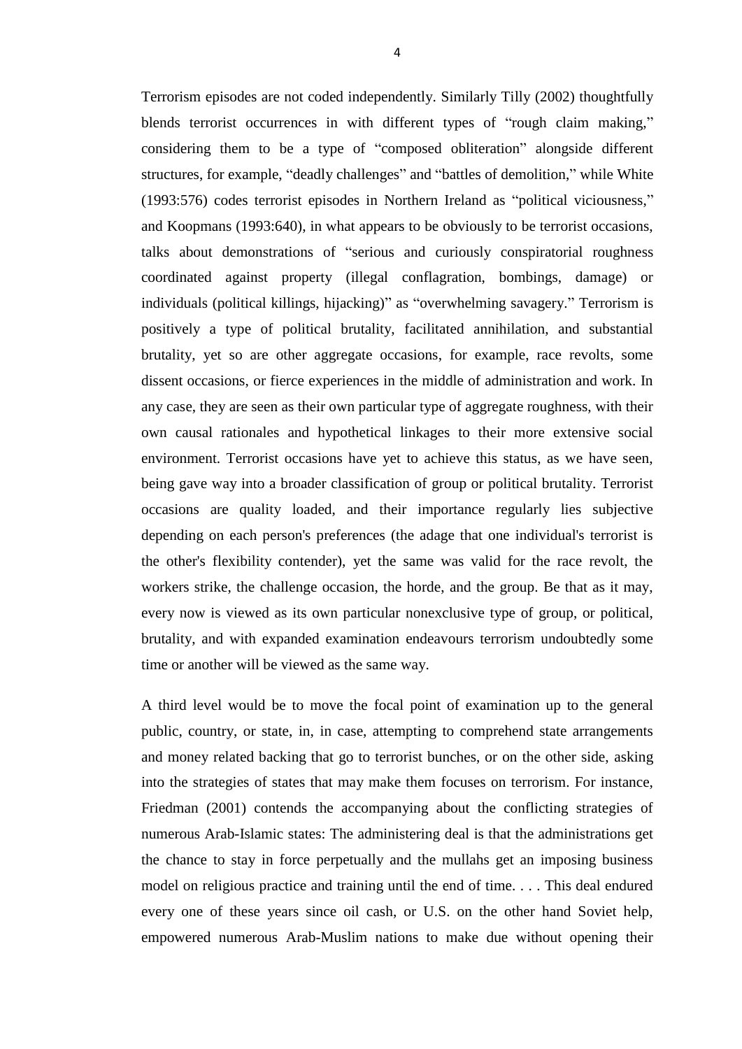Terrorism episodes are not coded independently. Similarly Tilly (2002) thoughtfully blends terrorist occurrences in with different types of "rough claim making," considering them to be a type of "composed obliteration" alongside different structures, for example, "deadly challenges" and "battles of demolition," while White (1993:576) codes terrorist episodes in Northern Ireland as "political viciousness," and Koopmans (1993:640), in what appears to be obviously to be terrorist occasions, talks about demonstrations of "serious and curiously conspiratorial roughness coordinated against property (illegal conflagration, bombings, damage) or individuals (political killings, hijacking)" as "overwhelming savagery." Terrorism is positively a type of political brutality, facilitated annihilation, and substantial brutality, yet so are other aggregate occasions, for example, race revolts, some dissent occasions, or fierce experiences in the middle of administration and work. In any case, they are seen as their own particular type of aggregate roughness, with their own causal rationales and hypothetical linkages to their more extensive social environment. Terrorist occasions have yet to achieve this status, as we have seen, being gave way into a broader classification of group or political brutality. Terrorist occasions are quality loaded, and their importance regularly lies subjective depending on each person's preferences (the adage that one individual's terrorist is the other's flexibility contender), yet the same was valid for the race revolt, the workers strike, the challenge occasion, the horde, and the group. Be that as it may, every now is viewed as its own particular nonexclusive type of group, or political, brutality, and with expanded examination endeavours terrorism undoubtedly some time or another will be viewed as the same way.

A third level would be to move the focal point of examination up to the general public, country, or state, in, in case, attempting to comprehend state arrangements and money related backing that go to terrorist bunches, or on the other side, asking into the strategies of states that may make them focuses on terrorism. For instance, Friedman (2001) contends the accompanying about the conflicting strategies of numerous Arab-Islamic states: The administering deal is that the administrations get the chance to stay in force perpetually and the mullahs get an imposing business model on religious practice and training until the end of time. . . . This deal endured every one of these years since oil cash, or U.S. on the other hand Soviet help, empowered numerous Arab-Muslim nations to make due without opening their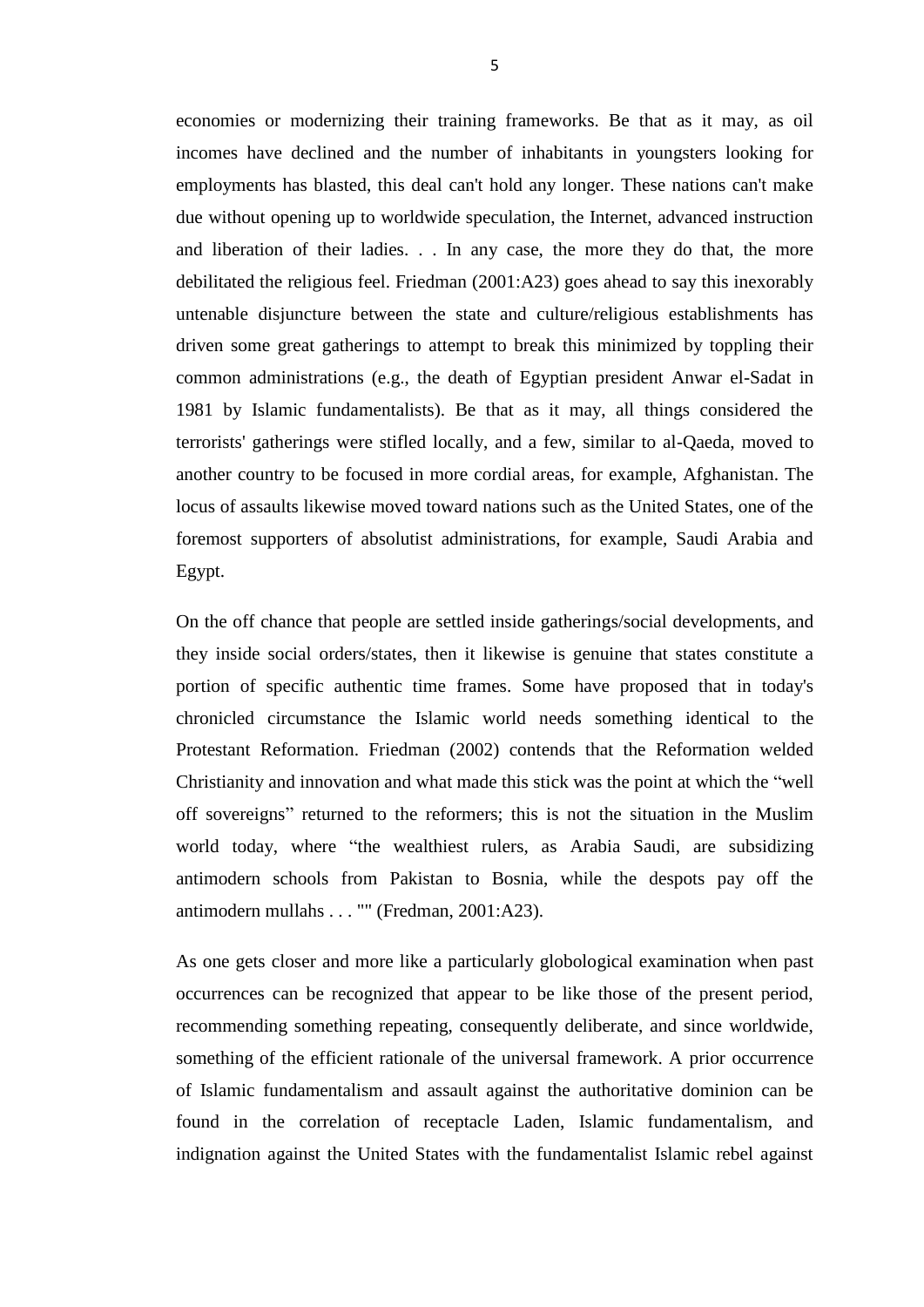economies or modernizing their training frameworks. Be that as it may, as oil incomes have declined and the number of inhabitants in youngsters looking for employments has blasted, this deal can't hold any longer. These nations can't make due without opening up to worldwide speculation, the Internet, advanced instruction and liberation of their ladies. . . In any case, the more they do that, the more debilitated the religious feel. Friedman (2001:A23) goes ahead to say this inexorably untenable disjuncture between the state and culture/religious establishments has driven some great gatherings to attempt to break this minimized by toppling their common administrations (e.g., the death of Egyptian president Anwar el-Sadat in 1981 by Islamic fundamentalists). Be that as it may, all things considered the terrorists' gatherings were stifled locally, and a few, similar to al-Qaeda, moved to another country to be focused in more cordial areas, for example, Afghanistan. The locus of assaults likewise moved toward nations such as the United States, one of the foremost supporters of absolutist administrations, for example, Saudi Arabia and Egypt.

On the off chance that people are settled inside gatherings/social developments, and they inside social orders/states, then it likewise is genuine that states constitute a portion of specific authentic time frames. Some have proposed that in today's chronicled circumstance the Islamic world needs something identical to the Protestant Reformation. Friedman (2002) contends that the Reformation welded Christianity and innovation and what made this stick was the point at which the "well off sovereigns" returned to the reformers; this is not the situation in the Muslim world today, where "the wealthiest rulers, as Arabia Saudi, are subsidizing antimodern schools from Pakistan to Bosnia, while the despots pay off the antimodern mullahs . . . "" (Fredman, 2001:A23).

As one gets closer and more like a particularly globological examination when past occurrences can be recognized that appear to be like those of the present period, recommending something repeating, consequently deliberate, and since worldwide, something of the efficient rationale of the universal framework. A prior occurrence of Islamic fundamentalism and assault against the authoritative dominion can be found in the correlation of receptacle Laden, Islamic fundamentalism, and indignation against the United States with the fundamentalist Islamic rebel against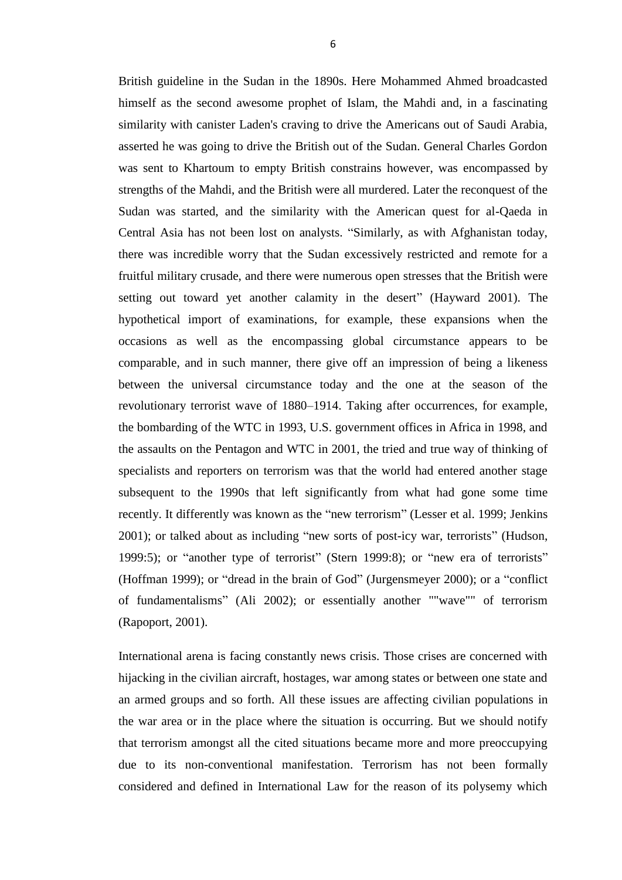British guideline in the Sudan in the 1890s. Here Mohammed Ahmed broadcasted himself as the second awesome prophet of Islam, the Mahdi and, in a fascinating similarity with canister Laden's craving to drive the Americans out of Saudi Arabia, asserted he was going to drive the British out of the Sudan. General Charles Gordon was sent to Khartoum to empty British constrains however, was encompassed by strengths of the Mahdi, and the British were all murdered. Later the reconquest of the Sudan was started, and the similarity with the American quest for al-Qaeda in Central Asia has not been lost on analysts. “Similarly, as with Afghanistan today, there was incredible worry that the Sudan excessively restricted and remote for a fruitful military crusade, and there were numerous open stresses that the British were setting out toward yet another calamity in the desert” (Hayward 2001). The hypothetical import of examinations, for example, these expansions when the occasions as well as the encompassing global circumstance appears to be comparable, and in such manner, there give off an impression of being a likeness between the universal circumstance today and the one at the season of the revolutionary terrorist wave of 1880–1914. Taking after occurrences, for example, the bombarding of the WTC in 1993, U.S. government offices in Africa in 1998, and the assaults on the Pentagon and WTC in 2001, the tried and true way of thinking of specialists and reporters on terrorism was that the world had entered another stage subsequent to the 1990s that left significantly from what had gone some time recently. It differently was known as the “new terrorism” (Lesser et al. 1999; Jenkins 2001); or talked about as including “new sorts of post-icy war, terrorists” (Hudson, 1999:5); or “another type of terrorist” (Stern 1999:8); or “new era of terrorists” (Hoffman 1999); or “dread in the brain of God” (Jurgensmeyer 2000); or a “conflict of fundamentalisms” (Ali 2002); or essentially another ""wave"" of terrorism (Rapoport, 2001).

International arena is facing constantly news crisis. Those crises are concerned with hijacking in the civilian aircraft, hostages, war among states or between one state and an armed groups and so forth. All these issues are affecting civilian populations in the war area or in the place where the situation is occurring. But we should notify that terrorism amongst all the cited situations became more and more preoccupying due to its non-conventional manifestation. Terrorism has not been formally considered and defined in International Law for the reason of its polysemy which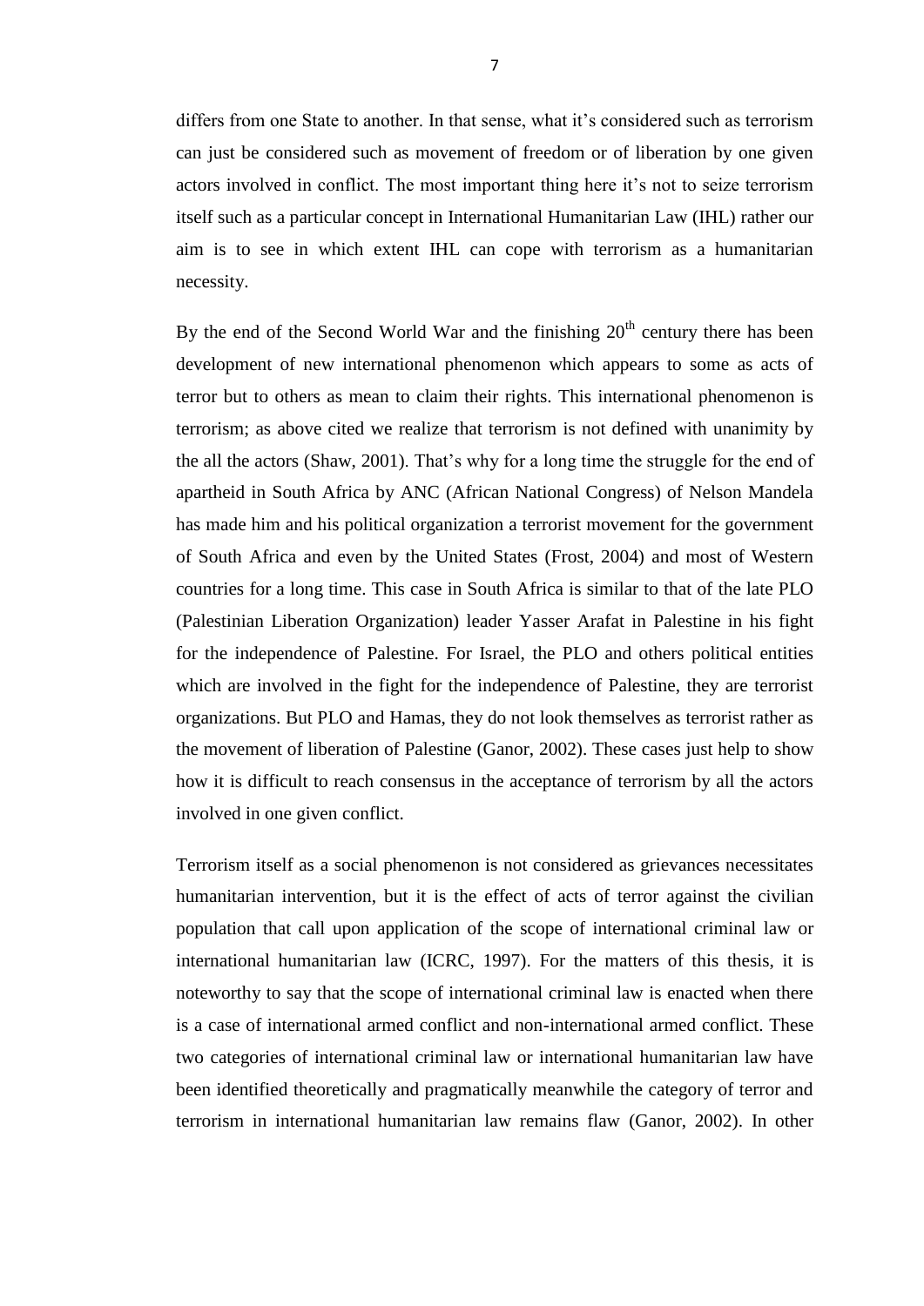differs from one State to another. In that sense, what it's considered such as terrorism can just be considered such as movement of freedom or of liberation by one given actors involved in conflict. The most important thing here it's not to seize terrorism itself such as a particular concept in International Humanitarian Law (IHL) rather our aim is to see in which extent IHL can cope with terrorism as a humanitarian necessity.

By the end of the Second World War and the finishing $20^{th}$ century there has been development of new international phenomenon which appears to some as acts of terror but to others as mean to claim their rights. This international phenomenon is terrorism; as above cited we realize that terrorism is not defined with unanimity by the all the actors (Shaw, 2001). That's why for a long time the struggle for the end of apartheid in South Africa by ANC (African National Congress) of Nelson Mandela has made him and his political organization a terrorist movement for the government of South Africa and even by the United States (Frost, 2004) and most of Western countries for a long time. This case in South Africa is similar to that of the late PLO (Palestinian Liberation Organization) leader Yasser Arafat in Palestine in his fight for the independence of Palestine. For Israel, the PLO and others political entities which are involved in the fight for the independence of Palestine, they are terrorist organizations. But PLO and Hamas, they do not look themselves as terrorist rather as the movement of liberation of Palestine (Ganor, 2002). These cases just help to show how it is difficult to reach consensus in the acceptance of terrorism by all the actors involved in one given conflict.

Terrorism itself as a social phenomenon is not considered as grievances necessitates humanitarian intervention, but it is the effect of acts of terror against the civilian population that call upon application of the scope of international criminal law or international humanitarian law (ICRC, 1997). For the matters of this thesis, it is noteworthy to say that the scope of international criminal law is enacted when there is a case of international armed conflict and non-international armed conflict. These two categories of international criminal law or international humanitarian law have been identified theoretically and pragmatically meanwhile the category of terror and terrorism in international humanitarian law remains flaw (Ganor, 2002). In other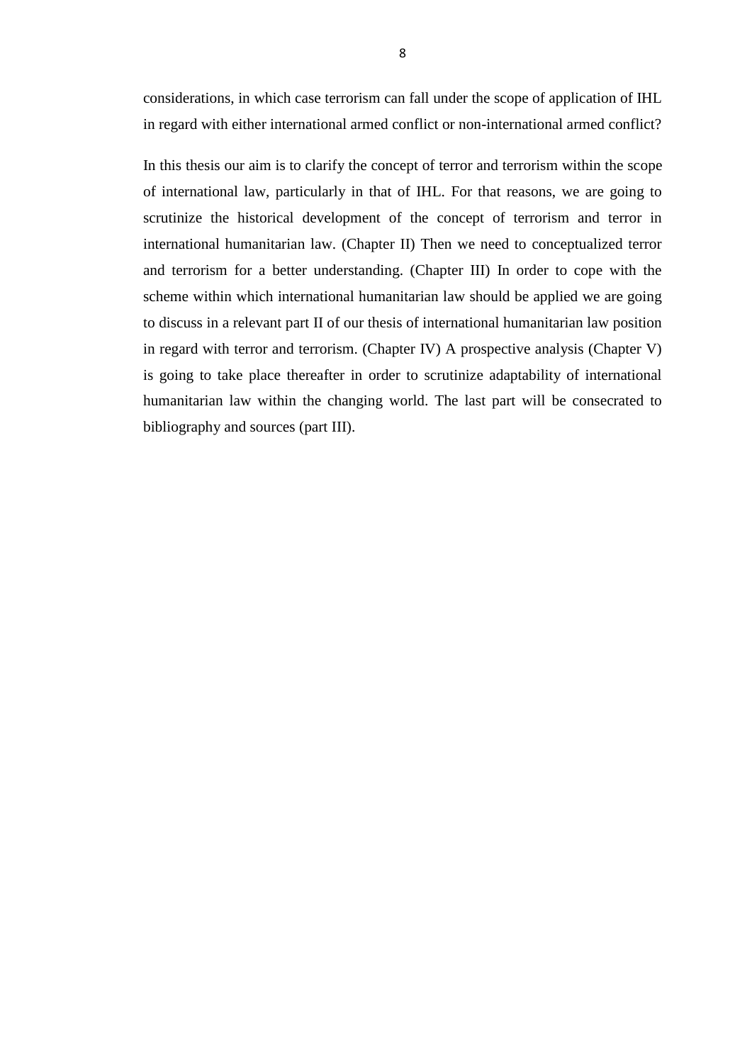considerations, in which case terrorism can fall under the scope of application of IHL in regard with either international armed conflict or non-international armed conflict?

In this thesis our aim is to clarify the concept of terror and terrorism within the scope of international law, particularly in that of IHL. For that reasons, we are going to scrutinize the historical development of the concept of terrorism and terror in international humanitarian law. (Chapter II) Then we need to conceptualized terror and terrorism for a better understanding. (Chapter III) In order to cope with the scheme within which international humanitarian law should be applied we are going to discuss in a relevant part II of our thesis of international humanitarian law position in regard with terror and terrorism. (Chapter IV) A prospective analysis (Chapter V) is going to take place thereafter in order to scrutinize adaptability of international humanitarian law within the changing world. The last part will be consecrated to bibliography and sources (part III).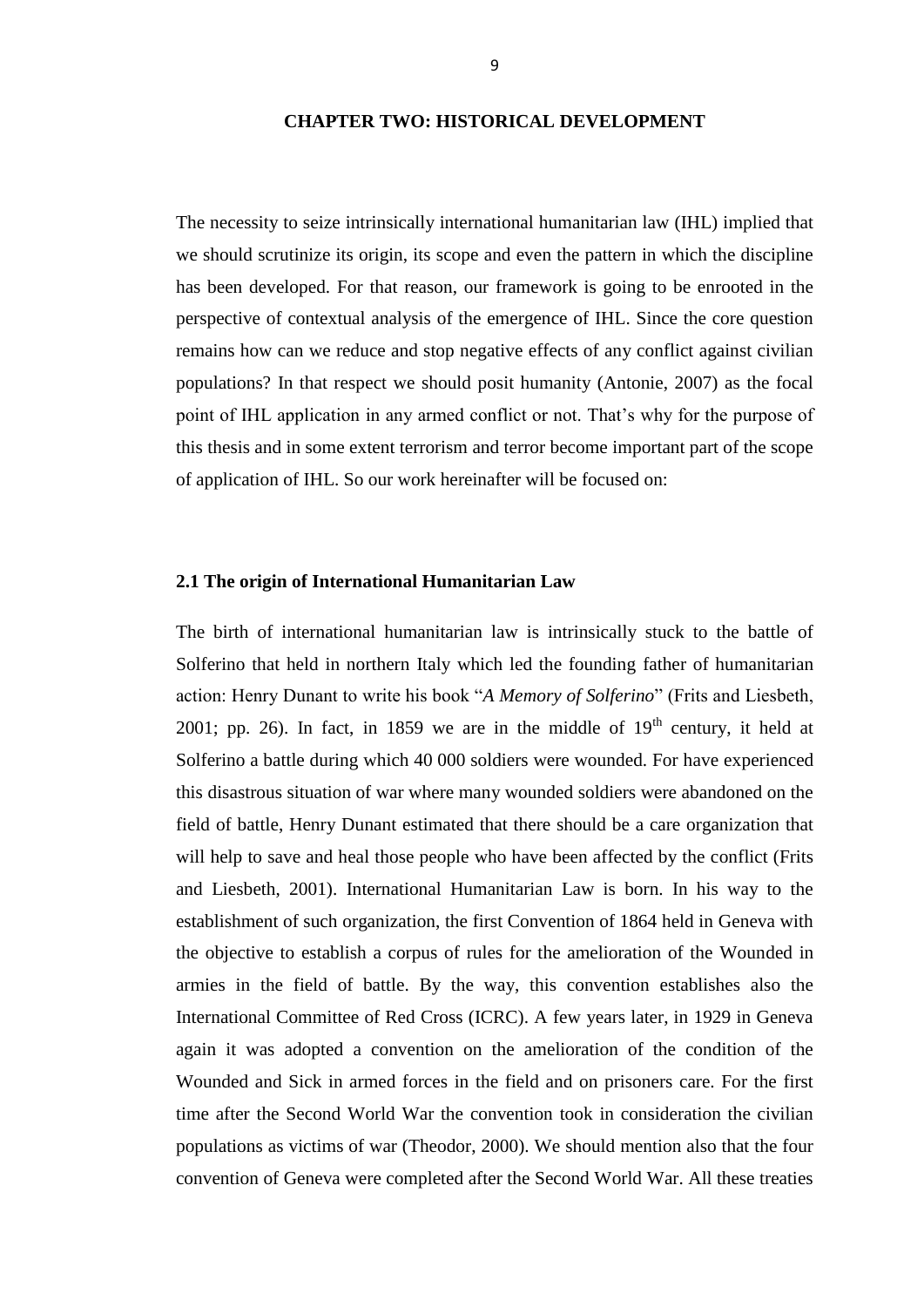# CHAPTER TWO: HISTORICAL DEVELOPMENT

The necessity to seize intrinsically international humanitarian law (IHL) implied that we should scrutinize its origin, its scope and even the pattern in which the discipline has been developed. For that reason, our framework is going to be enrooted in the perspective of contextual analysis of the emergence of IHL. Since the core question remains how can we reduce and stop negative effects of any conflict against civilian populations? In that respect we should posit humanity (Antonie, 2007) as the focal point of IHL application in any armed conflict or not. That's why for the purpose of this thesis and in some extent terrorism and terror become important part of the scope of application of IHL. So our work hereinafter will be focused on:

## 2.1 The origin of International Humanitarian Law

The birth of international humanitarian law is intrinsically stuck to the battle of Solferino that held in northern Italy which led the founding father of humanitarian action: Henry Dunant to write his book "*A Memory of Solferino*" (Frits and Liesbeth, 2001; pp. 26). In fact, in 1859 we are in the middle of 19th century, it held at Solferino a battle during which 40 000 soldiers were wounded. For have experienced this disastrous situation of war where many wounded soldiers were abandoned on the field of battle, Henry Dunant estimated that there should be a care organization that will help to save and heal those people who have been affected by the conflict (Frits and Liesbeth, 2001). International Humanitarian Law is born. In his way to the establishment of such organization, the first Convention of 1864 held in Geneva with the objective to establish a corpus of rules for the amelioration of the Wounded in armies in the field of battle. By the way, this convention establishes also the International Committee of Red Cross (ICRC). A few years later, in 1929 in Geneva again it was adopted a convention on the amelioration of the condition of the Wounded and Sick in armed forces in the field and on prisoners care. For the first time after the Second World War the convention took in consideration the civilian populations as victims of war (Theodor, 2000). We should mention also that the four convention of Geneva were completed after the Second World War. All these treaties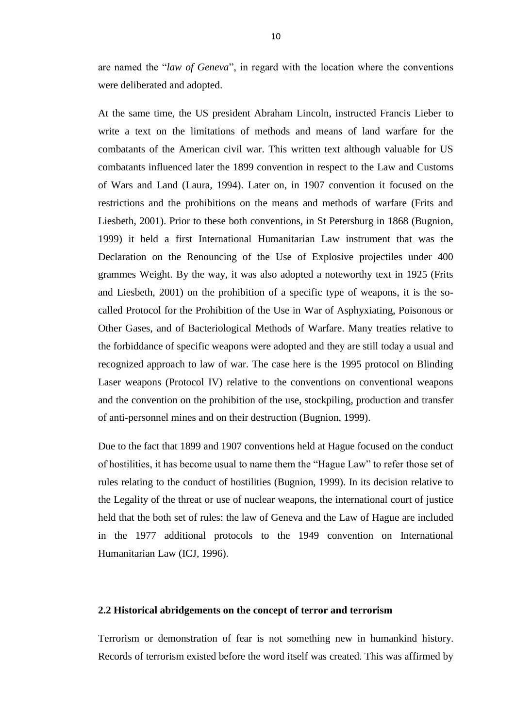are named the "*law of Geneva*", in regard with the location where the conventions were deliberated and adopted.

At the same time, the US president Abraham Lincoln, instructed Francis Lieber to write a text on the limitations of methods and means of land warfare for the combatants of the American civil war. This written text although valuable for US combatants influenced later the 1899 convention in respect to the Law and Customs of Wars and Land (Laura, 1994). Later on, in 1907 convention it focused on the restrictions and the prohibitions on the means and methods of warfare (Frits and Liesbeth, 2001). Prior to these both conventions, in St Petersburg in 1868 (Bugnion, 1999) it held a first International Humanitarian Law instrument that was the Declaration on the Renouncing of the Use of Explosive projectiles under 400 grammes Weight. By the way, it was also adopted a noteworthy text in 1925 (Frits and Liesbeth, 2001) on the prohibition of a specific type of weapons, it is the so-called Protocol for the Prohibition of the Use in War of Asphyxiating, Poisonous or Other Gases, and of Bacteriological Methods of Warfare. Many treaties relative to the forbiddance of specific weapons were adopted and they are still today a usual and recognized approach to law of war. The case here is the 1995 protocol on Blinding Laser weapons (Protocol IV) relative to the conventions on conventional weapons and the convention on the prohibition of the use, stockpiling, production and transfer of anti-personnel mines and on their destruction (Bugnion, 1999).

Due to the fact that 1899 and 1907 conventions held at Hague focused on the conduct of hostilities, it has become usual to name them the "Hague Law" to refer those set of rules relating to the conduct of hostilities (Bugnion, 1999). In its decision relative to the Legality of the threat or use of nuclear weapons, the international court of justice held that the both set of rules: the law of Geneva and the Law of Hague are included in the 1977 additional protocols to the 1949 convention on International Humanitarian Law (ICJ, 1996).

### 2.2 Historical abridgements on the concept of terror and terrorism

Terrorism or demonstration of fear is not something new in humankind history. Records of terrorism existed before the word itself was created. This was affirmed by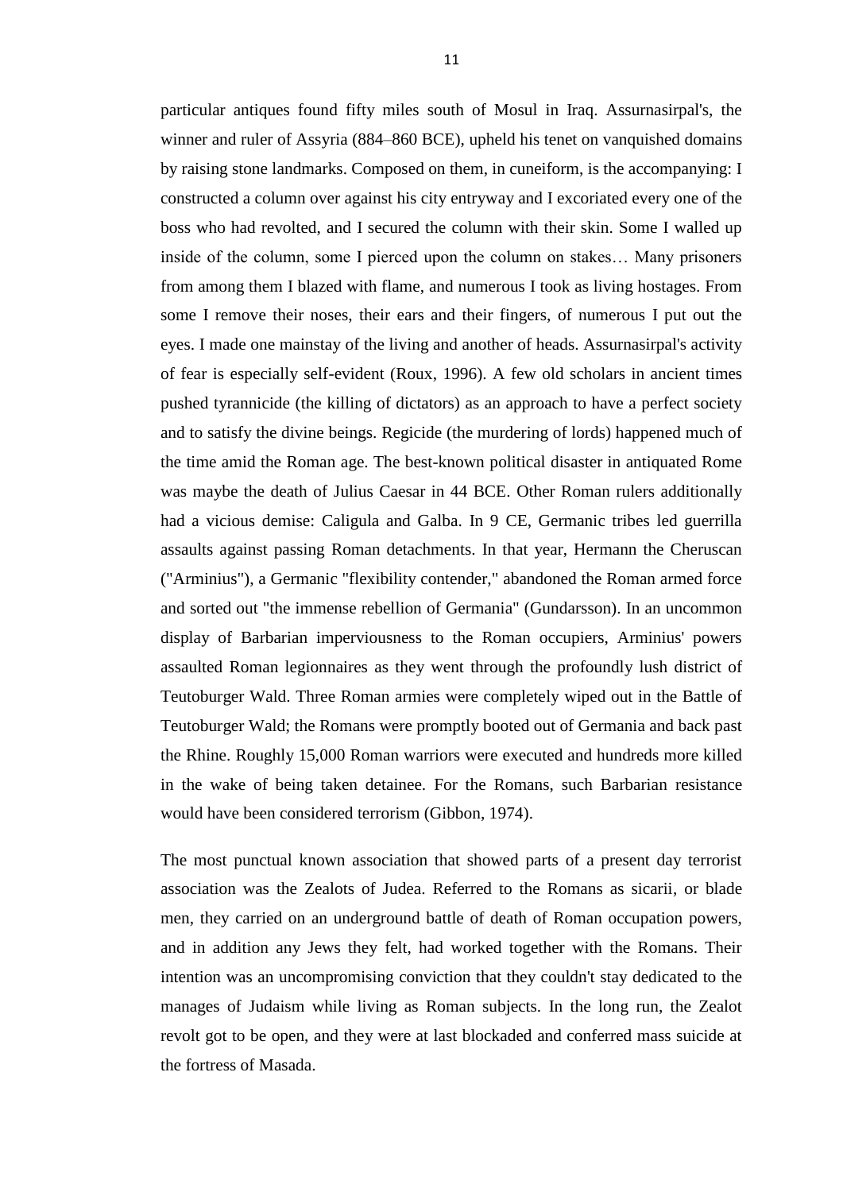particular antiques found fifty miles south of Mosul in Iraq. Assurnasirpal's, the winner and ruler of Assyria (884–860 BCE), upheld his tenet on vanquished domains by raising stone landmarks. Composed on them, in cuneiform, is the accompanying: I constructed a column over against his city entryway and I excoriated every one of the boss who had revolted, and I secured the column with their skin. Some I walled up inside of the column, some I pierced upon the column on stakes… Many prisoners from among them I blazed with flame, and numerous I took as living hostages. From some I remove their noses, their ears and their fingers, of numerous I put out the eyes. I made one mainstay of the living and another of heads. Assurnasirpal's activity of fear is especially self-evident (Roux, 1996). A few old scholars in ancient times pushed tyrannicide (the killing of dictators) as an approach to have a perfect society and to satisfy the divine beings. Regicide (the murdering of lords) happened much of the time amid the Roman age. The best-known political disaster in antiquated Rome was maybe the death of Julius Caesar in 44 BCE. Other Roman rulers additionally had a vicious demise: Caligula and Galba. In 9 CE, Germanic tribes led guerrilla assaults against passing Roman detachments. In that year, Hermann the Cheruscan ("Arminius"), a Germanic "flexibility contender," abandoned the Roman armed force and sorted out "the immense rebellion of Germania" (Gundarsson). In an uncommon display of Barbarian imperviousness to the Roman occupiers, Arminius' powers assaulted Roman legionnaires as they went through the profoundly lush district of Teutoburger Wald. Three Roman armies were completely wiped out in the Battle of Teutoburger Wald; the Romans were promptly booted out of Germania and back past the Rhine. Roughly 15,000 Roman warriors were executed and hundreds more killed in the wake of being taken detainee. For the Romans, such Barbarian resistance would have been considered terrorism (Gibbon, 1974).

The most punctual known association that showed parts of a present day terrorist association was the Zealots of Judea. Referred to the Romans as sicarii, or blade men, they carried on an underground battle of death of Roman occupation powers, and in addition any Jews they felt, had worked together with the Romans. Their intention was an uncompromising conviction that they couldn't stay dedicated to the manages of Judaism while living as Roman subjects. In the long run, the Zealot revolt got to be open, and they were at last blockaded and conferred mass suicide at the fortress of Masada.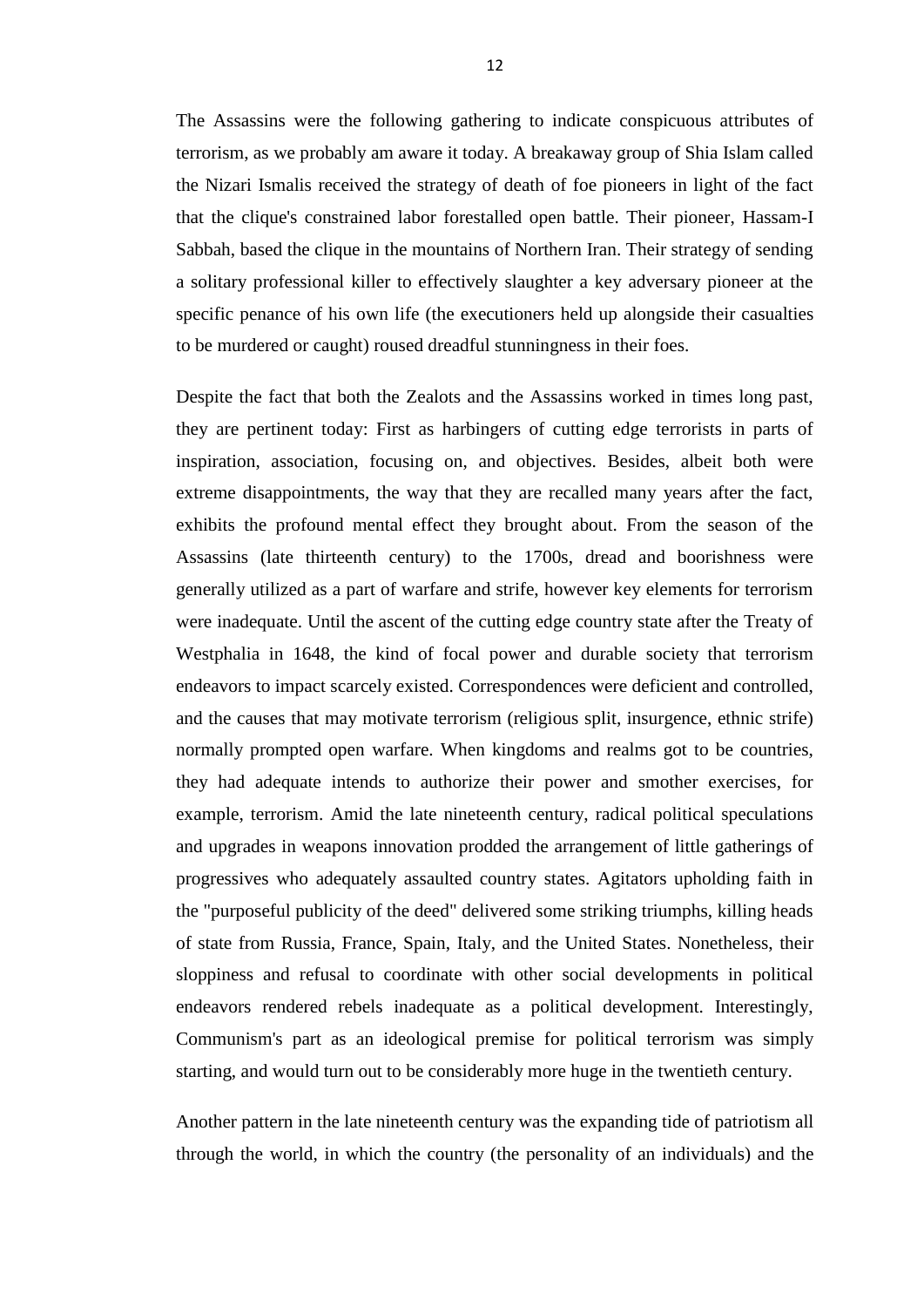The Assassins were the following gathering to indicate conspicuous attributes of terrorism, as we probably am aware it today. A breakaway group of Shia Islam called the Nizari Ismalis received the strategy of death of foe pioneers in light of the fact that the clique's constrained labor forestalled open battle. Their pioneer, Hassam-I Sabbah, based the clique in the mountains of Northern Iran. Their strategy of sending a solitary professional killer to effectively slaughter a key adversary pioneer at the specific penance of his own life (the executioners held up alongside their casualties to be murdered or caught) roused dreadful stunningness in their foes.

Despite the fact that both the Zealots and the Assassins worked in times long past, they are pertinent today: First as harbingers of cutting edge terrorists in parts of inspiration, association, focusing on, and objectives. Besides, albeit both were extreme disappointments, the way that they are recalled many years after the fact, exhibits the profound mental effect they brought about. From the season of the Assassins (late thirteenth century) to the 1700s, dread and boorishness were generally utilized as a part of warfare and strife, however key elements for terrorism were inadequate. Until the ascent of the cutting edge country state after the Treaty of Westphalia in 1648, the kind of focal power and durable society that terrorism endeavors to impact scarcely existed. Correspondences were deficient and controlled, and the causes that may motivate terrorism (religious split, insurgence, ethnic strife) normally prompted open warfare. When kingdoms and realms got to be countries, they had adequate intends to authorize their power and smother exercises, for example, terrorism. Amid the late nineteenth century, radical political speculations and upgrades in weapons innovation prodded the arrangement of little gatherings of progressives who adequately assaulted country states. Agitators upholding faith in the "purposeful publicity of the deed" delivered some striking triumphs, killing heads of state from Russia, France, Spain, Italy, and the United States. Nonetheless, their sloppiness and refusal to coordinate with other social developments in political endeavors rendered rebels inadequate as a political development. Interestingly, Communism's part as an ideological premise for political terrorism was simply starting, and would turn out to be considerably more huge in the twentieth century.

Another pattern in the late nineteenth century was the expanding tide of patriotism all through the world, in which the country (the personality of an individuals) and the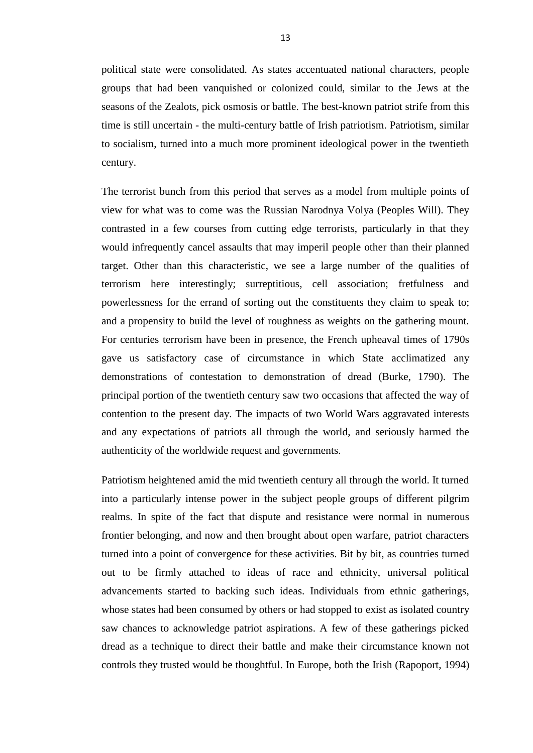political state were consolidated. As states accentuated national characters, people groups that had been vanquished or colonized could, similar to the Jews at the seasons of the Zealots, pick osmosis or battle. The best-known patriot strife from this time is still uncertain - the multi-century battle of Irish patriotism. Patriotism, similar to socialism, turned into a much more prominent ideological power in the twentieth century.

The terrorist bunch from this period that serves as a model from multiple points of view for what was to come was the Russian Narodnya Volya (Peoples Will). They contrasted in a few courses from cutting edge terrorists, particularly in that they would infrequently cancel assaults that may imperil people other than their planned target. Other than this characteristic, we see a large number of the qualities of terrorism here interestingly; surreptitious, cell association; fretfulness and powerlessness for the errand of sorting out the constituents they claim to speak to; and a propensity to build the level of roughness as weights on the gathering mount. For centuries terrorism have been in presence, the French upheaval times of 1790s gave us satisfactory case of circumstance in which State acclimatized any demonstrations of contestation to demonstration of dread (Burke, 1790). The principal portion of the twentieth century saw two occasions that affected the way of contention to the present day. The impacts of two World Wars aggravated interests and any expectations of patriots all through the world, and seriously harmed the authenticity of the worldwide request and governments.

Patriotism heightened amid the mid twentieth century all through the world. It turned into a particularly intense power in the subject people groups of different pilgrim realms. In spite of the fact that dispute and resistance were normal in numerous frontier belonging, and now and then brought about open warfare, patriot characters turned into a point of convergence for these activities. Bit by bit, as countries turned out to be firmly attached to ideas of race and ethnicity, universal political advancements started to backing such ideas. Individuals from ethnic gatherings, whose states had been consumed by others or had stopped to exist as isolated country saw chances to acknowledge patriot aspirations. A few of these gatherings picked dread as a technique to direct their battle and make their circumstance known not controls they trusted would be thoughtful. In Europe, both the Irish (Rapoport, 1994)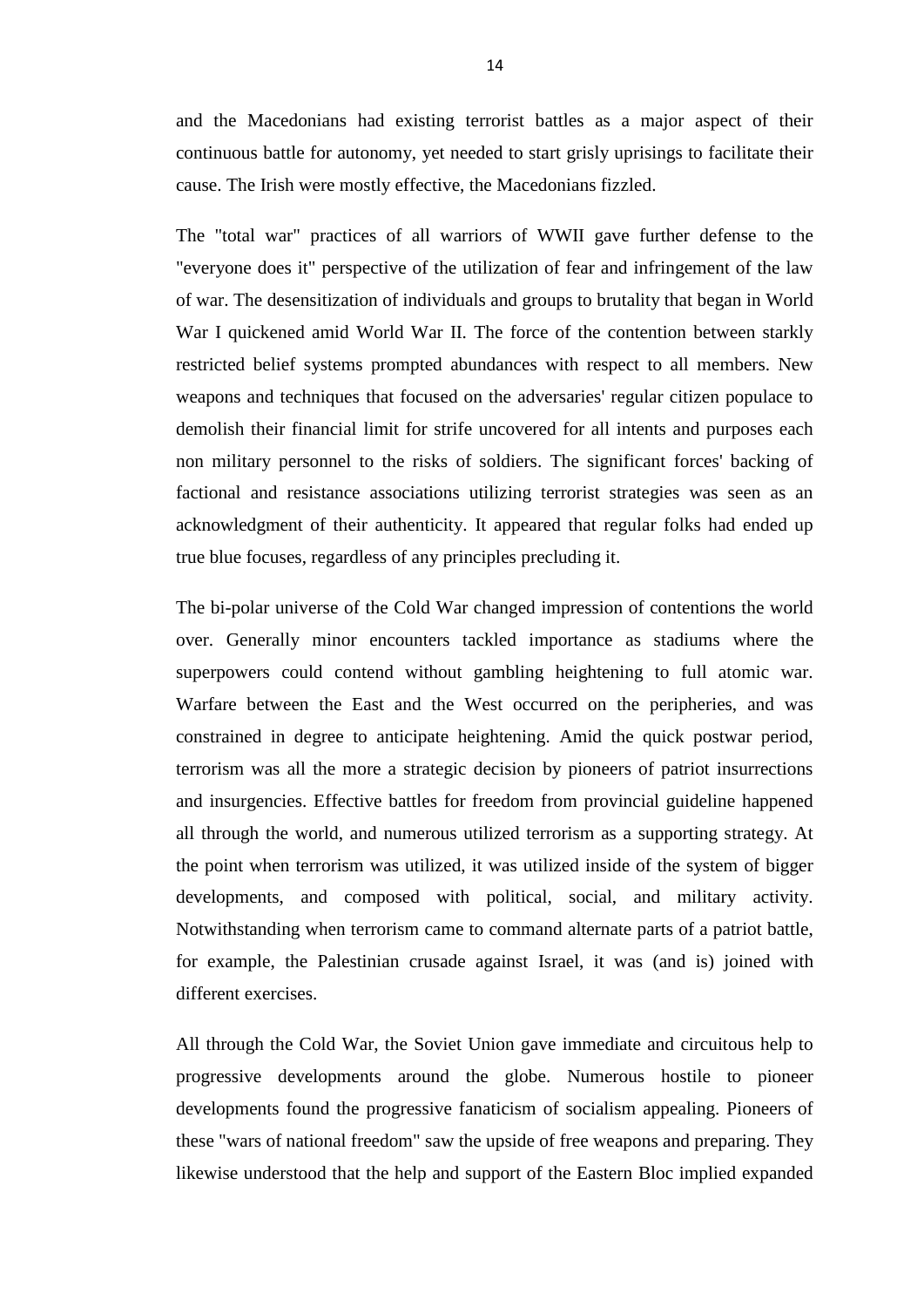and the Macedonians had existing terrorist battles as a major aspect of their continuous battle for autonomy, yet needed to start grisly uprisings to facilitate their cause. The Irish were mostly effective, the Macedonians fizzled.

The "total war" practices of all warriors of WWII gave further defense to the "everyone does it" perspective of the utilization of fear and infringement of the law of war. The desensitization of individuals and groups to brutality that began in World War I quickened amid World War II. The force of the contention between starkly restricted belief systems prompted abundances with respect to all members. New weapons and techniques that focused on the adversaries' regular citizen populace to demolish their financial limit for strife uncovered for all intents and purposes each non military personnel to the risks of soldiers. The significant forces' backing of factional and resistance associations utilizing terrorist strategies was seen as an acknowledgment of their authenticity. It appeared that regular folks had ended up true blue focuses, regardless of any principles precluding it.

The bi-polar universe of the Cold War changed impression of contentions the world over. Generally minor encounters tackled importance as stadiums where the superpowers could contend without gambling heightening to full atomic war. Warfare between the East and the West occurred on the peripheries, and was constrained in degree to anticipate heightening. Amid the quick postwar period, terrorism was all the more a strategic decision by pioneers of patriot insurrections and insurgencies. Effective battles for freedom from provincial guideline happened all through the world, and numerous utilized terrorism as a supporting strategy. At the point when terrorism was utilized, it was utilized inside of the system of bigger developments, and composed with political, social, and military activity. Notwithstanding when terrorism came to command alternate parts of a patriot battle, for example, the Palestinian crusade against Israel, it was (and is) joined with different exercises.

All through the Cold War, the Soviet Union gave immediate and circuitous help to progressive developments around the globe. Numerous hostile to pioneer developments found the progressive fanaticism of socialism appealing. Pioneers of these "wars of national freedom" saw the upside of free weapons and preparing. They likewise understood that the help and support of the Eastern Bloc implied expanded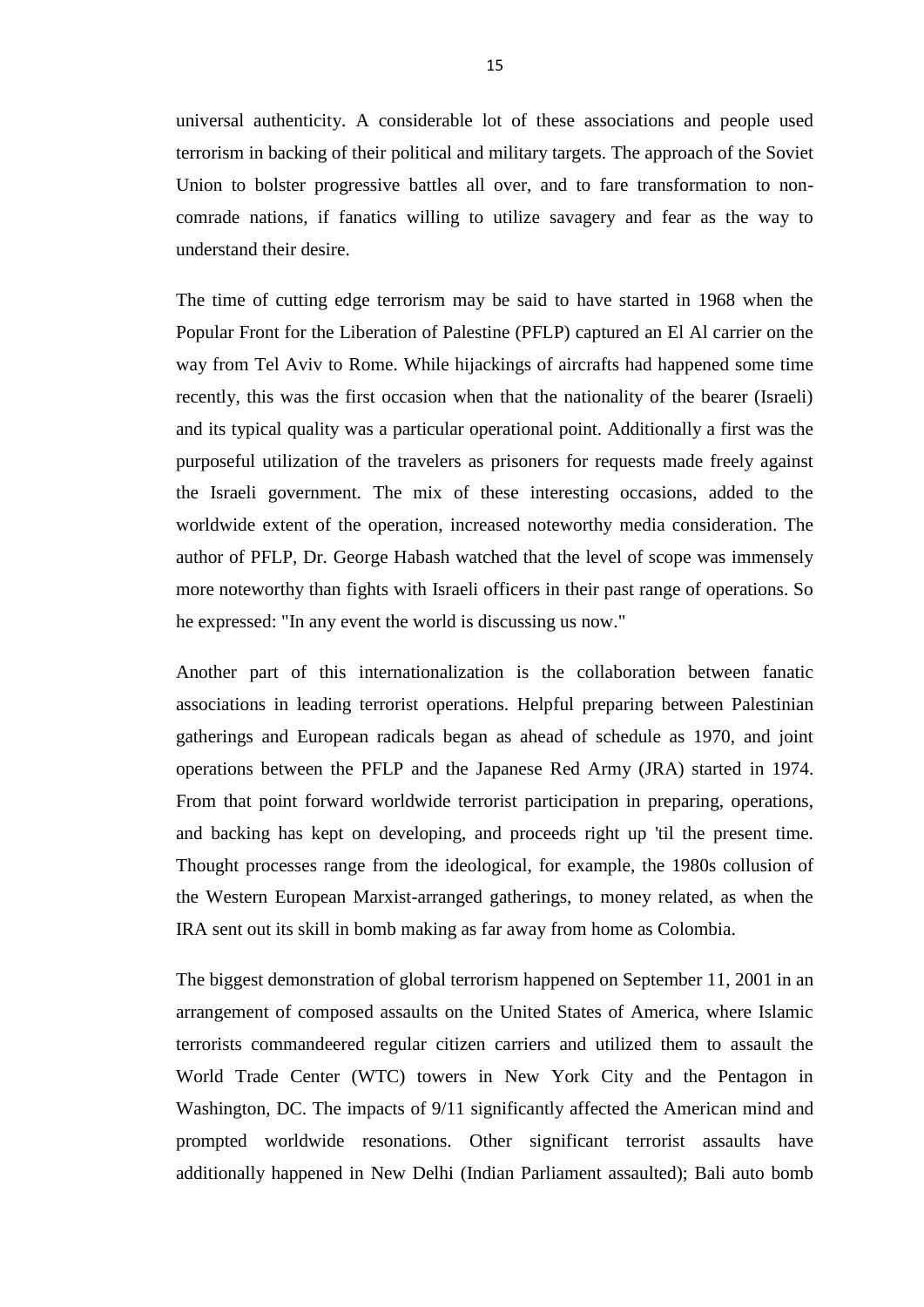universal authenticity. A considerable lot of these associations and people used terrorism in backing of their political and military targets. The approach of the Soviet Union to bolster progressive battles all over, and to fare transformation to non-comrade nations, if fanatics willing to utilize savagery and fear as the way to understand their desire.

The time of cutting edge terrorism may be said to have started in 1968 when the Popular Front for the Liberation of Palestine (PFLP) captured an El Al carrier on the way from Tel Aviv to Rome. While hijackings of aircrafts had happened some time recently, this was the first occasion when that the nationality of the bearer (Israeli) and its typical quality was a particular operational point. Additionally a first was the purposeful utilization of the travelers as prisoners for requests made freely against the Israeli government. The mix of these interesting occasions, added to the worldwide extent of the operation, increased noteworthy media consideration. The author of PFLP, Dr. George Habash watched that the level of scope was immensely more noteworthy than fights with Israeli officers in their past range of operations. So he expressed: "In any event the world is discussing us now."

Another part of this internationalization is the collaboration between fanatic associations in leading terrorist operations. Helpful preparing between Palestinian gatherings and European radicals began as ahead of schedule as 1970, and joint operations between the PFLP and the Japanese Red Army (JRA) started in 1974. From that point forward worldwide terrorist participation in preparing, operations, and backing has kept on developing, and proceeds right up 'til the present time. Thought processes range from the ideological, for example, the 1980s collusion of the Western European Marxist-arranged gatherings, to money related, as when the IRA sent out its skill in bomb making as far away from home as Colombia.

The biggest demonstration of global terrorism happened on September 11, 2001 in an arrangement of composed assaults on the United States of America, where Islamic terrorists commandeered regular citizen carriers and utilized them to assault the World Trade Center (WTC) towers in New York City and the Pentagon in Washington, DC. The impacts of 9/11 significantly affected the American mind and prompted worldwide resonations. Other significant terrorist assaults have additionally happened in New Delhi (Indian Parliament assaulted); Bali auto bomb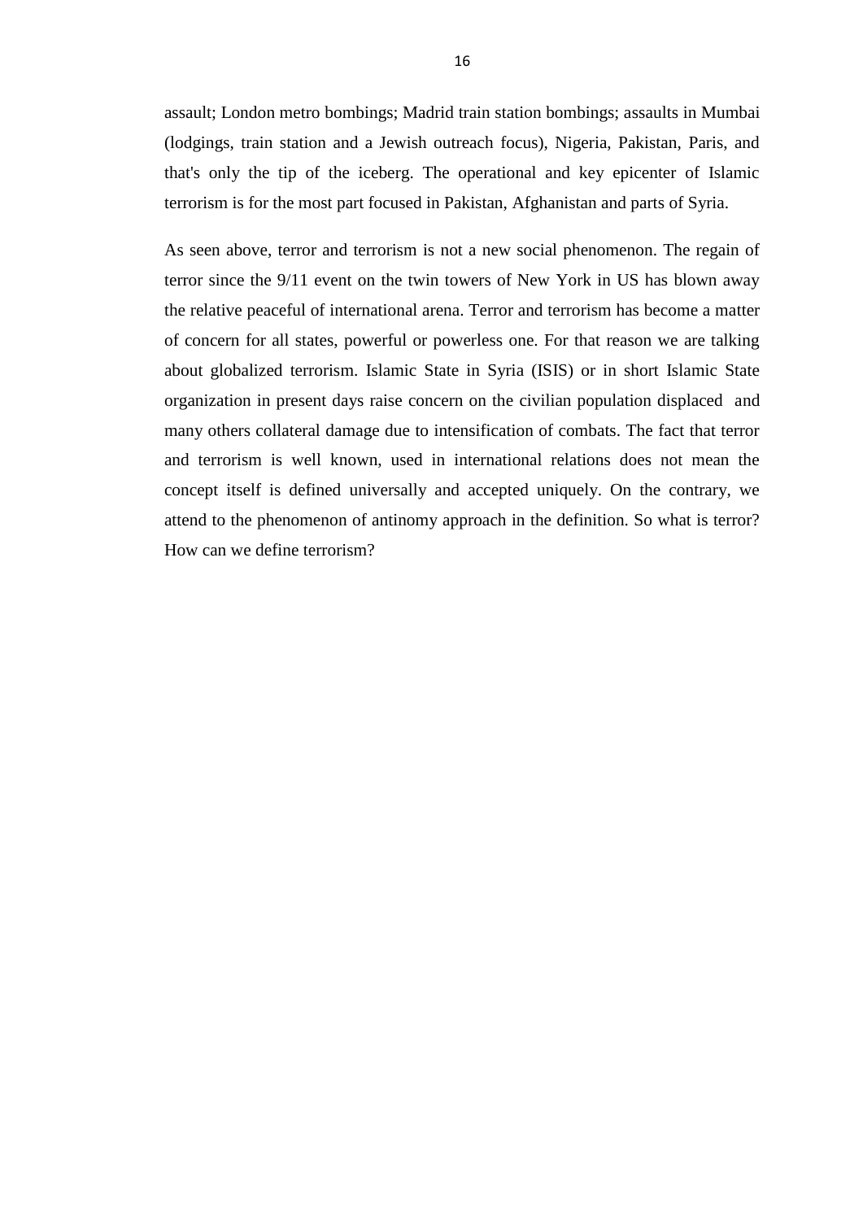assault; London metro bombings; Madrid train station bombings; assaults in Mumbai (lodgings, train station and a Jewish outreach focus), Nigeria, Pakistan, Paris, and that's only the tip of the iceberg. The operational and key epicenter of Islamic terrorism is for the most part focused in Pakistan, Afghanistan and parts of Syria.

As seen above, terror and terrorism is not a new social phenomenon. The regain of terror since the 9/11 event on the twin towers of New York in US has blown away the relative peaceful of international arena. Terror and terrorism has become a matter of concern for all states, powerful or powerless one. For that reason we are talking about globalized terrorism. Islamic State in Syria (ISIS) or in short Islamic State organization in present days raise concern on the civilian population displaced and many others collateral damage due to intensification of combats. The fact that terror and terrorism is well known, used in international relations does not mean the concept itself is defined universally and accepted uniquely. On the contrary, we attend to the phenomenon of antinomy approach in the definition. So what is terror? How can we define terrorism?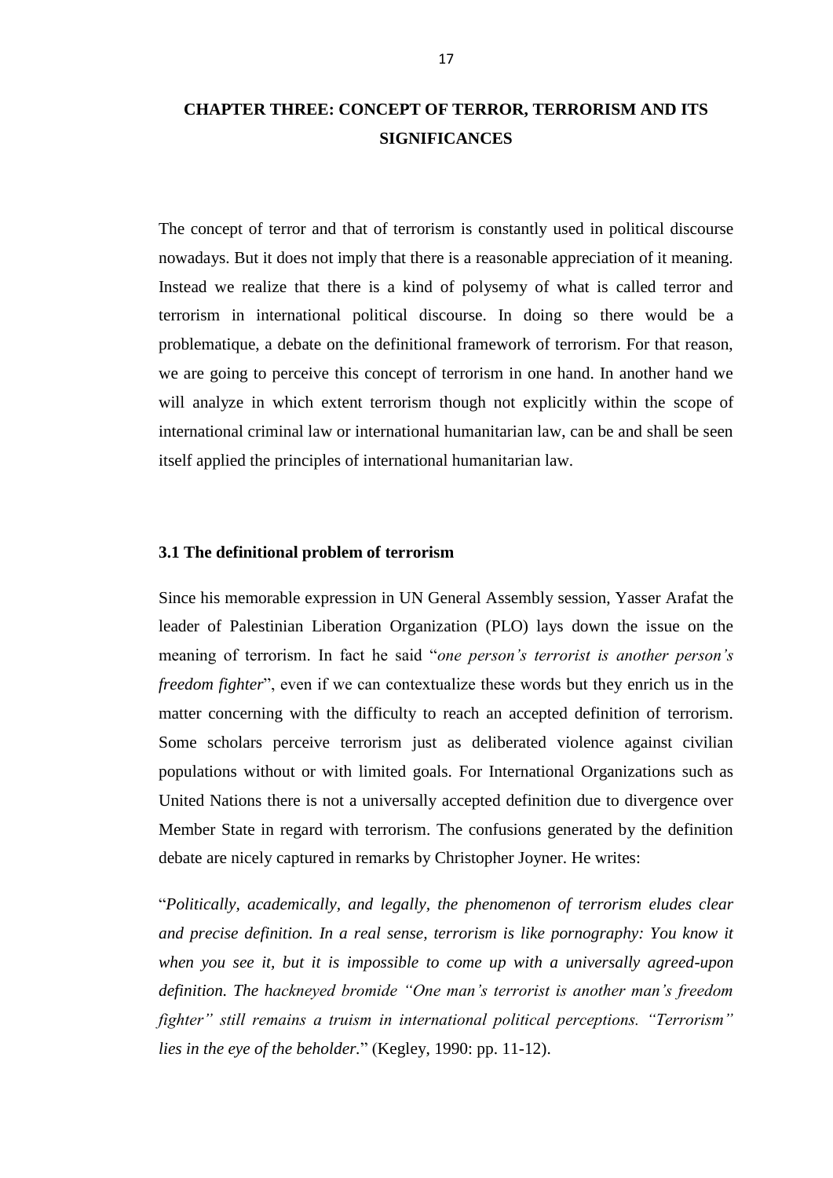# CHAPTER THREE: CONCEPT OF TERROR, TERRORISM AND ITS SIGNIFICANCES

The concept of terror and that of terrorism is constantly used in political discourse nowadays. But it does not imply that there is a reasonable appreciation of it meaning. Instead we realize that there is a kind of polysemy of what is called terror and terrorism in international political discourse. In doing so there would be a problematique, a debate on the definitional framework of terrorism. For that reason, we are going to perceive this concept of terrorism in one hand. In another hand we will analyze in which extent terrorism though not explicitly within the scope of international criminal law or international humanitarian law, can be and shall be seen itself applied the principles of international humanitarian law.

## 3.1 The definitional problem of terrorism

Since his memorable expression in UN General Assembly session, Yasser Arafat the leader of Palestinian Liberation Organization (PLO) lays down the issue on the meaning of terrorism. In fact he said "*one person's terrorist is another person's freedom fighter*", even if we can contextualize these words but they enrich us in the matter concerning with the difficulty to reach an accepted definition of terrorism. Some scholars perceive terrorism just as deliberated violence against civilian populations without or with limited goals. For International Organizations such as United Nations there is not a universally accepted definition due to divergence over Member State in regard with terrorism. The confusions generated by the definition debate are nicely captured in remarks by Christopher Joyner. He writes:

"*Politically, academically, and legally, the phenomenon of terrorism eludes clear and precise definition. In a real sense, terrorism is like pornography: You know it when you see it, but it is impossible to come up with a universally agreed-upon definition. The hackneyed bromide "One man's terrorist is another man's freedom fighter" still remains a truism in international political perceptions. "Terrorism" lies in the eye of the beholder.*" (Kegley, 1990: pp. 11-12).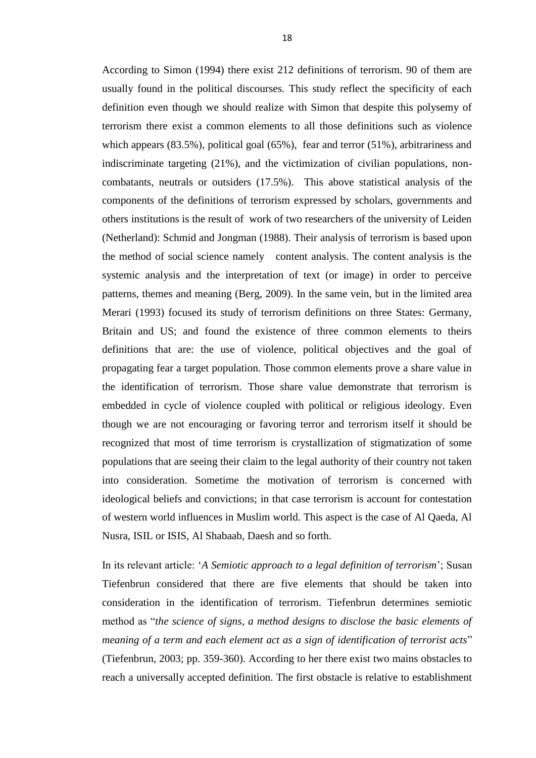According to Simon (1994) there exist 212 definitions of terrorism. 90 of them are usually found in the political discourses. This study reflect the specificity of each definition even though we should realize with Simon that despite this polysemy of terrorism there exist a common elements to all those definitions such as violence which appears (83.5%), political goal (65%), fear and terror (51%), arbitrariness and indiscriminate targeting (21%), and the victimization of civilian populations, non-combatants, neutrals or outsiders (17.5%). This above statistical analysis of the components of the definitions of terrorism expressed by scholars, governments and others institutions is the result of work of two researchers of the university of Leiden (Netherland): Schmid and Jongman (1988). Their analysis of terrorism is based upon the method of social science namely content analysis. The content analysis is the systemic analysis and the interpretation of text (or image) in order to perceive patterns, themes and meaning (Berg, 2009). In the same vein, but in the limited area Merari (1993) focused its study of terrorism definitions on three States: Germany, Britain and US; and found the existence of three common elements to theirs definitions that are: the use of violence, political objectives and the goal of propagating fear a target population. Those common elements prove a share value in the identification of terrorism. Those share value demonstrate that terrorism is embedded in cycle of violence coupled with political or religious ideology. Even though we are not encouraging or favoring terror and terrorism itself it should be recognized that most of time terrorism is crystallization of stigmatization of some populations that are seeing their claim to the legal authority of their country not taken into consideration. Sometime the motivation of terrorism is concerned with ideological beliefs and convictions; in that case terrorism is account for contestation of western world influences in Muslim world. This aspect is the case of Al Qaeda, Al Nusra, ISIL or ISIS, Al Shabaab, Daesh and so forth.

In its relevant article: '*A Semiotic approach to a legal definition of terrorism*'; Susan Tiefenbrun considered that there are five elements that should be taken into consideration in the identification of terrorism. Tiefenbrun determines semiotic method as "*the science of signs, a method designs to disclose the basic elements of meaning of a term and each element act as a sign of identification of terrorist acts*" (Tiefenbrun, 2003; pp. 359-360). According to her there exist two mains obstacles to reach a universally accepted definition. The first obstacle is relative to establishment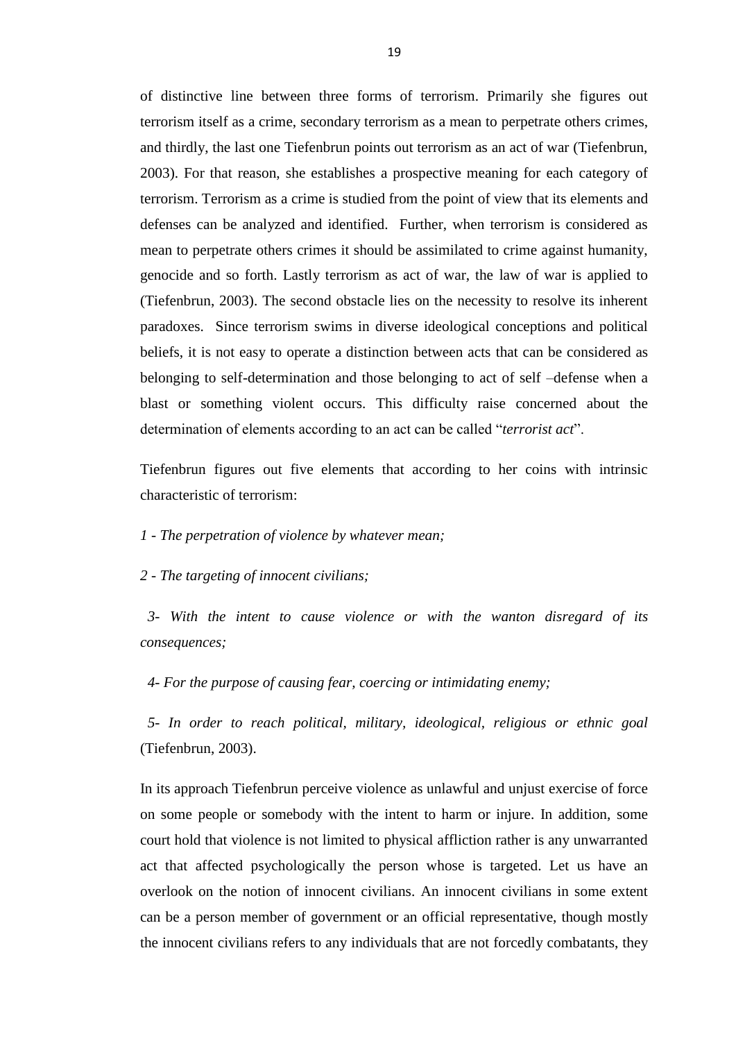of distinctive line between three forms of terrorism. Primarily she figures out terrorism itself as a crime, secondary terrorism as a mean to perpetrate others crimes, and thirdly, the last one Tiefenbrun points out terrorism as an act of war (Tiefenbrun, 2003). For that reason, she establishes a prospective meaning for each category of terrorism. Terrorism as a crime is studied from the point of view that its elements and defenses can be analyzed and identified. Further, when terrorism is considered as mean to perpetrate others crimes it should be assimilated to crime against humanity, genocide and so forth. Lastly terrorism as act of war, the law of war is applied to (Tiefenbrun, 2003). The second obstacle lies on the necessity to resolve its inherent paradoxes. Since terrorism swims in diverse ideological conceptions and political beliefs, it is not easy to operate a distinction between acts that can be considered as belonging to self-determination and those belonging to act of self –defense when a blast or something violent occurs. This difficulty raise concerned about the determination of elements according to an act can be called "*terrorist act*".

Tiefenbrun figures out five elements that according to her coins with intrinsic characteristic of terrorism:

*1 - The perpetration of violence by whatever mean;*

*2 - The targeting of innocent civilians;*

*3- With the intent to cause violence or with the wanton disregard of its consequences;*

*4- For the purpose of causing fear, coercing or intimidating enemy;*

*5- In order to reach political, military, ideological, religious or ethnic goal* (Tiefenbrun, 2003).

In its approach Tiefenbrun perceive violence as unlawful and unjust exercise of force on some people or somebody with the intent to harm or injure. In addition, some court hold that violence is not limited to physical affliction rather is any unwarranted act that affected psychologically the person whose is targeted. Let us have an overlook on the notion of innocent civilians. An innocent civilians in some extent can be a person member of government or an official representative, though mostly the innocent civilians refers to any individuals that are not forcedly combatants, they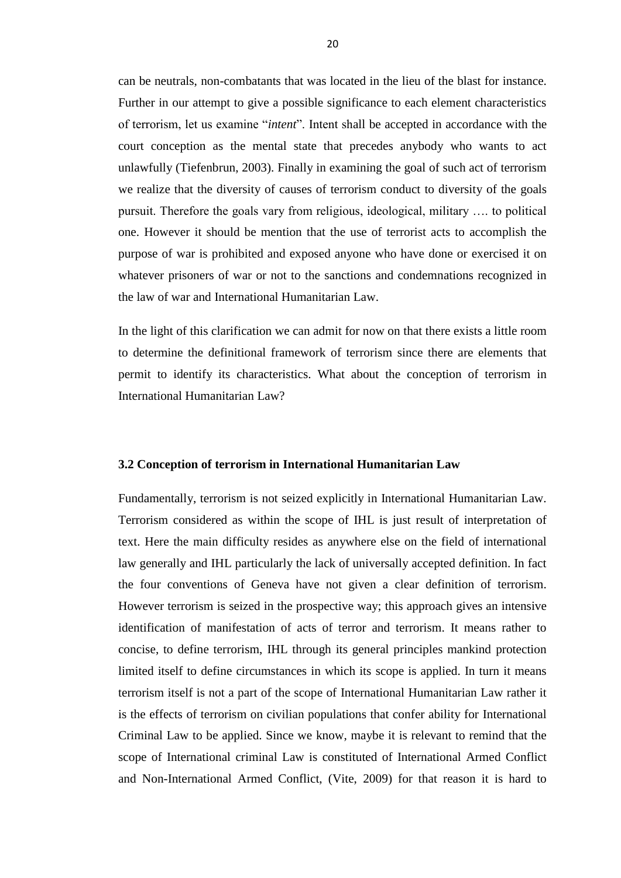can be neutrals, non-combatants that was located in the lieu of the blast for instance. Further in our attempt to give a possible significance to each element characteristics of terrorism, let us examine "*intent*". Intent shall be accepted in accordance with the court conception as the mental state that precedes anybody who wants to act unlawfully (Tiefenbrun, 2003). Finally in examining the goal of such act of terrorism we realize that the diversity of causes of terrorism conduct to diversity of the goals pursuit. Therefore the goals vary from religious, ideological, military …. to political one. However it should be mention that the use of terrorist acts to accomplish the purpose of war is prohibited and exposed anyone who have done or exercised it on whatever prisoners of war or not to the sanctions and condemnations recognized in the law of war and International Humanitarian Law.

In the light of this clarification we can admit for now on that there exists a little room to determine the definitional framework of terrorism since there are elements that permit to identify its characteristics. What about the conception of terrorism in International Humanitarian Law?

### 3.2 Conception of terrorism in International Humanitarian Law

Fundamentally, terrorism is not seized explicitly in International Humanitarian Law. Terrorism considered as within the scope of IHL is just result of interpretation of text. Here the main difficulty resides as anywhere else on the field of international law generally and IHL particularly the lack of universally accepted definition. In fact the four conventions of Geneva have not given a clear definition of terrorism. However terrorism is seized in the prospective way; this approach gives an intensive identification of manifestation of acts of terror and terrorism. It means rather to concise, to define terrorism, IHL through its general principles mankind protection limited itself to define circumstances in which its scope is applied. In turn it means terrorism itself is not a part of the scope of International Humanitarian Law rather it is the effects of terrorism on civilian populations that confer ability for International Criminal Law to be applied. Since we know, maybe it is relevant to remind that the scope of International criminal Law is constituted of International Armed Conflict and Non-International Armed Conflict, (Vite, 2009) for that reason it is hard to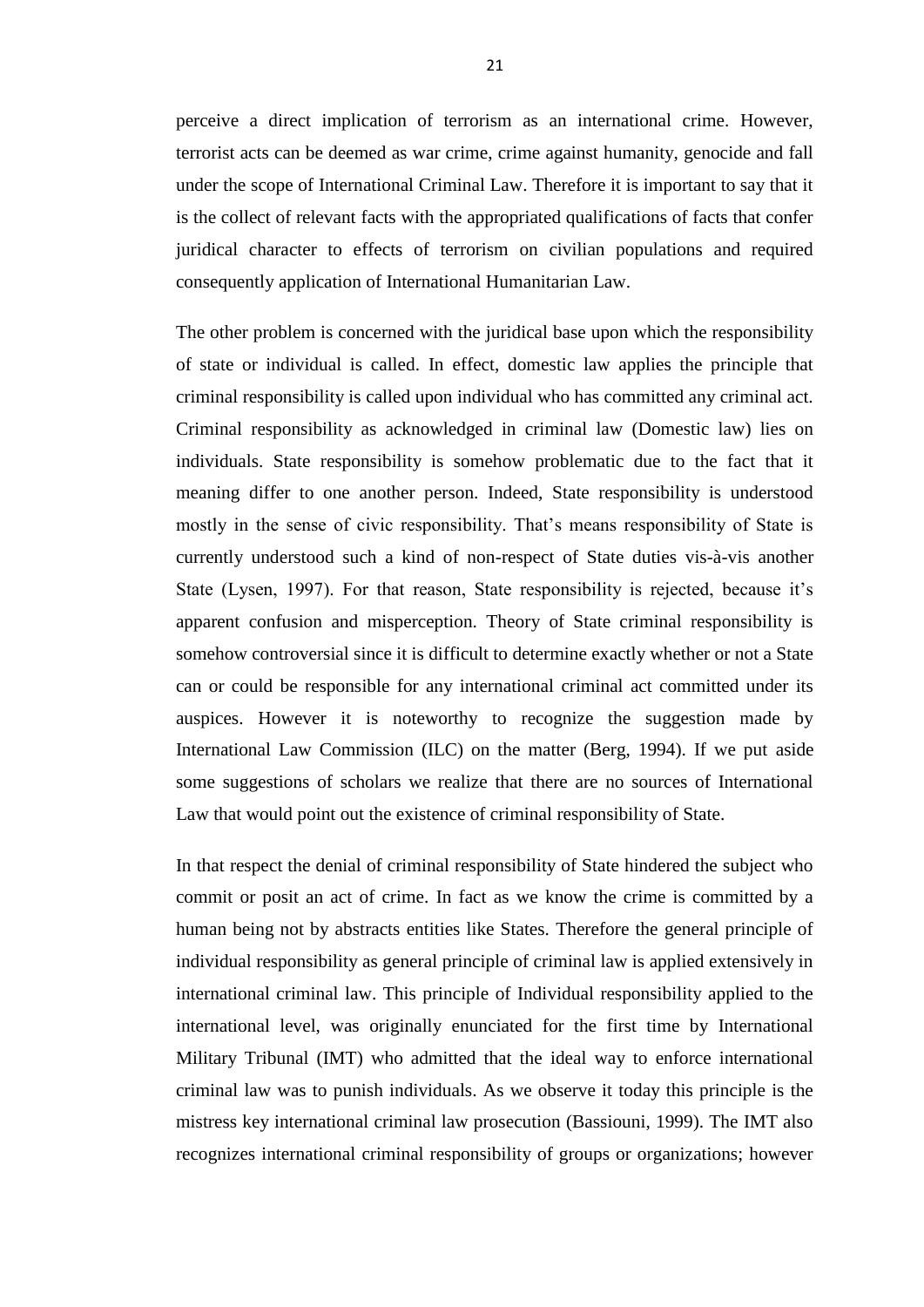perceive a direct implication of terrorism as an international crime. However, terrorist acts can be deemed as war crime, crime against humanity, genocide and fall under the scope of International Criminal Law. Therefore it is important to say that it is the collect of relevant facts with the appropriated qualifications of facts that confer juridical character to effects of terrorism on civilian populations and required consequently application of International Humanitarian Law.

The other problem is concerned with the juridical base upon which the responsibility of state or individual is called. In effect, domestic law applies the principle that criminal responsibility is called upon individual who has committed any criminal act. Criminal responsibility as acknowledged in criminal law (Domestic law) lies on individuals. State responsibility is somehow problematic due to the fact that it meaning differ to one another person. Indeed, State responsibility is understood mostly in the sense of civic responsibility. That's means responsibility of State is currently understood such a kind of non-respect of State duties vis-à-vis another State (Lysen, 1997). For that reason, State responsibility is rejected, because it's apparent confusion and misperception. Theory of State criminal responsibility is somehow controversial since it is difficult to determine exactly whether or not a State can or could be responsible for any international criminal act committed under its auspices. However it is noteworthy to recognize the suggestion made by International Law Commission (ILC) on the matter (Berg, 1994). If we put aside some suggestions of scholars we realize that there are no sources of International Law that would point out the existence of criminal responsibility of State.

In that respect the denial of criminal responsibility of State hindered the subject who commit or posit an act of crime. In fact as we know the crime is committed by a human being not by abstracts entities like States. Therefore the general principle of individual responsibility as general principle of criminal law is applied extensively in international criminal law. This principle of Individual responsibility applied to the international level, was originally enunciated for the first time by International Military Tribunal (IMT) who admitted that the ideal way to enforce international criminal law was to punish individuals. As we observe it today this principle is the mistress key international criminal law prosecution (Bassiouni, 1999). The IMT also recognizes international criminal responsibility of groups or organizations; however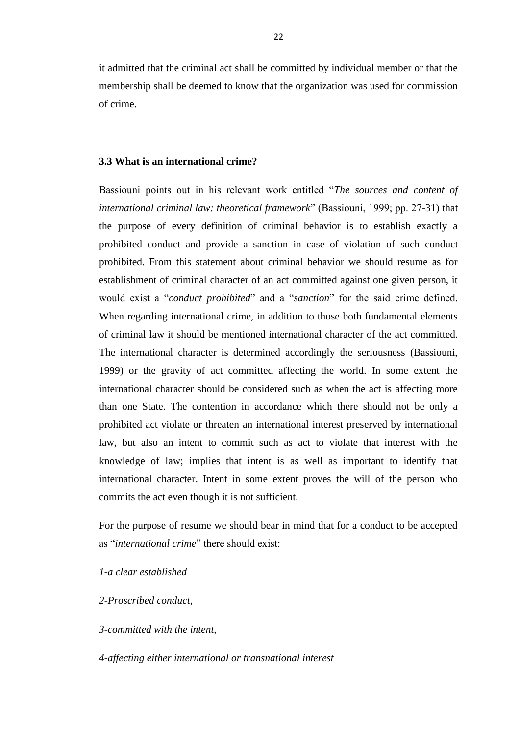it admitted that the criminal act shall be committed by individual member or that the membership shall be deemed to know that the organization was used for commission of crime.

### 3.3 What is an international crime?

Bassiouni points out in his relevant work entitled "*The sources and content of international criminal law: theoretical framework*" (Bassiouni, 1999; pp. 27-31) that the purpose of every definition of criminal behavior is to establish exactly a prohibited conduct and provide a sanction in case of violation of such conduct prohibited. From this statement about criminal behavior we should resume as for establishment of criminal character of an act committed against one given person, it would exist a "*conduct prohibited*" and a "*sanction*" for the said crime defined. When regarding international crime, in addition to those both fundamental elements of criminal law it should be mentioned international character of the act committed. The international character is determined accordingly the seriousness (Bassiouni, 1999) or the gravity of act committed affecting the world. In some extent the international character should be considered such as when the act is affecting more than one State. The contention in accordance which there should not be only a prohibited act violate or threaten an international interest preserved by international law, but also an intent to commit such as act to violate that interest with the knowledge of law; implies that intent is as well as important to identify that international character. Intent in some extent proves the will of the person who commits the act even though it is not sufficient.

For the purpose of resume we should bear in mind that for a conduct to be accepted as "*international crime*" there should exist:

*1-a clear established*

*2-Proscribed conduct,*

*3-committed with the intent,*

*4-affecting either international or transnational interest*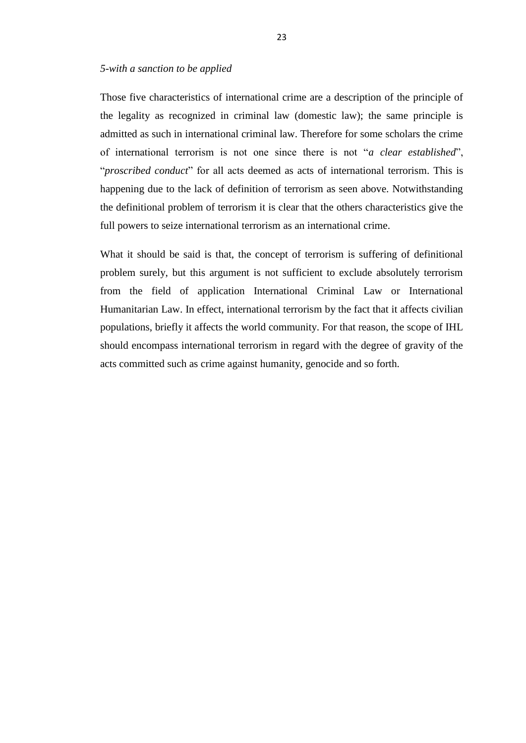*5-with a sanction to be applied*

Those five characteristics of international crime are a description of the principle of the legality as recognized in criminal law (domestic law); the same principle is admitted as such in international criminal law. Therefore for some scholars the crime of international terrorism is not one since there is not "*a clear established*", "*proscribed conduct*" for all acts deemed as acts of international terrorism. This is happening due to the lack of definition of terrorism as seen above. Notwithstanding the definitional problem of terrorism it is clear that the others characteristics give the full powers to seize international terrorism as an international crime.

What it should be said is that, the concept of terrorism is suffering of definitional problem surely, but this argument is not sufficient to exclude absolutely terrorism from the field of application International Criminal Law or International Humanitarian Law. In effect, international terrorism by the fact that it affects civilian populations, briefly it affects the world community. For that reason, the scope of IHL should encompass international terrorism in regard with the degree of gravity of the acts committed such as crime against humanity, genocide and so forth.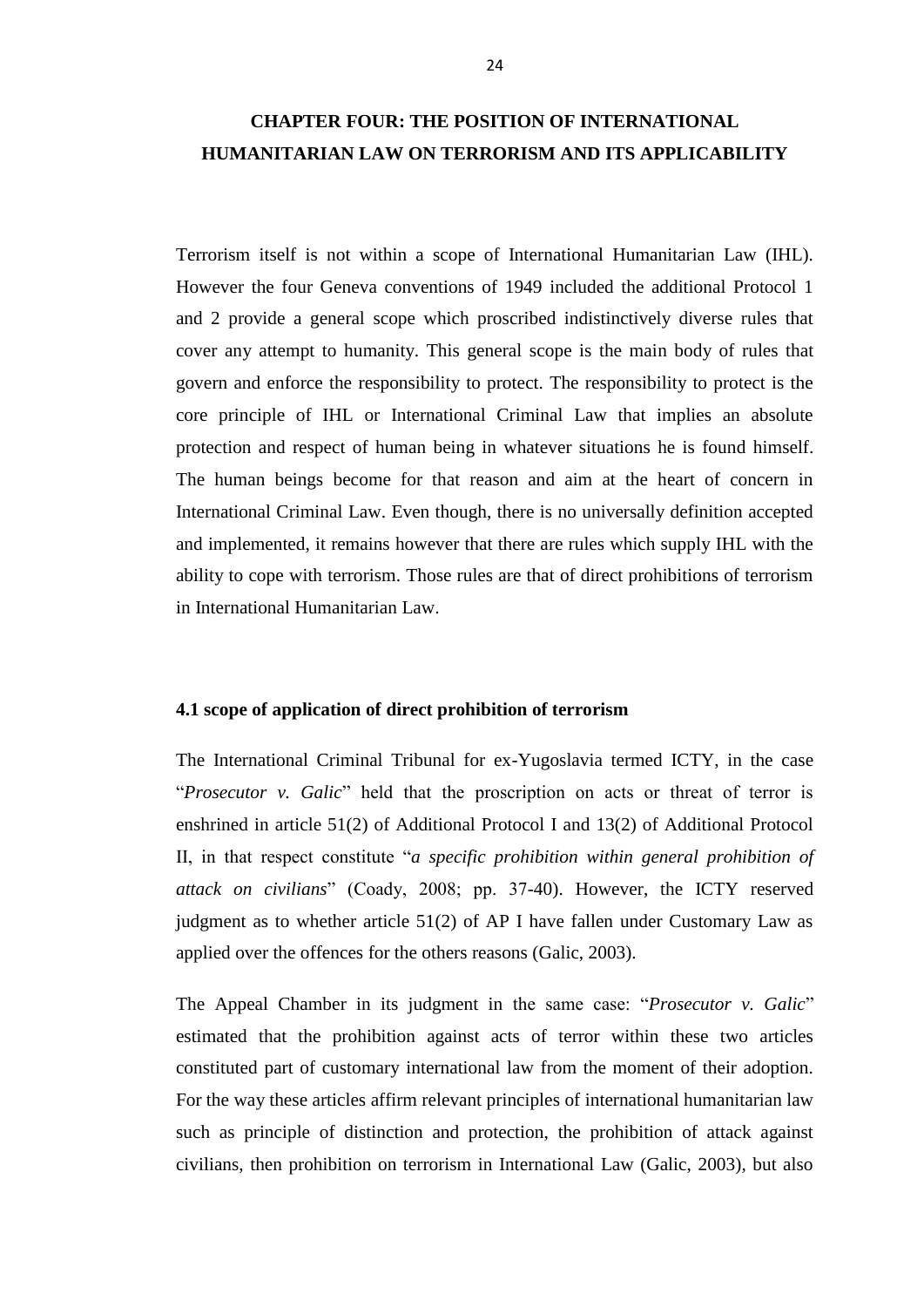# CHAPTER FOUR: THE POSITION OF INTERNATIONAL HUMANITARIAN LAW ON TERRORISM AND ITS APPLICABILITY

Terrorism itself is not within a scope of International Humanitarian Law (IHL). However the four Geneva conventions of 1949 included the additional Protocol 1 and 2 provide a general scope which proscribed indistinctively diverse rules that cover any attempt to humanity. This general scope is the main body of rules that govern and enforce the responsibility to protect. The responsibility to protect is the core principle of IHL or International Criminal Law that implies an absolute protection and respect of human being in whatever situations he is found himself. The human beings become for that reason and aim at the heart of concern in International Criminal Law. Even though, there is no universally definition accepted and implemented, it remains however that there are rules which supply IHL with the ability to cope with terrorism. Those rules are that of direct prohibitions of terrorism in International Humanitarian Law.

## 4.1 scope of application of direct prohibition of terrorism

The International Criminal Tribunal for ex-Yugoslavia termed ICTY, in the case "*Prosecutor v. Galic*" held that the proscription on acts or threat of terror is enshrined in article 51(2) of Additional Protocol I and 13(2) of Additional Protocol II, in that respect constitute "*a specific prohibition within general prohibition of attack on civilians*" (Coady, 2008; pp. 37-40). However, the ICTY reserved judgment as to whether article 51(2) of AP I have fallen under Customary Law as applied over the offences for the others reasons (Galic, 2003).

The Appeal Chamber in its judgment in the same case: "*Prosecutor v. Galic*" estimated that the prohibition against acts of terror within these two articles constituted part of customary international law from the moment of their adoption. For the way these articles affirm relevant principles of international humanitarian law such as principle of distinction and protection, the prohibition of attack against civilians, then prohibition on terrorism in International Law (Galic, 2003), but also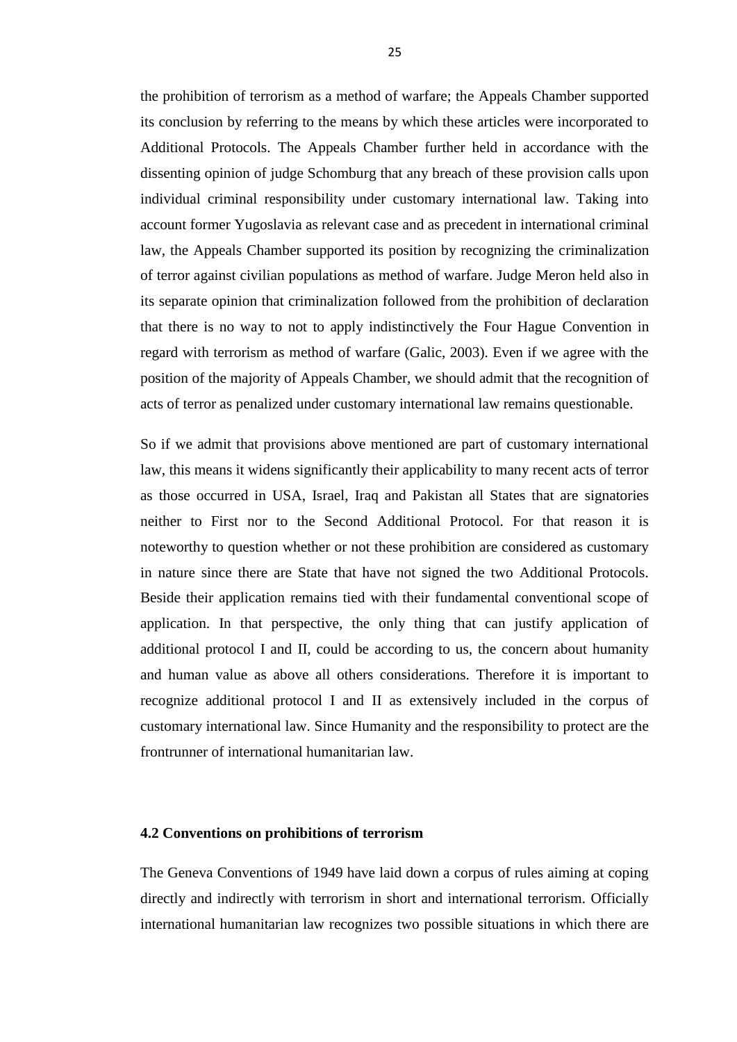the prohibition of terrorism as a method of warfare; the Appeals Chamber supported its conclusion by referring to the means by which these articles were incorporated to Additional Protocols. The Appeals Chamber further held in accordance with the dissenting opinion of judge Schomburg that any breach of these provision calls upon individual criminal responsibility under customary international law. Taking into account former Yugoslavia as relevant case and as precedent in international criminal law, the Appeals Chamber supported its position by recognizing the criminalization of terror against civilian populations as method of warfare. Judge Meron held also in its separate opinion that criminalization followed from the prohibition of declaration that there is no way to not to apply indistinctively the Four Hague Convention in regard with terrorism as method of warfare (Galic, 2003). Even if we agree with the position of the majority of Appeals Chamber, we should admit that the recognition of acts of terror as penalized under customary international law remains questionable.

So if we admit that provisions above mentioned are part of customary international law, this means it widens significantly their applicability to many recent acts of terror as those occurred in USA, Israel, Iraq and Pakistan all States that are signatories neither to First nor to the Second Additional Protocol. For that reason it is noteworthy to question whether or not these prohibition are considered as customary in nature since there are State that have not signed the two Additional Protocols. Beside their application remains tied with their fundamental conventional scope of application. In that perspective, the only thing that can justify application of additional protocol I and II, could be according to us, the concern about humanity and human value as above all others considerations. Therefore it is important to recognize additional protocol I and II as extensively included in the corpus of customary international law. Since Humanity and the responsibility to protect are the frontrunner of international humanitarian law.

### 4.2 Conventions on prohibitions of terrorism

The Geneva Conventions of 1949 have laid down a corpus of rules aiming at coping directly and indirectly with terrorism in short and international terrorism. Officially international humanitarian law recognizes two possible situations in which there are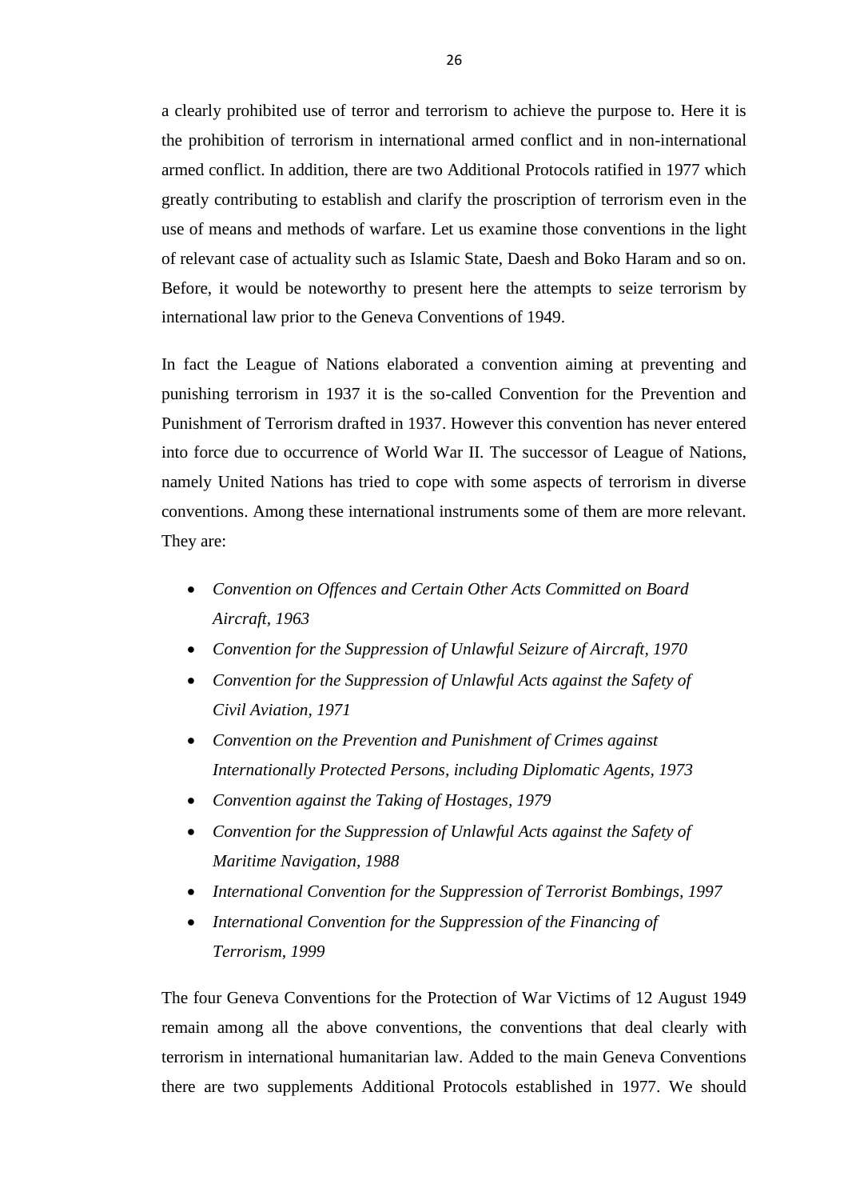a clearly prohibited use of terror and terrorism to achieve the purpose to. Here it is the prohibition of terrorism in international armed conflict and in non-international armed conflict. In addition, there are two Additional Protocols ratified in 1977 which greatly contributing to establish and clarify the proscription of terrorism even in the use of means and methods of warfare. Let us examine those conventions in the light of relevant case of actuality such as Islamic State, Daesh and Boko Haram and so on. Before, it would be noteworthy to present here the attempts to seize terrorism by international law prior to the Geneva Conventions of 1949.

In fact the League of Nations elaborated a convention aiming at preventing and punishing terrorism in 1937 it is the so-called Convention for the Prevention and Punishment of Terrorism drafted in 1937. However this convention has never entered into force due to occurrence of World War II. The successor of League of Nations, namely United Nations has tried to cope with some aspects of terrorism in diverse conventions. Among these international instruments some of them are more relevant. They are:

- *Convention on Offences and Certain Other Acts Committed on Board Aircraft, 1963*
- *Convention for the Suppression of Unlawful Seizure of Aircraft, 1970*
- *Convention for the Suppression of Unlawful Acts against the Safety of Civil Aviation, 1971*
- *Convention on the Prevention and Punishment of Crimes against Internationally Protected Persons, including Diplomatic Agents, 1973*
- *Convention against the Taking of Hostages, 1979*
- *Convention for the Suppression of Unlawful Acts against the Safety of Maritime Navigation, 1988*
- *International Convention for the Suppression of Terrorist Bombings, 1997*
- *International Convention for the Suppression of the Financing of Terrorism, 1999*

The four Geneva Conventions for the Protection of War Victims of 12 August 1949 remain among all the above conventions, the conventions that deal clearly with terrorism in international humanitarian law. Added to the main Geneva Conventions there are two supplements Additional Protocols established in 1977. We should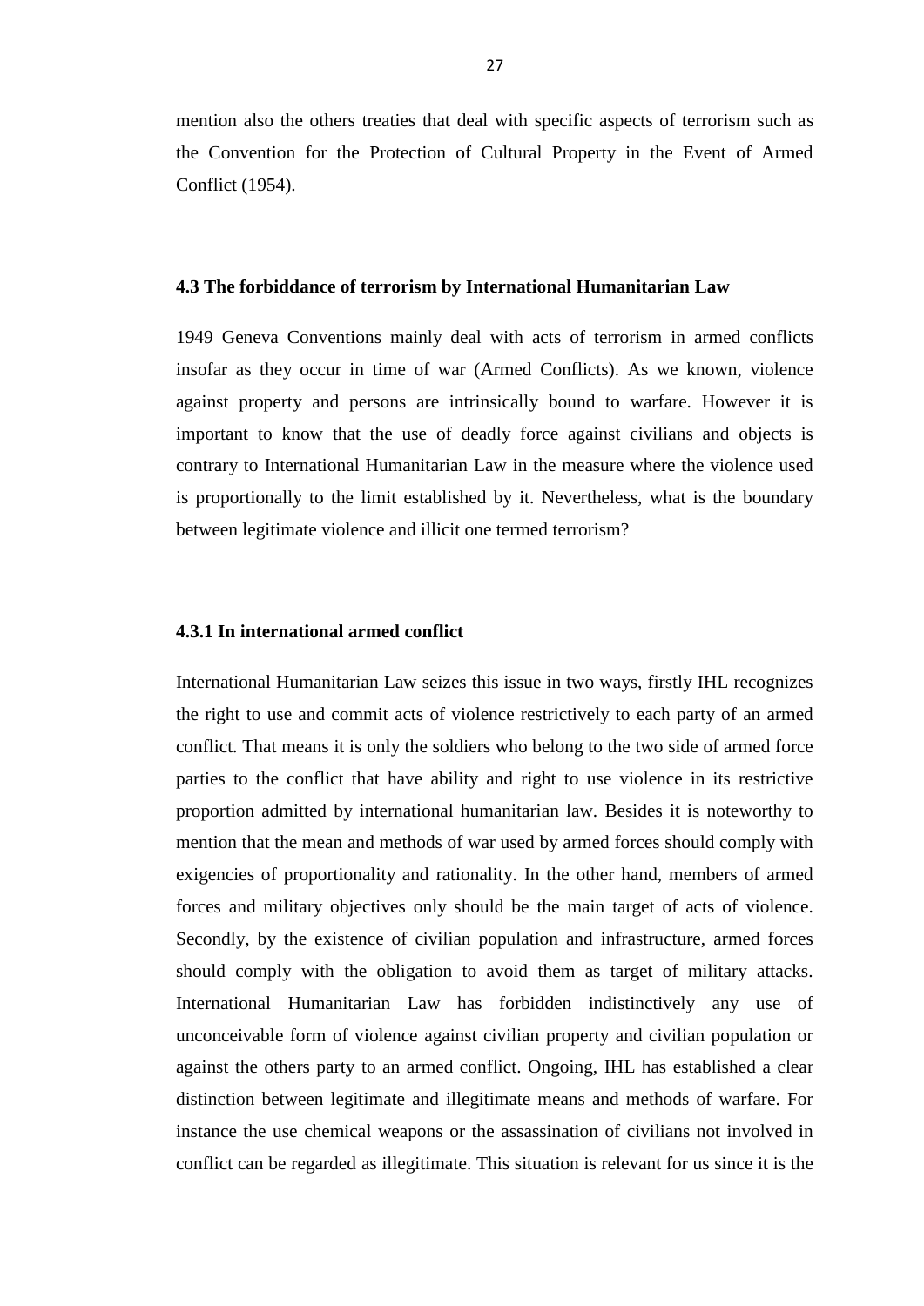mention also the others treaties that deal with specific aspects of terrorism such as the Convention for the Protection of Cultural Property in the Event of Armed Conflict (1954).

### 4.3 The forbiddance of terrorism by International Humanitarian Law

1949 Geneva Conventions mainly deal with acts of terrorism in armed conflicts insofar as they occur in time of war (Armed Conflicts). As we known, violence against property and persons are intrinsically bound to warfare. However it is important to know that the use of deadly force against civilians and objects is contrary to International Humanitarian Law in the measure where the violence used is proportionally to the limit established by it. Nevertheless, what is the boundary between legitimate violence and illicit one termed terrorism?

#### 4.3.1 In international armed conflict

International Humanitarian Law seizes this issue in two ways, firstly IHL recognizes the right to use and commit acts of violence restrictively to each party of an armed conflict. That means it is only the soldiers who belong to the two side of armed force parties to the conflict that have ability and right to use violence in its restrictive proportion admitted by international humanitarian law. Besides it is noteworthy to mention that the mean and methods of war used by armed forces should comply with exigencies of proportionality and rationality. In the other hand, members of armed forces and military objectives only should be the main target of acts of violence. Secondly, by the existence of civilian population and infrastructure, armed forces should comply with the obligation to avoid them as target of military attacks. International Humanitarian Law has forbidden indistinctively any use of unconceivable form of violence against civilian property and civilian population or against the others party to an armed conflict. Ongoing, IHL has established a clear distinction between legitimate and illegitimate means and methods of warfare. For instance the use chemical weapons or the assassination of civilians not involved in conflict can be regarded as illegitimate. This situation is relevant for us since it is the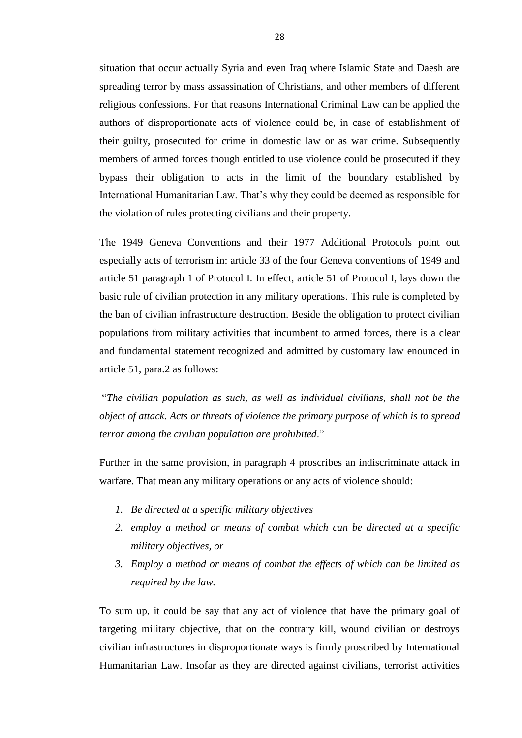situation that occur actually Syria and even Iraq where Islamic State and Daesh are spreading terror by mass assassination of Christians, and other members of different religious confessions. For that reasons International Criminal Law can be applied the authors of disproportionate acts of violence could be, in case of establishment of their guilty, prosecuted for crime in domestic law or as war crime. Subsequently members of armed forces though entitled to use violence could be prosecuted if they bypass their obligation to acts in the limit of the boundary established by International Humanitarian Law. That's why they could be deemed as responsible for the violation of rules protecting civilians and their property.

The 1949 Geneva Conventions and their 1977 Additional Protocols point out especially acts of terrorism in: article 33 of the four Geneva conventions of 1949 and article 51 paragraph 1 of Protocol I. In effect, article 51 of Protocol I, lays down the basic rule of civilian protection in any military operations. This rule is completed by the ban of civilian infrastructure destruction. Beside the obligation to protect civilian populations from military activities that incumbent to armed forces, there is a clear and fundamental statement recognized and admitted by customary law enounced in article 51, para.2 as follows:

"*The civilian population as such, as well as individual civilians, shall not be the object of attack. Acts or threats of violence the primary purpose of which is to spread terror among the civilian population are prohibited*."

Further in the same provision, in paragraph 4 proscribes an indiscriminate attack in warfare. That mean any military operations or any acts of violence should:

1. *Be directed at a specific military objectives*
2. *employ a method or means of combat which can be directed at a specific military objectives, or*
3. *Employ a method or means of combat the effects of which can be limited as required by the law.*

To sum up, it could be say that any act of violence that have the primary goal of targeting military objective, that on the contrary kill, wound civilian or destroys civilian infrastructures in disproportionate ways is firmly proscribed by International Humanitarian Law. Insofar as they are directed against civilians, terrorist activities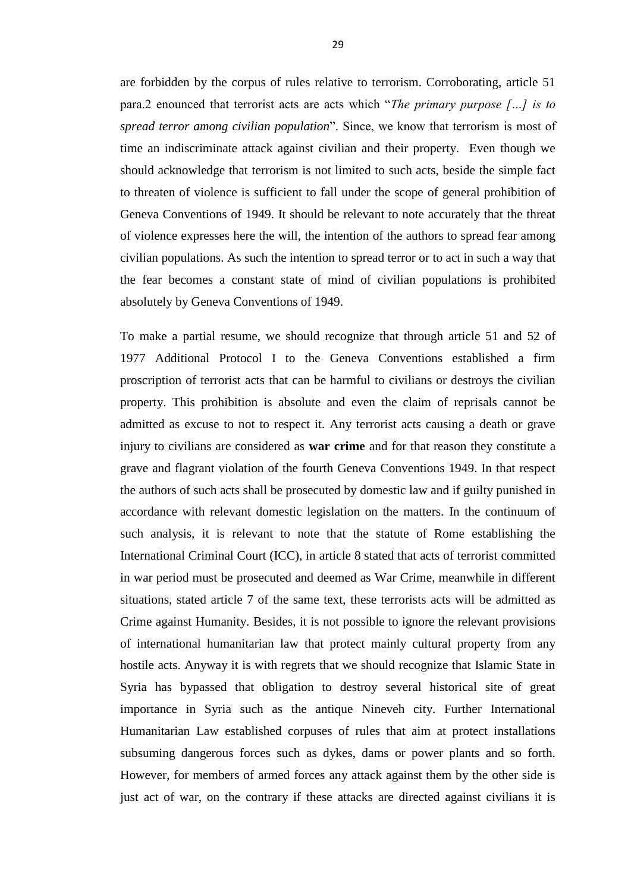are forbidden by the corpus of rules relative to terrorism. Corroborating, article 51 para.2 enounced that terrorist acts are acts which "*The primary purpose […] is to spread terror among civilian population*". Since, we know that terrorism is most of time an indiscriminate attack against civilian and their property. Even though we should acknowledge that terrorism is not limited to such acts, beside the simple fact to threaten of violence is sufficient to fall under the scope of general prohibition of Geneva Conventions of 1949. It should be relevant to note accurately that the threat of violence expresses here the will, the intention of the authors to spread fear among civilian populations. As such the intention to spread terror or to act in such a way that the fear becomes a constant state of mind of civilian populations is prohibited absolutely by Geneva Conventions of 1949.

To make a partial resume, we should recognize that through article 51 and 52 of 1977 Additional Protocol I to the Geneva Conventions established a firm proscription of terrorist acts that can be harmful to civilians or destroys the civilian property. This prohibition is absolute and even the claim of reprisals cannot be admitted as excuse to not to respect it. Any terrorist acts causing a death or grave injury to civilians are considered as **war crime** and for that reason they constitute a grave and flagrant violation of the fourth Geneva Conventions 1949. In that respect the authors of such acts shall be prosecuted by domestic law and if guilty punished in accordance with relevant domestic legislation on the matters. In the continuum of such analysis, it is relevant to note that the statute of Rome establishing the International Criminal Court (ICC), in article 8 stated that acts of terrorist committed in war period must be prosecuted and deemed as War Crime, meanwhile in different situations, stated article 7 of the same text, these terrorists acts will be admitted as Crime against Humanity. Besides, it is not possible to ignore the relevant provisions of international humanitarian law that protect mainly cultural property from any hostile acts. Anyway it is with regrets that we should recognize that Islamic State in Syria has bypassed that obligation to destroy several historical site of great importance in Syria such as the antique Nineveh city. Further International Humanitarian Law established corpuses of rules that aim at protect installations subsuming dangerous forces such as dykes, dams or power plants and so forth. However, for members of armed forces any attack against them by the other side is just act of war, on the contrary if these attacks are directed against civilians it is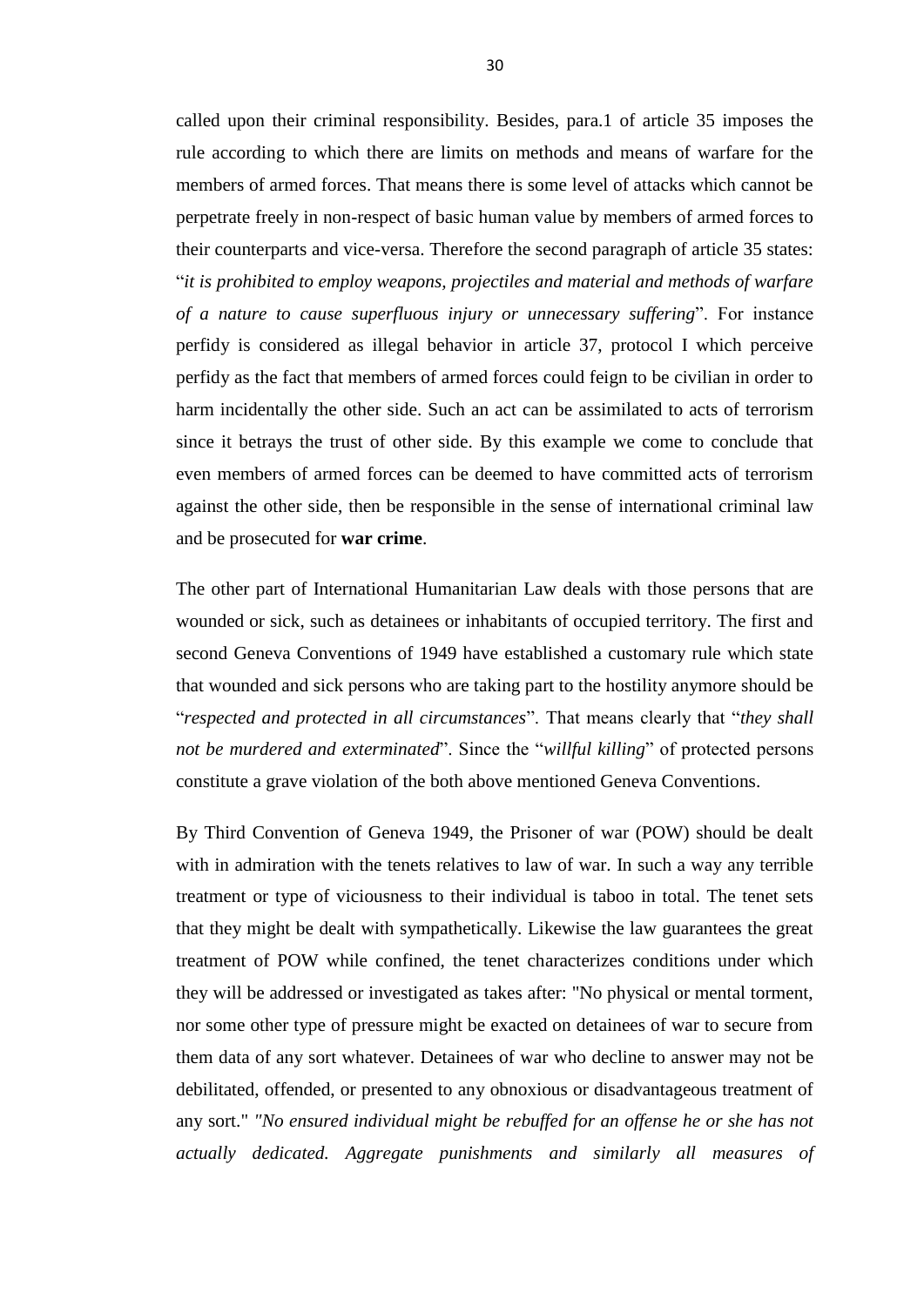called upon their criminal responsibility. Besides, para.1 of article 35 imposes the rule according to which there are limits on methods and means of warfare for the members of armed forces. That means there is some level of attacks which cannot be perpetrate freely in non-respect of basic human value by members of armed forces to their counterparts and vice-versa. Therefore the second paragraph of article 35 states: "*it is prohibited to employ weapons, projectiles and material and methods of warfare of a nature to cause superfluous injury or unnecessary suffering*". For instance perfidy is considered as illegal behavior in article 37, protocol I which perceive perfidy as the fact that members of armed forces could feign to be civilian in order to harm incidentally the other side. Such an act can be assimilated to acts of terrorism since it betrays the trust of other side. By this example we come to conclude that even members of armed forces can be deemed to have committed acts of terrorism against the other side, then be responsible in the sense of international criminal law and be prosecuted for **war crime**.

The other part of International Humanitarian Law deals with those persons that are wounded or sick, such as detainees or inhabitants of occupied territory. The first and second Geneva Conventions of 1949 have established a customary rule which state that wounded and sick persons who are taking part to the hostility anymore should be "*respected and protected in all circumstances*". That means clearly that "*they shall not be murdered and exterminated*". Since the "*willful killing*" of protected persons constitute a grave violation of the both above mentioned Geneva Conventions.

By Third Convention of Geneva 1949, the Prisoner of war (POW) should be dealt with in admiration with the tenets relatives to law of war. In such a way any terrible treatment or type of viciousness to their individual is taboo in total. The tenet sets that they might be dealt with sympathetically. Likewise the law guarantees the great treatment of POW while confined, the tenet characterizes conditions under which they will be addressed or investigated as takes after: "No physical or mental torment, nor some other type of pressure might be exacted on detainees of war to secure from them data of any sort whatever. Detainees of war who decline to answer may not be debilitated, offended, or presented to any obnoxious or disadvantageous treatment of any sort." *"No ensured individual might be rebuffed for an offense he or she has not actually dedicated. Aggregate punishments and similarly all measures of*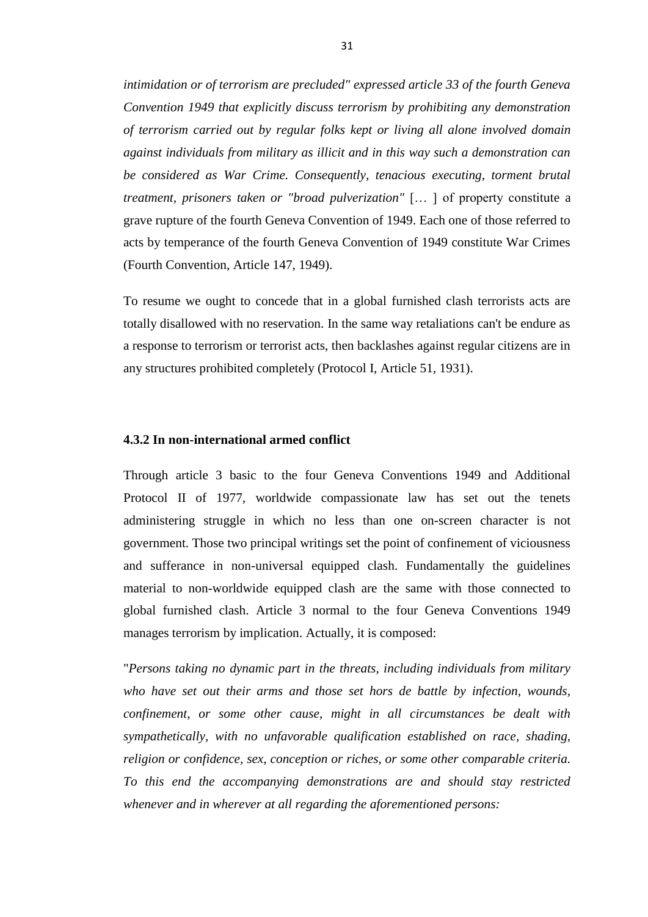*intimidation or of terrorism are precluded" expressed article 33 of the fourth Geneva Convention 1949 that explicitly discuss terrorism by prohibiting any demonstration of terrorism carried out by regular folks kept or living all alone involved domain against individuals from military as illicit and in this way such a demonstration can be considered as War Crime. Consequently, tenacious executing, torment brutal treatment, prisoners taken or "broad pulverization"* [… ] of property constitute a grave rupture of the fourth Geneva Convention of 1949. Each one of those referred to acts by temperance of the fourth Geneva Convention of 1949 constitute War Crimes (Fourth Convention, Article 147, 1949).

To resume we ought to concede that in a global furnished clash terrorists acts are totally disallowed with no reservation. In the same way retaliations can't be endure as a response to terrorism or terrorist acts, then backlashes against regular citizens are in any structures prohibited completely (Protocol I, Article 51, 1931).

#### 4.3.2 In non-international armed conflict

Through article 3 basic to the four Geneva Conventions 1949 and Additional Protocol II of 1977, worldwide compassionate law has set out the tenets administering struggle in which no less than one on-screen character is not government. Those two principal writings set the point of confinement of viciousness and sufferance in non-universal equipped clash. Fundamentally the guidelines material to non-worldwide equipped clash are the same with those connected to global furnished clash. Article 3 normal to the four Geneva Conventions 1949 manages terrorism by implication. Actually, it is composed:

"*Persons taking no dynamic part in the threats, including individuals from military who have set out their arms and those set hors de battle by infection, wounds, confinement, or some other cause, might in all circumstances be dealt with sympathetically, with no unfavorable qualification established on race, shading, religion or confidence, sex, conception or riches, or some other comparable criteria. To this end the accompanying demonstrations are and should stay restricted whenever and in wherever at all regarding the aforementioned persons:*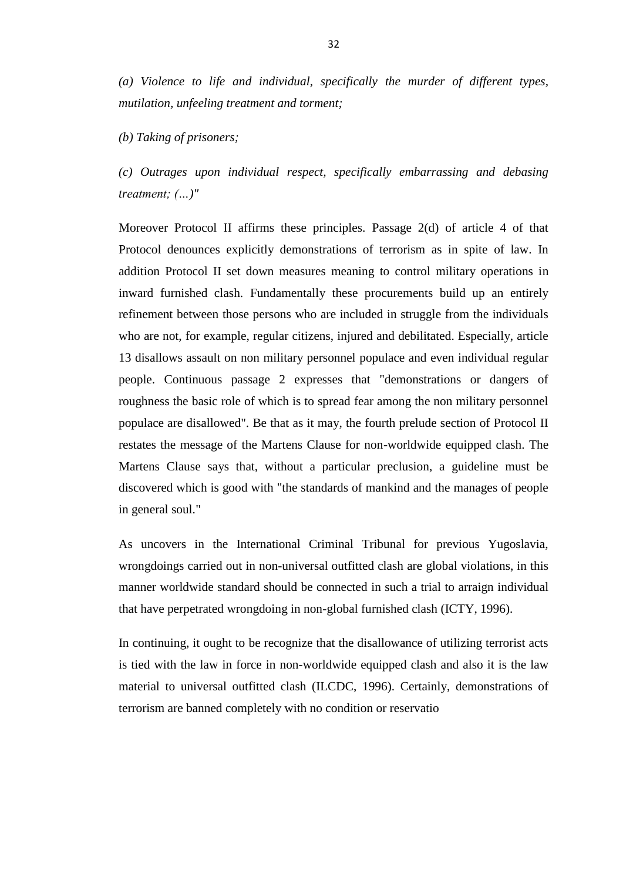*(a) Violence to life and individual, specifically the murder of different types, mutilation, unfeeling treatment and torment;*

*(b) Taking of prisoners;*

*(c) Outrages upon individual respect, specifically embarrassing and debasing treatment; (…)"*

Moreover Protocol II affirms these principles. Passage 2(d) of article 4 of that Protocol denounces explicitly demonstrations of terrorism as in spite of law. In addition Protocol II set down measures meaning to control military operations in inward furnished clash. Fundamentally these procurements build up an entirely refinement between those persons who are included in struggle from the individuals who are not, for example, regular citizens, injured and debilitated. Especially, article 13 disallows assault on non military personnel populace and even individual regular people. Continuous passage 2 expresses that "demonstrations or dangers of roughness the basic role of which is to spread fear among the non military personnel populace are disallowed". Be that as it may, the fourth prelude section of Protocol II restates the message of the Martens Clause for non-worldwide equipped clash. The Martens Clause says that, without a particular preclusion, a guideline must be discovered which is good with "the standards of mankind and the manages of people in general soul."

As uncovers in the International Criminal Tribunal for previous Yugoslavia, wrongdoings carried out in non-universal outfitted clash are global violations, in this manner worldwide standard should be connected in such a trial to arraign individual that have perpetrated wrongdoing in non-global furnished clash (ICTY, 1996).

In continuing, it ought to be recognize that the disallowance of utilizing terrorist acts is tied with the law in force in non-worldwide equipped clash and also it is the law material to universal outfitted clash (ILCDC, 1996). Certainly, demonstrations of terrorism are banned completely with no condition or reservatio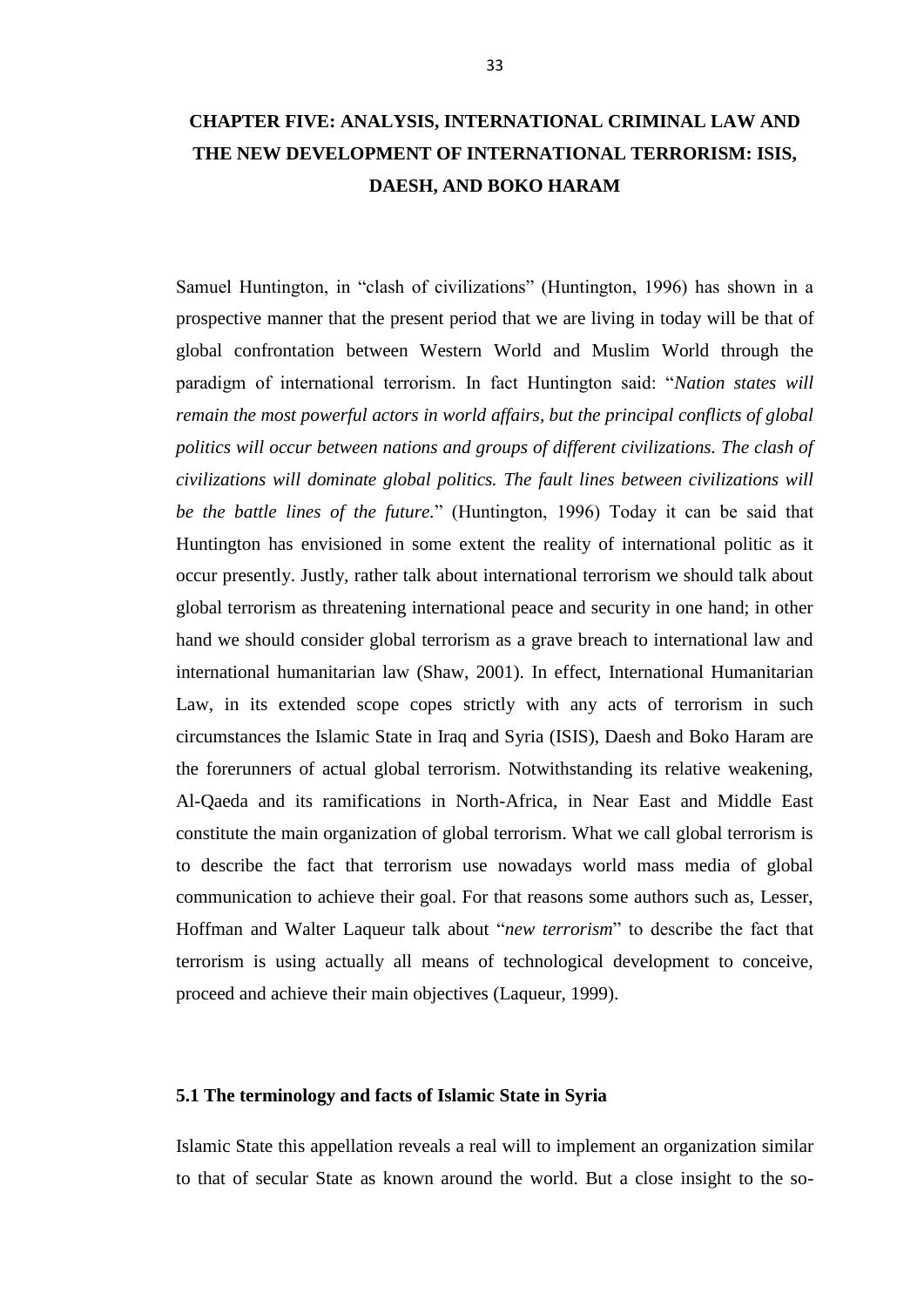# CHAPTER FIVE: ANALYSIS, INTERNATIONAL CRIMINAL LAW AND THE NEW DEVELOPMENT OF INTERNATIONAL TERRORISM: ISIS, DAESH, AND BOKO HARAM

Samuel Huntington, in "clash of civilizations" (Huntington, 1996) has shown in a prospective manner that the present period that we are living in today will be that of global confrontation between Western World and Muslim World through the paradigm of international terrorism. In fact Huntington said: "*Nation states will remain the most powerful actors in world affairs, but the principal conflicts of global politics will occur between nations and groups of different civilizations. The clash of civilizations will dominate global politics. The fault lines between civilizations will be the battle lines of the future.*" (Huntington, 1996) Today it can be said that Huntington has envisioned in some extent the reality of international politic as it occur presently. Justly, rather talk about international terrorism we should talk about global terrorism as threatening international peace and security in one hand; in other hand we should consider global terrorism as a grave breach to international law and international humanitarian law (Shaw, 2001). In effect, International Humanitarian Law, in its extended scope copes strictly with any acts of terrorism in such circumstances the Islamic State in Iraq and Syria (ISIS), Daesh and Boko Haram are the forerunners of actual global terrorism. Notwithstanding its relative weakening, Al-Qaeda and its ramifications in North-Africa, in Near East and Middle East constitute the main organization of global terrorism. What we call global terrorism is to describe the fact that terrorism use nowadays world mass media of global communication to achieve their goal. For that reasons some authors such as, Lesser, Hoffman and Walter Laqueur talk about "*new terrorism*" to describe the fact that terrorism is using actually all means of technological development to conceive, proceed and achieve their main objectives (Laqueur, 1999).

## 5.1 The terminology and facts of Islamic State in Syria

Islamic State this appellation reveals a real will to implement an organization similar to that of secular State as known around the world. But a close insight to the so-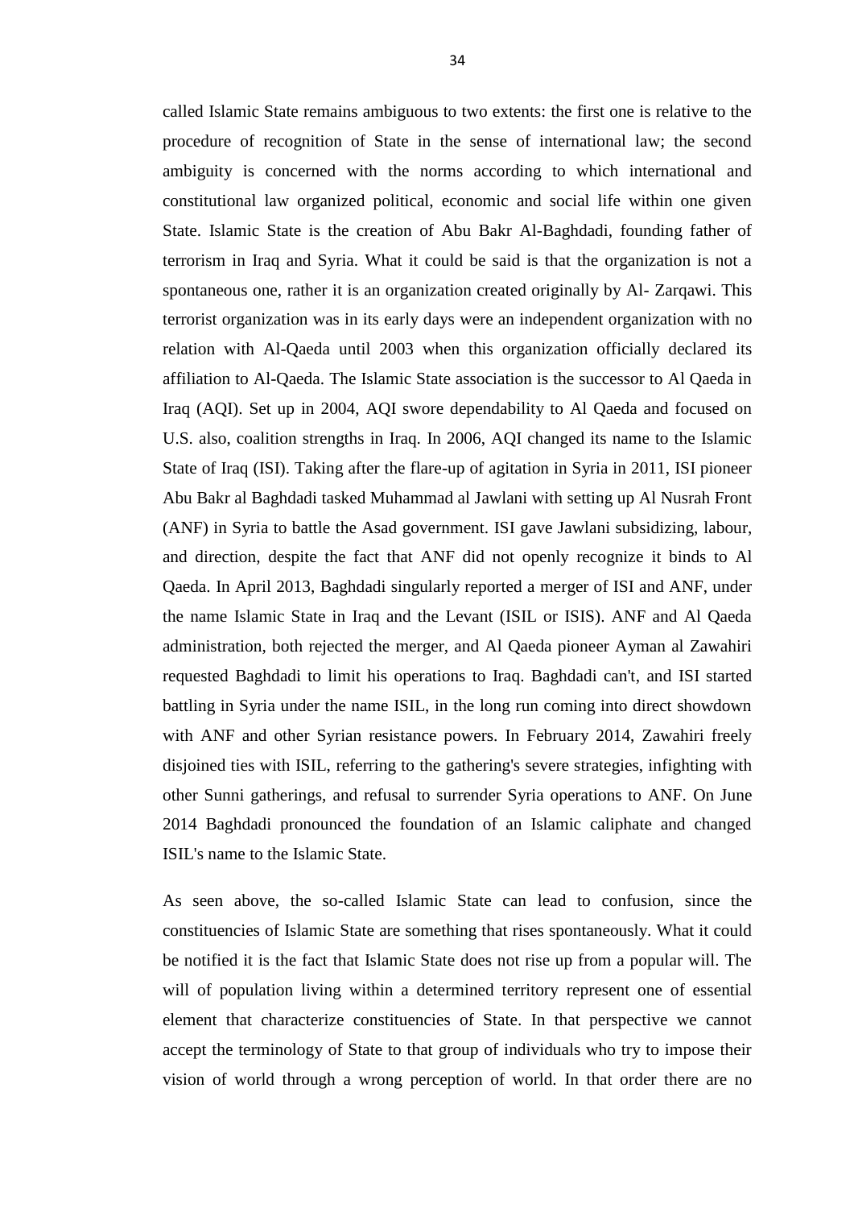called Islamic State remains ambiguous to two extents: the first one is relative to the procedure of recognition of State in the sense of international law; the second ambiguity is concerned with the norms according to which international and constitutional law organized political, economic and social life within one given State. Islamic State is the creation of Abu Bakr Al-Baghdadi, founding father of terrorism in Iraq and Syria. What it could be said is that the organization is not a spontaneous one, rather it is an organization created originally by Al- Zarqawi. This terrorist organization was in its early days were an independent organization with no relation with Al-Qaeda until 2003 when this organization officially declared its affiliation to Al-Qaeda. The Islamic State association is the successor to Al Qaeda in Iraq (AQI). Set up in 2004, AQI swore dependability to Al Qaeda and focused on U.S. also, coalition strengths in Iraq. In 2006, AQI changed its name to the Islamic State of Iraq (ISI). Taking after the flare-up of agitation in Syria in 2011, ISI pioneer Abu Bakr al Baghdadi tasked Muhammad al Jawlani with setting up Al Nusrah Front (ANF) in Syria to battle the Asad government. ISI gave Jawlani subsidizing, labour, and direction, despite the fact that ANF did not openly recognize it binds to Al Qaeda. In April 2013, Baghdadi singularly reported a merger of ISI and ANF, under the name Islamic State in Iraq and the Levant (ISIL or ISIS). ANF and Al Qaeda administration, both rejected the merger, and Al Qaeda pioneer Ayman al Zawahiri requested Baghdadi to limit his operations to Iraq. Baghdadi can't, and ISI started battling in Syria under the name ISIL, in the long run coming into direct showdown with ANF and other Syrian resistance powers. In February 2014, Zawahiri freely disjoined ties with ISIL, referring to the gathering's severe strategies, infighting with other Sunni gatherings, and refusal to surrender Syria operations to ANF. On June 2014 Baghdadi pronounced the foundation of an Islamic caliphate and changed ISIL's name to the Islamic State.

As seen above, the so-called Islamic State can lead to confusion, since the constituencies of Islamic State are something that rises spontaneously. What it could be notified it is the fact that Islamic State does not rise up from a popular will. The will of population living within a determined territory represent one of essential element that characterize constituencies of State. In that perspective we cannot accept the terminology of State to that group of individuals who try to impose their vision of world through a wrong perception of world. In that order there are no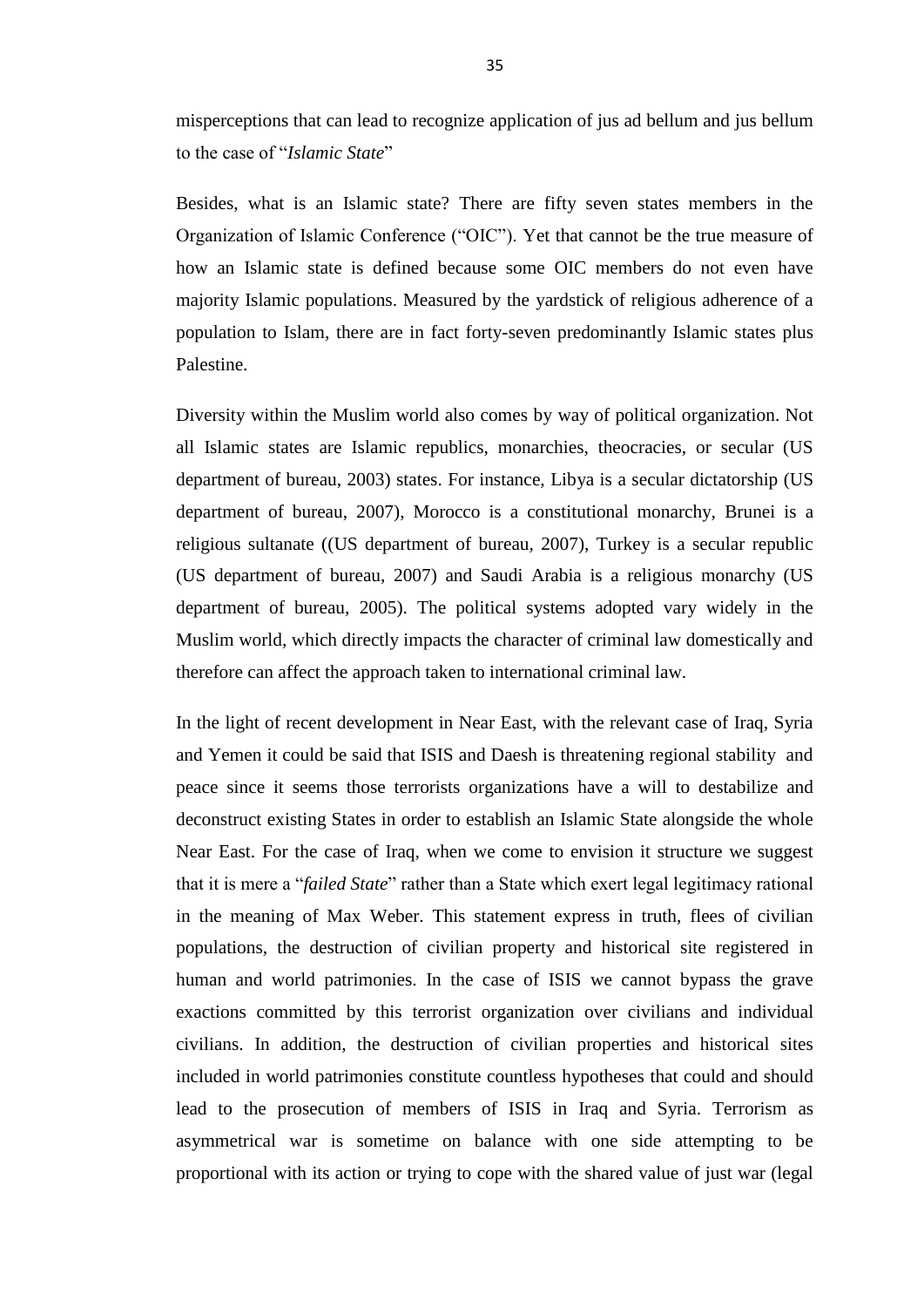misperceptions that can lead to recognize application of jus ad bellum and jus bellum to the case of "*Islamic State*"

Besides, what is an Islamic state? There are fifty seven states members in the Organization of Islamic Conference ("OIC"). Yet that cannot be the true measure of how an Islamic state is defined because some OIC members do not even have majority Islamic populations. Measured by the yardstick of religious adherence of a population to Islam, there are in fact forty-seven predominantly Islamic states plus Palestine.

Diversity within the Muslim world also comes by way of political organization. Not all Islamic states are Islamic republics, monarchies, theocracies, or secular (US department of bureau, 2003) states. For instance, Libya is a secular dictatorship (US department of bureau, 2007), Morocco is a constitutional monarchy, Brunei is a religious sultanate ((US department of bureau, 2007), Turkey is a secular republic (US department of bureau, 2007) and Saudi Arabia is a religious monarchy (US department of bureau, 2005). The political systems adopted vary widely in the Muslim world, which directly impacts the character of criminal law domestically and therefore can affect the approach taken to international criminal law.

In the light of recent development in Near East, with the relevant case of Iraq, Syria and Yemen it could be said that ISIS and Daesh is threatening regional stability and peace since it seems those terrorists organizations have a will to destabilize and deconstruct existing States in order to establish an Islamic State alongside the whole Near East. For the case of Iraq, when we come to envision it structure we suggest that it is mere a "*failed State*" rather than a State which exert legal legitimacy rational in the meaning of Max Weber. This statement express in truth, flees of civilian populations, the destruction of civilian property and historical site registered in human and world patrimonies. In the case of ISIS we cannot bypass the grave exactions committed by this terrorist organization over civilians and individual civilians. In addition, the destruction of civilian properties and historical sites included in world patrimonies constitute countless hypotheses that could and should lead to the prosecution of members of ISIS in Iraq and Syria. Terrorism as asymmetrical war is sometime on balance with one side attempting to be proportional with its action or trying to cope with the shared value of just war (legal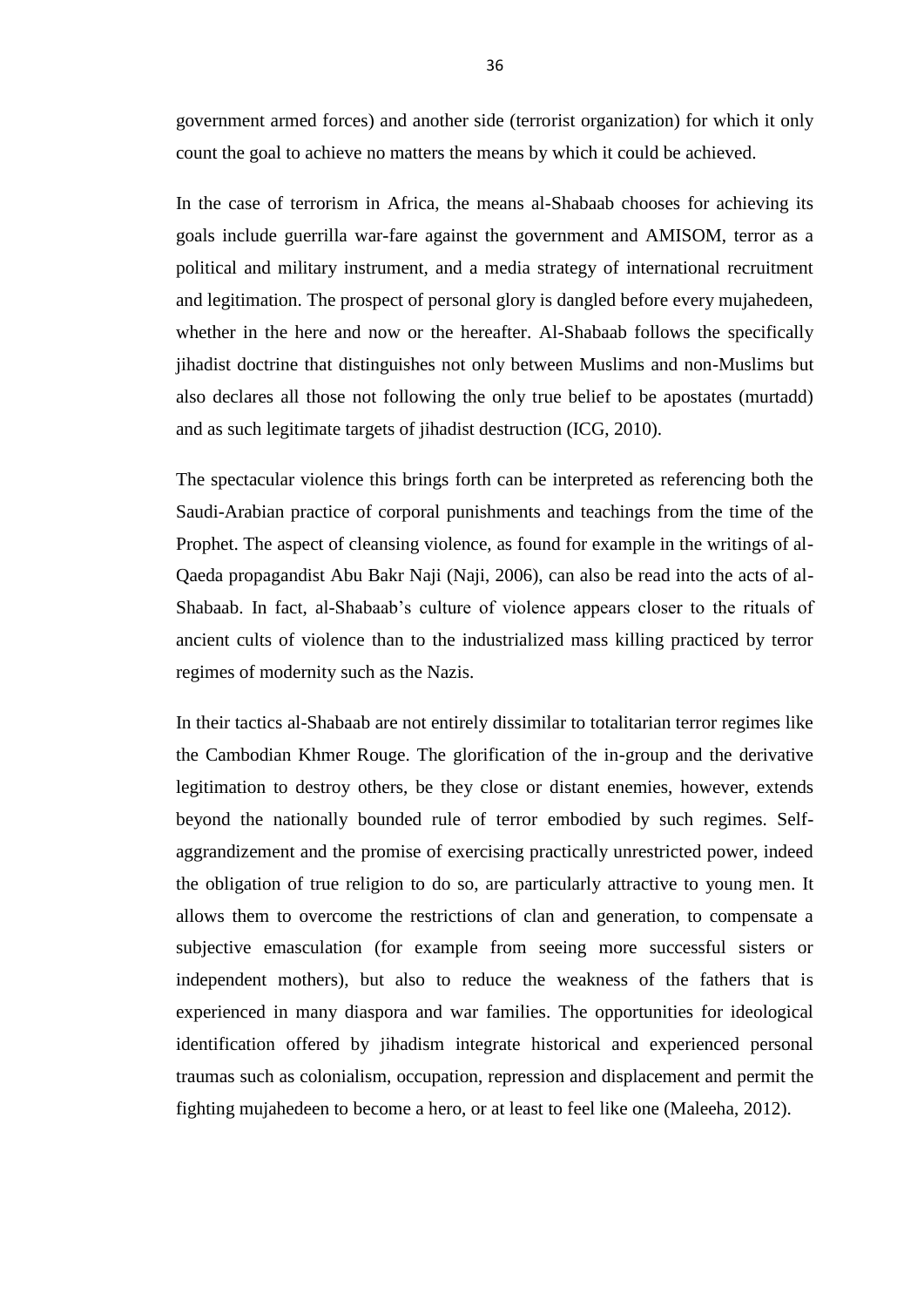government armed forces) and another side (terrorist organization) for which it only count the goal to achieve no matters the means by which it could be achieved.

In the case of terrorism in Africa, the means al-Shabaab chooses for achieving its goals include guerrilla war-fare against the government and AMISOM, terror as a political and military instrument, and a media strategy of international recruitment and legitimation. The prospect of personal glory is dangled before every mujahedeen, whether in the here and now or the hereafter. Al-Shabaab follows the specifically jihadist doctrine that distinguishes not only between Muslims and non-Muslims but also declares all those not following the only true belief to be apostates (murtadd) and as such legitimate targets of jihadist destruction (ICG, 2010).

The spectacular violence this brings forth can be interpreted as referencing both the Saudi-Arabian practice of corporal punishments and teachings from the time of the Prophet. The aspect of cleansing violence, as found for example in the writings of al-Qaeda propagandist Abu Bakr Naji (Naji, 2006), can also be read into the acts of al-Shabaab. In fact, al-Shabaab's culture of violence appears closer to the rituals of ancient cults of violence than to the industrialized mass killing practiced by terror regimes of modernity such as the Nazis.

In their tactics al-Shabaab are not entirely dissimilar to totalitarian terror regimes like the Cambodian Khmer Rouge. The glorification of the in-group and the derivative legitimation to destroy others, be they close or distant enemies, however, extends beyond the nationally bounded rule of terror embodied by such regimes. Self-aggrandizement and the promise of exercising practically unrestricted power, indeed the obligation of true religion to do so, are particularly attractive to young men. It allows them to overcome the restrictions of clan and generation, to compensate a subjective emasculation (for example from seeing more successful sisters or independent mothers), but also to reduce the weakness of the fathers that is experienced in many diaspora and war families. The opportunities for ideological identification offered by jihadism integrate historical and experienced personal traumas such as colonialism, occupation, repression and displacement and permit the fighting mujahedeen to become a hero, or at least to feel like one (Maleeha, 2012).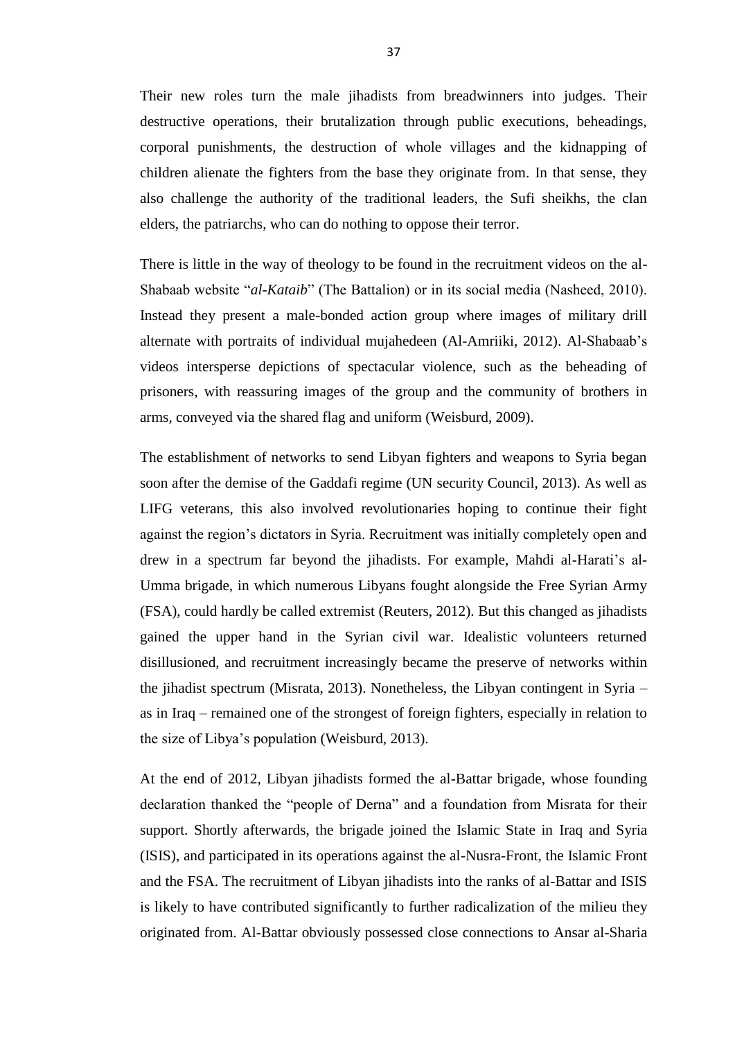Their new roles turn the male jihadists from breadwinners into judges. Their destructive operations, their brutalization through public executions, beheadings, corporal punishments, the destruction of whole villages and the kidnapping of children alienate the fighters from the base they originate from. In that sense, they also challenge the authority of the traditional leaders, the Sufi sheikhs, the clan elders, the patriarchs, who can do nothing to oppose their terror.

There is little in the way of theology to be found in the recruitment videos on the al-Shabaab website "*al-Kataib*" (The Battalion) or in its social media (Nasheed, 2010). Instead they present a male-bonded action group where images of military drill alternate with portraits of individual mujahedeen (Al-Amriiki, 2012). Al-Shabaab's videos intersperse depictions of spectacular violence, such as the beheading of prisoners, with reassuring images of the group and the community of brothers in arms, conveyed via the shared flag and uniform (Weisburd, 2009).

The establishment of networks to send Libyan fighters and weapons to Syria began soon after the demise of the Gaddafi regime (UN security Council, 2013). As well as LIFG veterans, this also involved revolutionaries hoping to continue their fight against the region's dictators in Syria. Recruitment was initially completely open and drew in a spectrum far beyond the jihadists. For example, Mahdi al-Harati's al-Umma brigade, in which numerous Libyans fought alongside the Free Syrian Army (FSA), could hardly be called extremist (Reuters, 2012). But this changed as jihadists gained the upper hand in the Syrian civil war. Idealistic volunteers returned disillusioned, and recruitment increasingly became the preserve of networks within the jihadist spectrum (Misrata, 2013). Nonetheless, the Libyan contingent in Syria – as in Iraq – remained one of the strongest of foreign fighters, especially in relation to the size of Libya's population (Weisburd, 2013).

At the end of 2012, Libyan jihadists formed the al-Battar brigade, whose founding declaration thanked the "people of Derna" and a foundation from Misrata for their support. Shortly afterwards, the brigade joined the Islamic State in Iraq and Syria (ISIS), and participated in its operations against the al-Nusra-Front, the Islamic Front and the FSA. The recruitment of Libyan jihadists into the ranks of al-Battar and ISIS is likely to have contributed significantly to further radicalization of the milieu they originated from. Al-Battar obviously possessed close connections to Ansar al-Sharia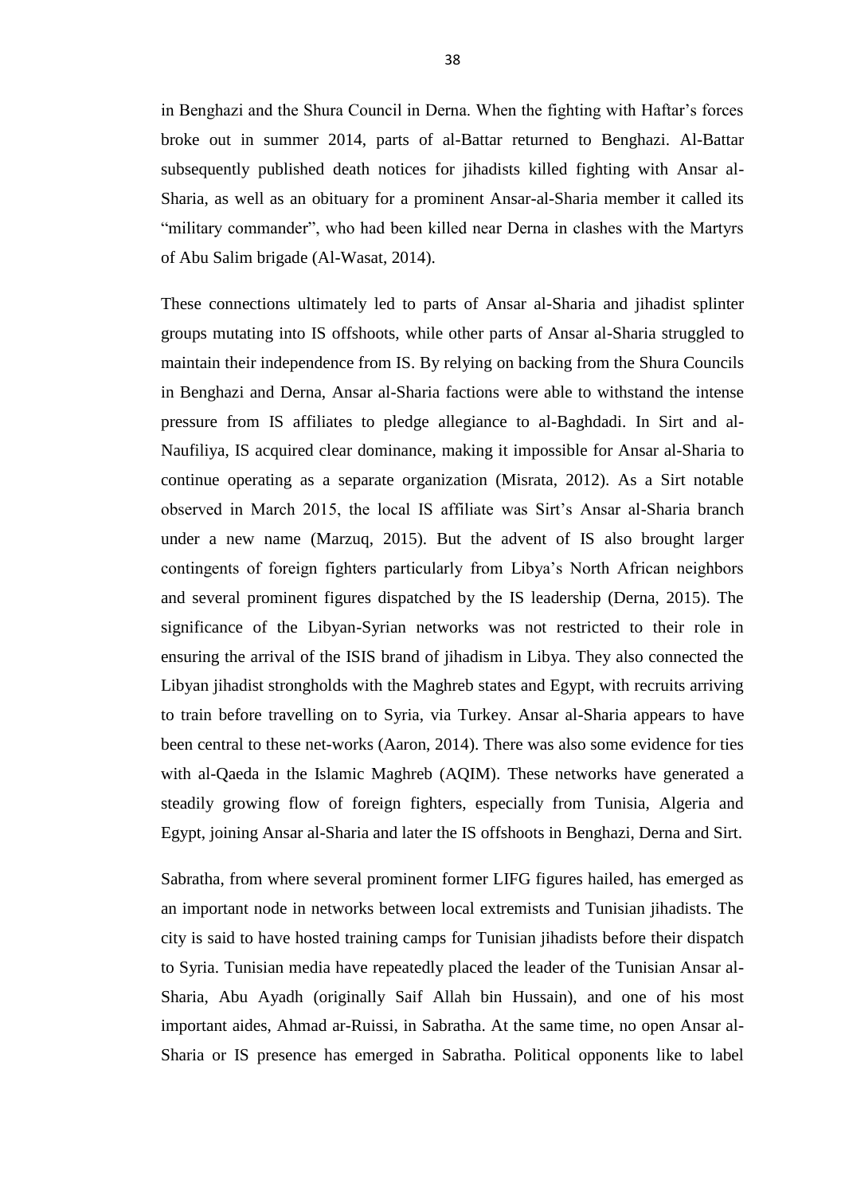in Benghazi and the Shura Council in Derna. When the fighting with Haftar's forces broke out in summer 2014, parts of al-Battar returned to Benghazi. Al-Battar subsequently published death notices for jihadists killed fighting with Ansar al-Sharia, as well as an obituary for a prominent Ansar-al-Sharia member it called its "military commander", who had been killed near Derna in clashes with the Martyrs of Abu Salim brigade (Al-Wasat, 2014).

These connections ultimately led to parts of Ansar al-Sharia and jihadist splinter groups mutating into IS offshoots, while other parts of Ansar al-Sharia struggled to maintain their independence from IS. By relying on backing from the Shura Councils in Benghazi and Derna, Ansar al-Sharia factions were able to withstand the intense pressure from IS affiliates to pledge allegiance to al-Baghdadi. In Sirt and al-Naufiliya, IS acquired clear dominance, making it impossible for Ansar al-Sharia to continue operating as a separate organization (Misrata, 2012). As a Sirt notable observed in March 2015, the local IS affiliate was Sirt's Ansar al-Sharia branch under a new name (Marzuq, 2015). But the advent of IS also brought larger contingents of foreign fighters particularly from Libya's North African neighbors and several prominent figures dispatched by the IS leadership (Derna, 2015). The significance of the Libyan-Syrian networks was not restricted to their role in ensuring the arrival of the ISIS brand of jihadism in Libya. They also connected the Libyan jihadist strongholds with the Maghreb states and Egypt, with recruits arriving to train before travelling on to Syria, via Turkey. Ansar al-Sharia appears to have been central to these net-works (Aaron, 2014). There was also some evidence for ties with al-Qaeda in the Islamic Maghreb (AQIM). These networks have generated a steadily growing flow of foreign fighters, especially from Tunisia, Algeria and Egypt, joining Ansar al-Sharia and later the IS offshoots in Benghazi, Derna and Sirt.

Sabratha, from where several prominent former LIFG figures hailed, has emerged as an important node in networks between local extremists and Tunisian jihadists. The city is said to have hosted training camps for Tunisian jihadists before their dispatch to Syria. Tunisian media have repeatedly placed the leader of the Tunisian Ansar al-Sharia, Abu Ayadh (originally Saif Allah bin Hussain), and one of his most important aides, Ahmad ar-Ruissi, in Sabratha. At the same time, no open Ansar al-Sharia or IS presence has emerged in Sabratha. Political opponents like to label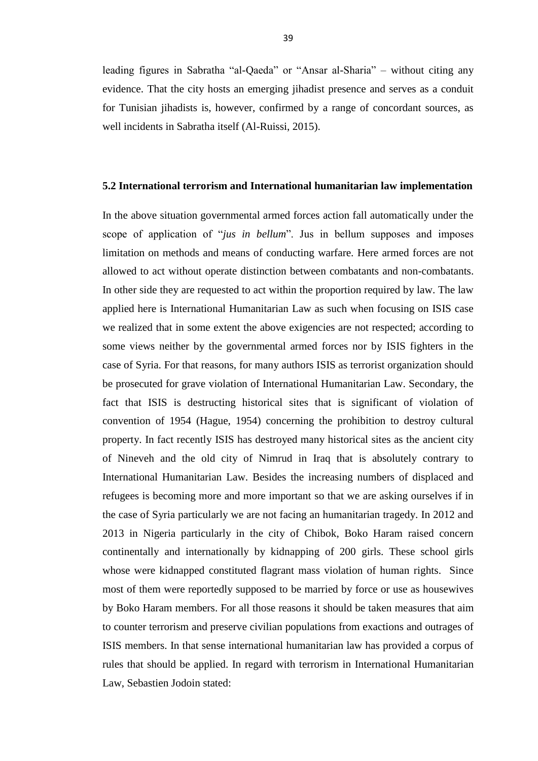leading figures in Sabratha "al-Qaeda" or "Ansar al-Sharia" – without citing any evidence. That the city hosts an emerging jihadist presence and serves as a conduit for Tunisian jihadists is, however, confirmed by a range of concordant sources, as well incidents in Sabratha itself (Al-Ruissi, 2015).

### 5.2 International terrorism and International humanitarian law implementation

In the above situation governmental armed forces action fall automatically under the scope of application of "*jus in bellum*". Jus in bellum supposes and imposes limitation on methods and means of conducting warfare. Here armed forces are not allowed to act without operate distinction between combatants and non-combatants. In other side they are requested to act within the proportion required by law. The law applied here is International Humanitarian Law as such when focusing on ISIS case we realized that in some extent the above exigencies are not respected; according to some views neither by the governmental armed forces nor by ISIS fighters in the case of Syria. For that reasons, for many authors ISIS as terrorist organization should be prosecuted for grave violation of International Humanitarian Law. Secondary, the fact that ISIS is destructing historical sites that is significant of violation of convention of 1954 (Hague, 1954) concerning the prohibition to destroy cultural property. In fact recently ISIS has destroyed many historical sites as the ancient city of Nineveh and the old city of Nimrud in Iraq that is absolutely contrary to International Humanitarian Law. Besides the increasing numbers of displaced and refugees is becoming more and more important so that we are asking ourselves if in the case of Syria particularly we are not facing an humanitarian tragedy. In 2012 and 2013 in Nigeria particularly in the city of Chibok, Boko Haram raised concern continentally and internationally by kidnapping of 200 girls. These school girls whose were kidnapped constituted flagrant mass violation of human rights. Since most of them were reportedly supposed to be married by force or use as housewives by Boko Haram members. For all those reasons it should be taken measures that aim to counter terrorism and preserve civilian populations from exactions and outrages of ISIS members. In that sense international humanitarian law has provided a corpus of rules that should be applied. In regard with terrorism in International Humanitarian Law, Sebastien Jodoin stated: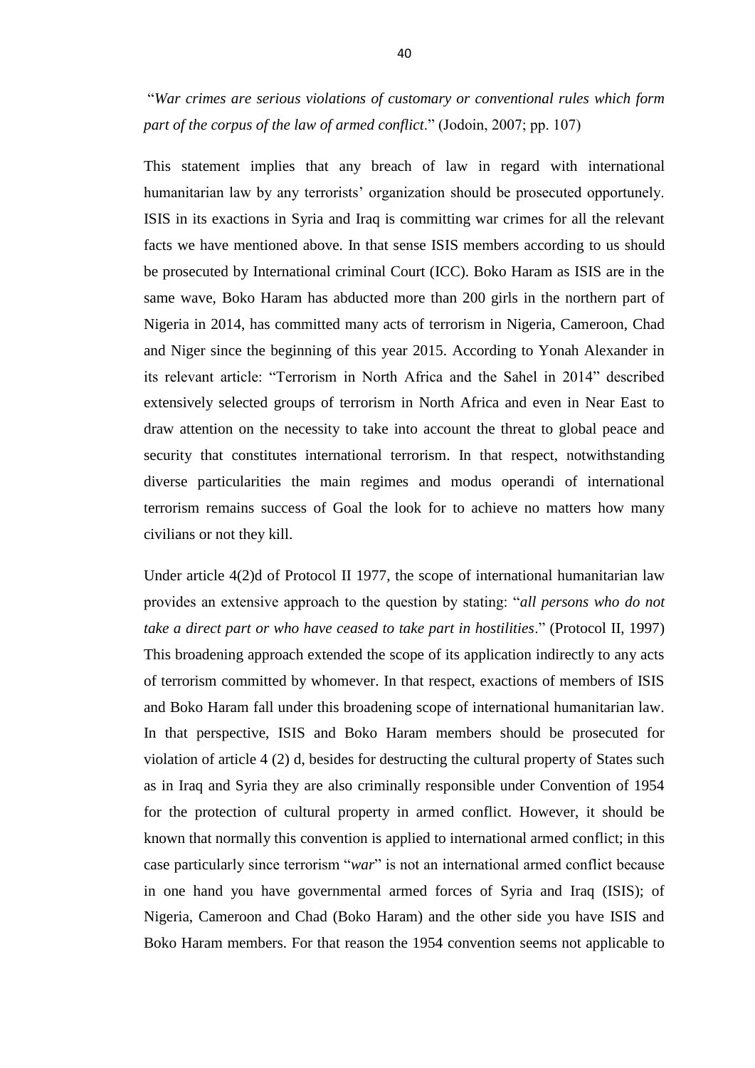"*War crimes are serious violations of customary or conventional rules which form part of the corpus of the law of armed conflict*." (Jodoin, 2007; pp. 107)

This statement implies that any breach of law in regard with international humanitarian law by any terrorists' organization should be prosecuted opportunely. ISIS in its exactions in Syria and Iraq is committing war crimes for all the relevant facts we have mentioned above. In that sense ISIS members according to us should be prosecuted by International criminal Court (ICC). Boko Haram as ISIS are in the same wave, Boko Haram has abducted more than 200 girls in the northern part of Nigeria in 2014, has committed many acts of terrorism in Nigeria, Cameroon, Chad and Niger since the beginning of this year 2015. According to Yonah Alexander in its relevant article: "Terrorism in North Africa and the Sahel in 2014" described extensively selected groups of terrorism in North Africa and even in Near East to draw attention on the necessity to take into account the threat to global peace and security that constitutes international terrorism. In that respect, notwithstanding diverse particularities the main regimes and modus operandi of international terrorism remains success of Goal the look for to achieve no matters how many civilians or not they kill.

Under article 4(2)d of Protocol II 1977, the scope of international humanitarian law provides an extensive approach to the question by stating: "*all persons who do not take a direct part or who have ceased to take part in hostilities*." (Protocol II, 1997) This broadening approach extended the scope of its application indirectly to any acts of terrorism committed by whomever. In that respect, exactions of members of ISIS and Boko Haram fall under this broadening scope of international humanitarian law. In that perspective, ISIS and Boko Haram members should be prosecuted for violation of article 4 (2) d, besides for destructing the cultural property of States such as in Iraq and Syria they are also criminally responsible under Convention of 1954 for the protection of cultural property in armed conflict. However, it should be known that normally this convention is applied to international armed conflict; in this case particularly since terrorism "*war*" is not an international armed conflict because in one hand you have governmental armed forces of Syria and Iraq (ISIS); of Nigeria, Cameroon and Chad (Boko Haram) and the other side you have ISIS and Boko Haram members. For that reason the 1954 convention seems not applicable to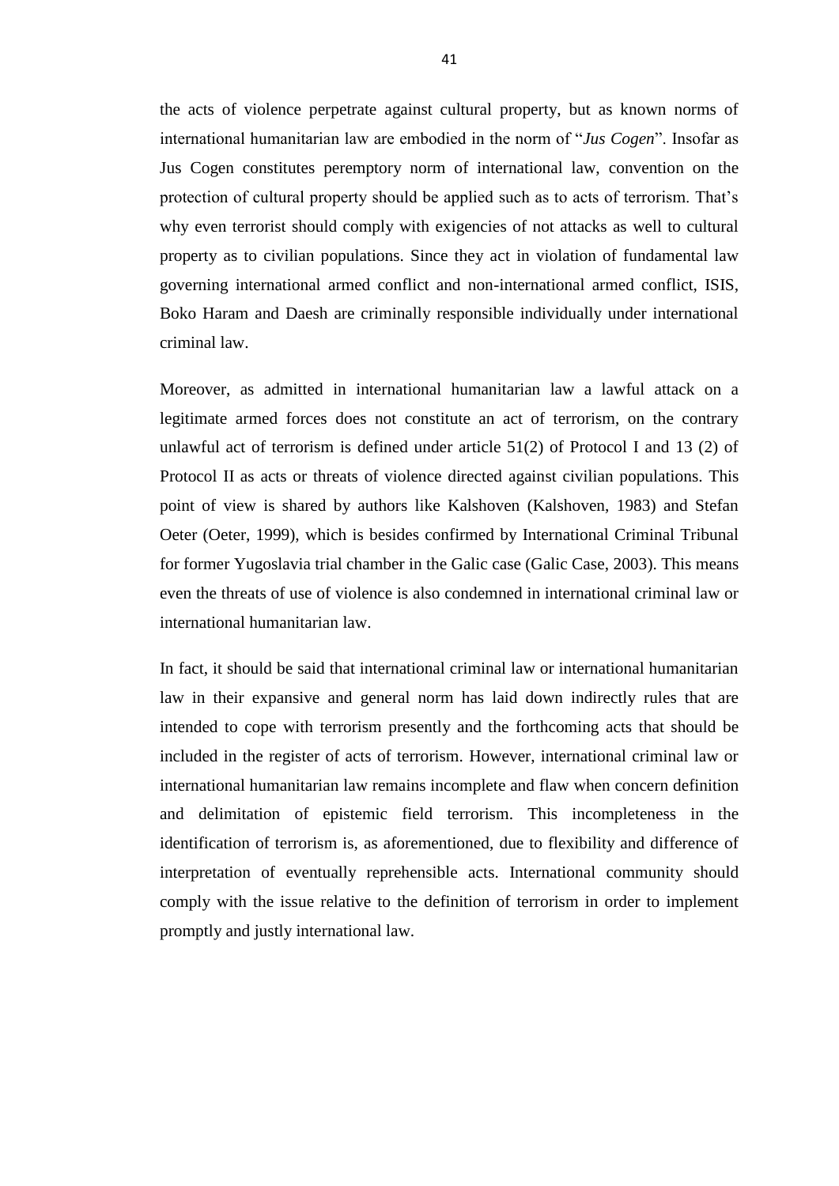the acts of violence perpetrate against cultural property, but as known norms of international humanitarian law are embodied in the norm of "*Jus Cogen*". Insofar as Jus Cogen constitutes peremptory norm of international law, convention on the protection of cultural property should be applied such as to acts of terrorism. That's why even terrorist should comply with exigencies of not attacks as well to cultural property as to civilian populations. Since they act in violation of fundamental law governing international armed conflict and non-international armed conflict, ISIS, Boko Haram and Daesh are criminally responsible individually under international criminal law.

Moreover, as admitted in international humanitarian law a lawful attack on a legitimate armed forces does not constitute an act of terrorism, on the contrary unlawful act of terrorism is defined under article 51(2) of Protocol I and 13 (2) of Protocol II as acts or threats of violence directed against civilian populations. This point of view is shared by authors like Kalshoven (Kalshoven, 1983) and Stefan Oeter (Oeter, 1999), which is besides confirmed by International Criminal Tribunal for former Yugoslavia trial chamber in the Galic case (Galic Case, 2003). This means even the threats of use of violence is also condemned in international criminal law or international humanitarian law.

In fact, it should be said that international criminal law or international humanitarian law in their expansive and general norm has laid down indirectly rules that are intended to cope with terrorism presently and the forthcoming acts that should be included in the register of acts of terrorism. However, international criminal law or international humanitarian law remains incomplete and flaw when concern definition and delimitation of epistemic field terrorism. This incompleteness in the identification of terrorism is, as aforementioned, due to flexibility and difference of interpretation of eventually reprehensible acts. International community should comply with the issue relative to the definition of terrorism in order to implement promptly and justly international law.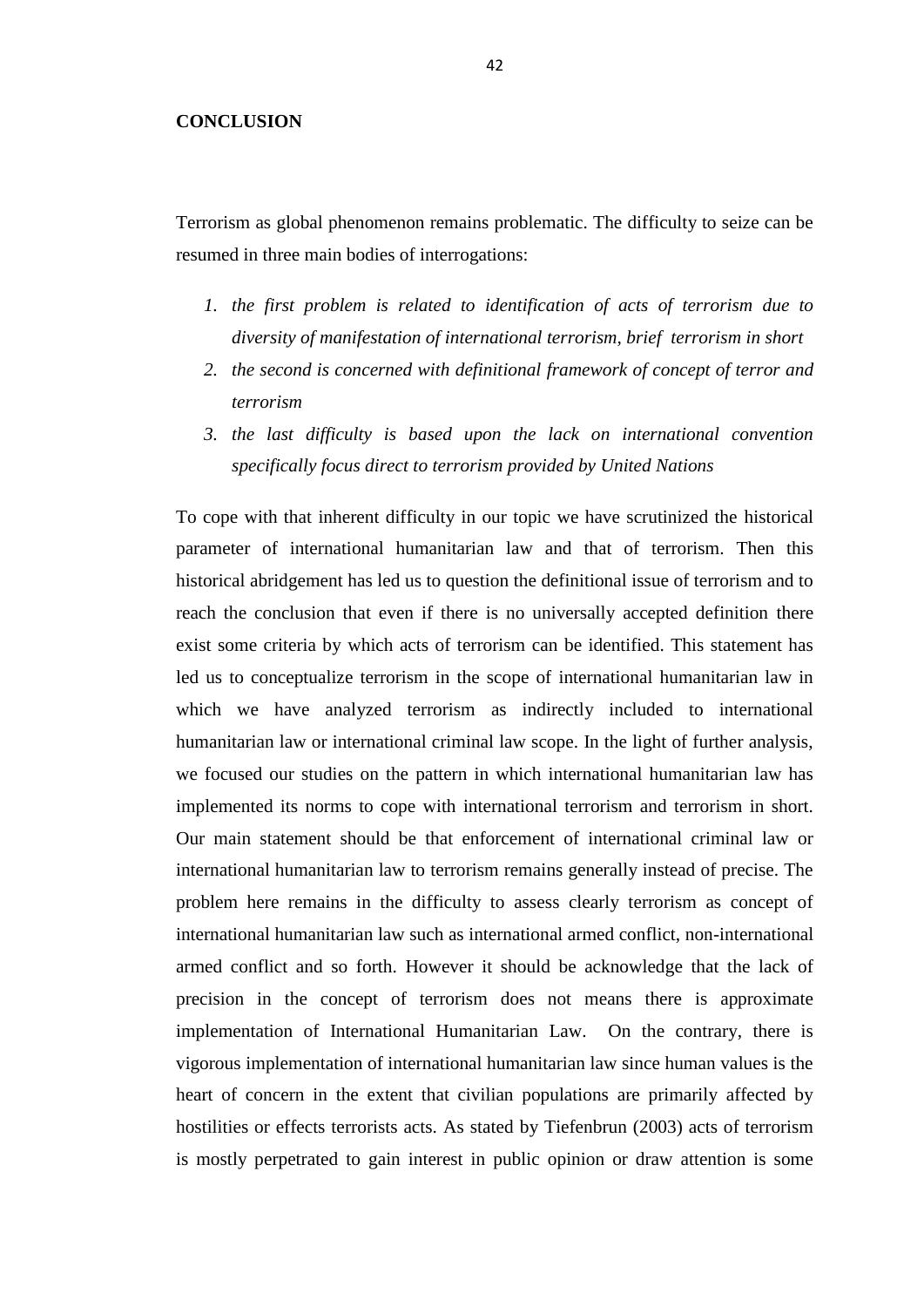## CONCLUSION

Terrorism as global phenomenon remains problematic. The difficulty to seize can be resumed in three main bodies of interrogations:

1. *the first problem is related to identification of acts of terrorism due to diversity of manifestation of international terrorism, brief terrorism in short*
2. *the second is concerned with definitional framework of concept of terror and terrorism*
3. *the last difficulty is based upon the lack on international convention specifically focus direct to terrorism provided by United Nations*

To cope with that inherent difficulty in our topic we have scrutinized the historical parameter of international humanitarian law and that of terrorism. Then this historical abridgement has led us to question the definitional issue of terrorism and to reach the conclusion that even if there is no universally accepted definition there exist some criteria by which acts of terrorism can be identified. This statement has led us to conceptualize terrorism in the scope of international humanitarian law in which we have analyzed terrorism as indirectly included to international humanitarian law or international criminal law scope. In the light of further analysis, we focused our studies on the pattern in which international humanitarian law has implemented its norms to cope with international terrorism and terrorism in short. Our main statement should be that enforcement of international criminal law or international humanitarian law to terrorism remains generally instead of precise. The problem here remains in the difficulty to assess clearly terrorism as concept of international humanitarian law such as international armed conflict, non-international armed conflict and so forth. However it should be acknowledge that the lack of precision in the concept of terrorism does not means there is approximate implementation of International Humanitarian Law. On the contrary, there is vigorous implementation of international humanitarian law since human values is the heart of concern in the extent that civilian populations are primarily affected by hostilities or effects terrorists acts. As stated by Tiefenbrun (2003) acts of terrorism is mostly perpetrated to gain interest in public opinion or draw attention is some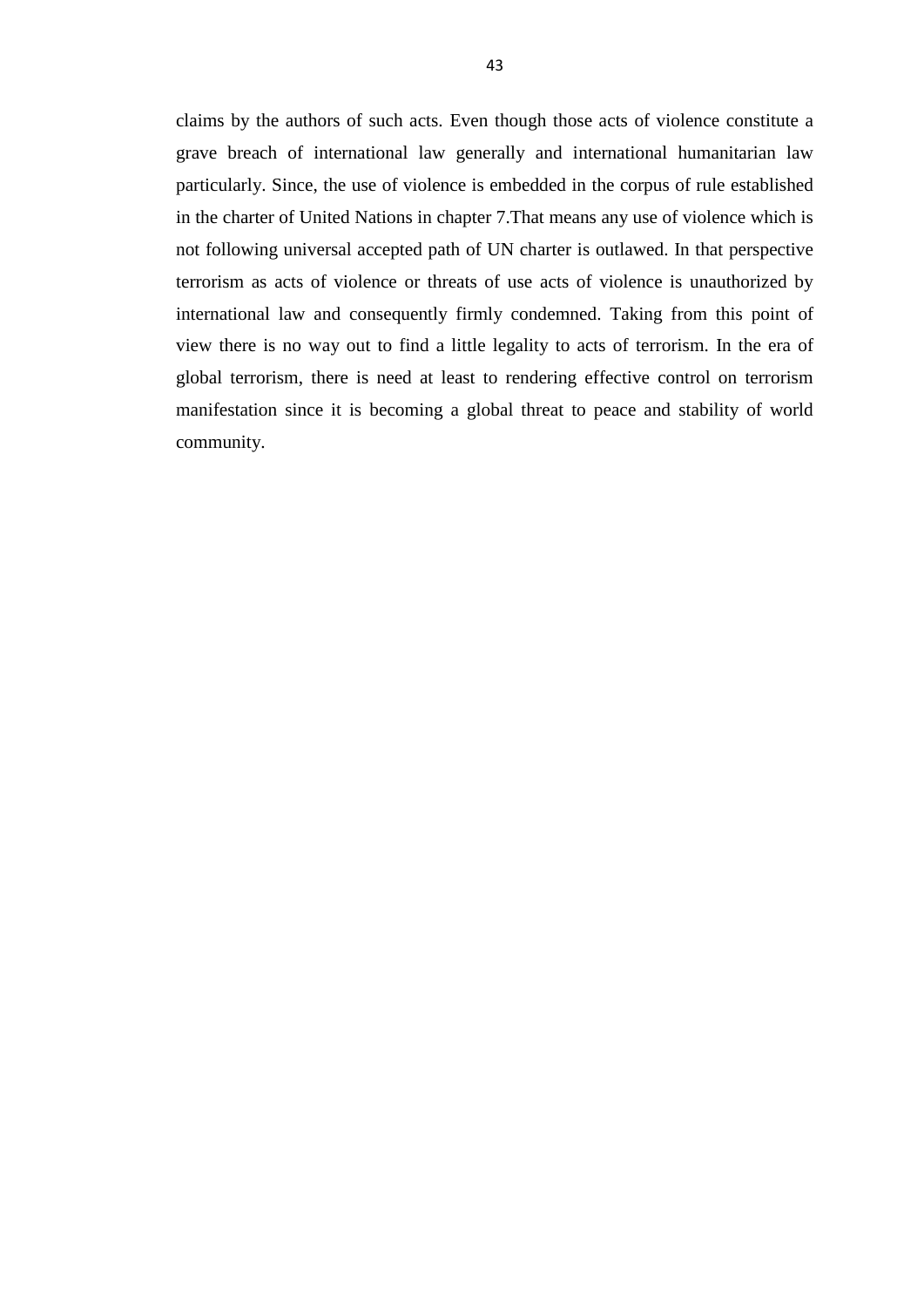claims by the authors of such acts. Even though those acts of violence constitute a grave breach of international law generally and international humanitarian law particularly. Since, the use of violence is embedded in the corpus of rule established in the charter of United Nations in chapter 7.That means any use of violence which is not following universal accepted path of UN charter is outlawed. In that perspective terrorism as acts of violence or threats of use acts of violence is unauthorized by international law and consequently firmly condemned. Taking from this point of view there is no way out to find a little legality to acts of terrorism. In the era of global terrorism, there is need at least to rendering effective control on terrorism manifestation since it is becoming a global threat to peace and stability of world community.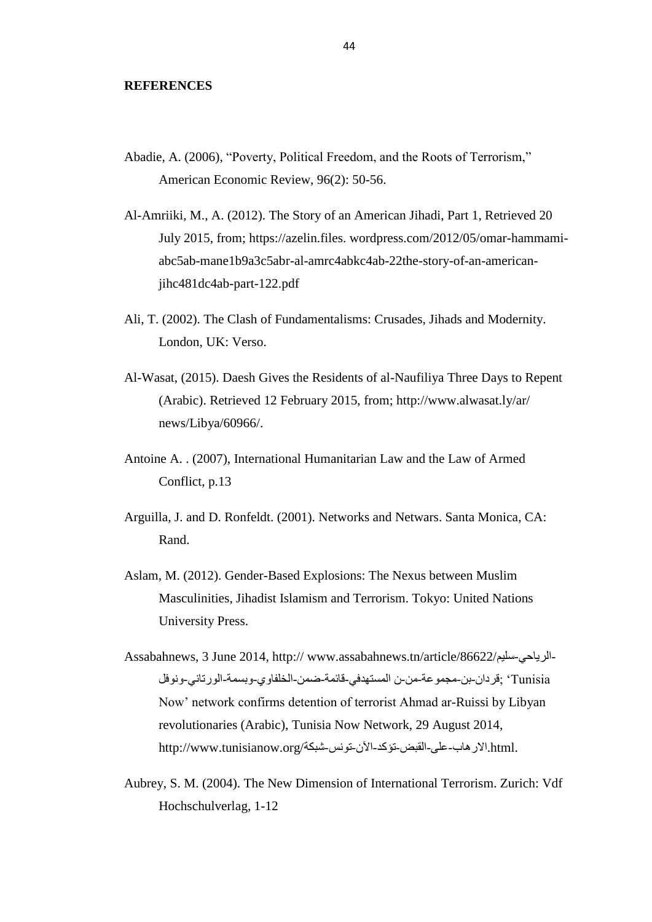**REFERENCES**

Abadie, A. (2006), "Poverty, Political Freedom, and the Roots of Terrorism," American Economic Review, 96(2): 50-56.

Al-Amriiki, M., A. (2012). The Story of an American Jihadi, Part 1, Retrieved 20 July 2015, from; https://azelin.files. wordpress.com/2012/05/omar-hammami-abc5ab-mane1b9a3c5abr-al-amrc4abkc4ab-22the-story-of-an-american-jihc481dc4ab-part-122.pdf

Ali, T. (2002). The Clash of Fundamentalisms: Crusades, Jihads and Modernity. London, UK: Verso.

Al-Wasat, (2015). Daesh Gives the Residents of al-Naufiliya Three Days to Repent (Arabic). Retrieved 12 February 2015, from; http://www.alwasat.ly/ar/ news/Libya/60966/.

Antoine A. . (2007), International Humanitarian Law and the Law of Armed Conflict, p.13

Arguilla, J. and D. Ronfeldt. (2001). Networks and Netwars. Santa Monica, CA: Rand.

Aslam, M. (2012). Gender-Based Explosions: The Nexus between Muslim Masculinities, Jihadist Islamism and Terrorism. Tokyo: United Nations University Press.

Assabahnews, 3 June 2014, http:// www.assabahnews.tn/article/86622/الرياحي-سليم-قردان-بن-مجموعة-من-ن المستهدفي-قائمة-ضمن-الخلفاوي-وبسمة-الورتاني-ونوفل; 'Tunisia Now' network confirms detention of terrorist Ahmad ar-Ruissi by Libyan revolutionaries (Arabic), Tunisia Now Network, 29 August 2014, http://www.tunisianow.org/الارهاب-على-القبض-تؤكد-الآن-تونس-شبكة.html.

Aubrey, S. M. (2004). The New Dimension of International Terrorism. Zurich: Vdf Hochschulverlag, 1-12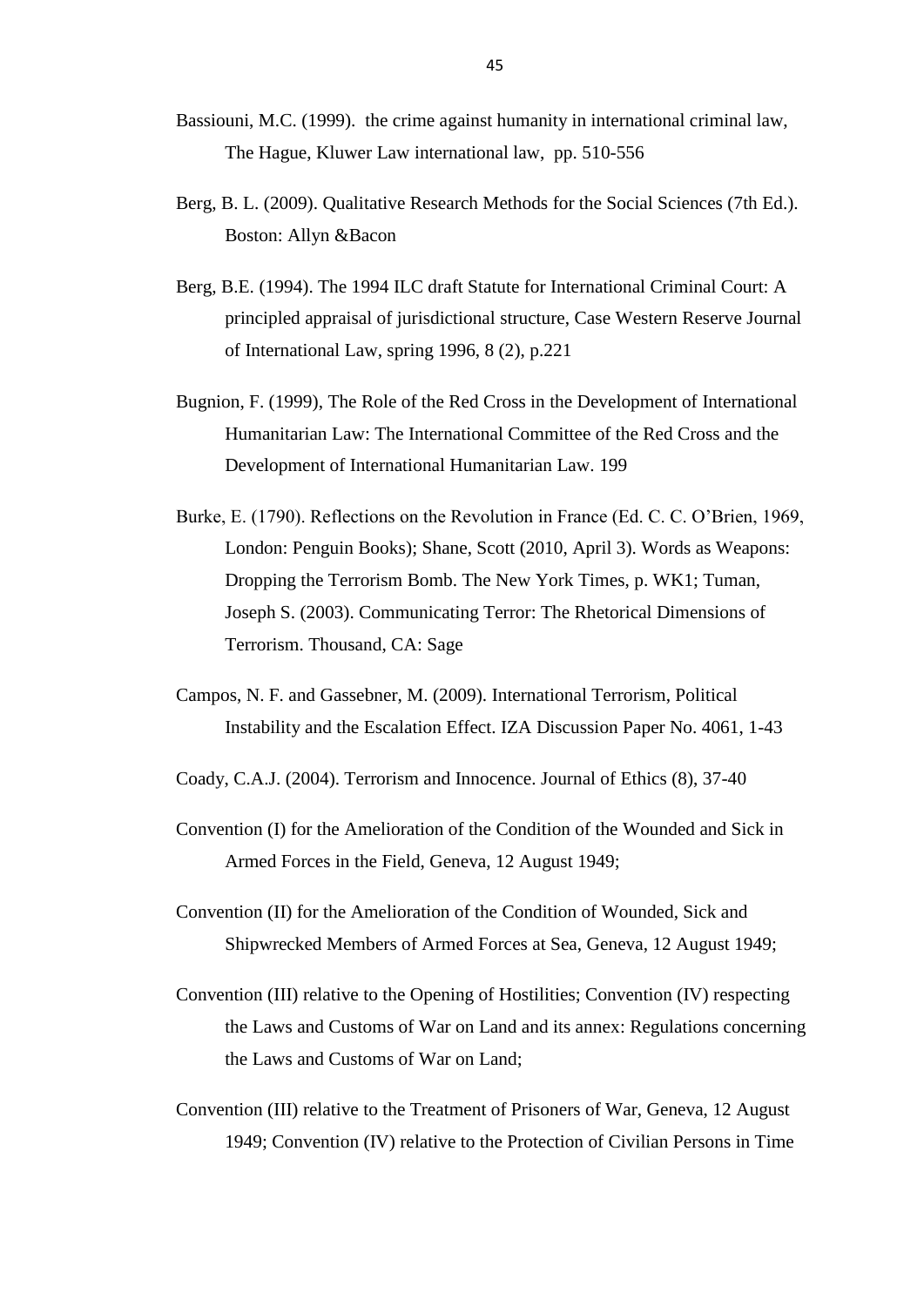Bassiouni, M.C. (1999). the crime against humanity in international criminal law, The Hague, Kluwer Law international law, pp. 510-556

Berg, B. L. (2009). Qualitative Research Methods for the Social Sciences (7th Ed.). Boston: Allyn &Bacon

Berg, B.E. (1994). The 1994 ILC draft Statute for International Criminal Court: A principled appraisal of jurisdictional structure, Case Western Reserve Journal of International Law, spring 1996, 8 (2), p.221

Bugnion, F. (1999), The Role of the Red Cross in the Development of International Humanitarian Law: The International Committee of the Red Cross and the Development of International Humanitarian Law. 199

Burke, E. (1790). Reflections on the Revolution in France (Ed. C. C. O'Brien, 1969, London: Penguin Books); Shane, Scott (2010, April 3). Words as Weapons: Dropping the Terrorism Bomb. The New York Times, p. WK1; Tuman, Joseph S. (2003). Communicating Terror: The Rhetorical Dimensions of Terrorism. Thousand, CA: Sage

Campos, N. F. and Gassebner, M. (2009). International Terrorism, Political Instability and the Escalation Effect. IZA Discussion Paper No. 4061, 1-43

Coady, C.A.J. (2004). Terrorism and Innocence. Journal of Ethics (8), 37-40

Convention (I) for the Amelioration of the Condition of the Wounded and Sick in Armed Forces in the Field, Geneva, 12 August 1949;

Convention (II) for the Amelioration of the Condition of Wounded, Sick and Shipwrecked Members of Armed Forces at Sea, Geneva, 12 August 1949;

Convention (III) relative to the Opening of Hostilities; Convention (IV) respecting the Laws and Customs of War on Land and its annex: Regulations concerning the Laws and Customs of War on Land;

Convention (III) relative to the Treatment of Prisoners of War, Geneva, 12 August 1949; Convention (IV) relative to the Protection of Civilian Persons in Time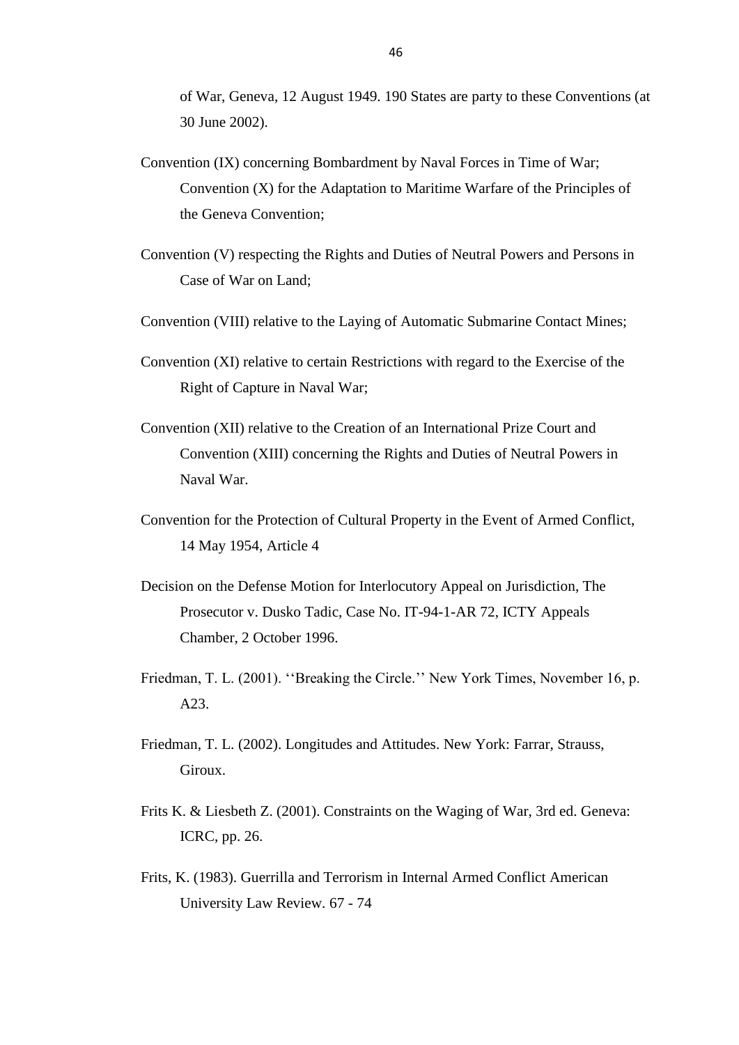of War, Geneva, 12 August 1949. 190 States are party to these Conventions (at 30 June 2002).

Convention (IX) concerning Bombardment by Naval Forces in Time of War; Convention (X) for the Adaptation to Maritime Warfare of the Principles of the Geneva Convention;

Convention (V) respecting the Rights and Duties of Neutral Powers and Persons in Case of War on Land;

Convention (VIII) relative to the Laying of Automatic Submarine Contact Mines;

Convention (XI) relative to certain Restrictions with regard to the Exercise of the Right of Capture in Naval War;

Convention (XII) relative to the Creation of an International Prize Court and Convention (XIII) concerning the Rights and Duties of Neutral Powers in Naval War.

Convention for the Protection of Cultural Property in the Event of Armed Conflict, 14 May 1954, Article 4

Decision on the Defense Motion for Interlocutory Appeal on Jurisdiction, The Prosecutor v. Dusko Tadic, Case No. IT-94-1-AR 72, ICTY Appeals Chamber, 2 October 1996.

Friedman, T. L. (2001). ''Breaking the Circle.'' New York Times, November 16, p. A23.

Friedman, T. L. (2002). Longitudes and Attitudes. New York: Farrar, Strauss, Giroux.

Frits K. & Liesbeth Z. (2001). Constraints on the Waging of War, 3rd ed. Geneva: ICRC, pp. 26.

Frits, K. (1983). Guerrilla and Terrorism in Internal Armed Conflict American University Law Review. 67 - 74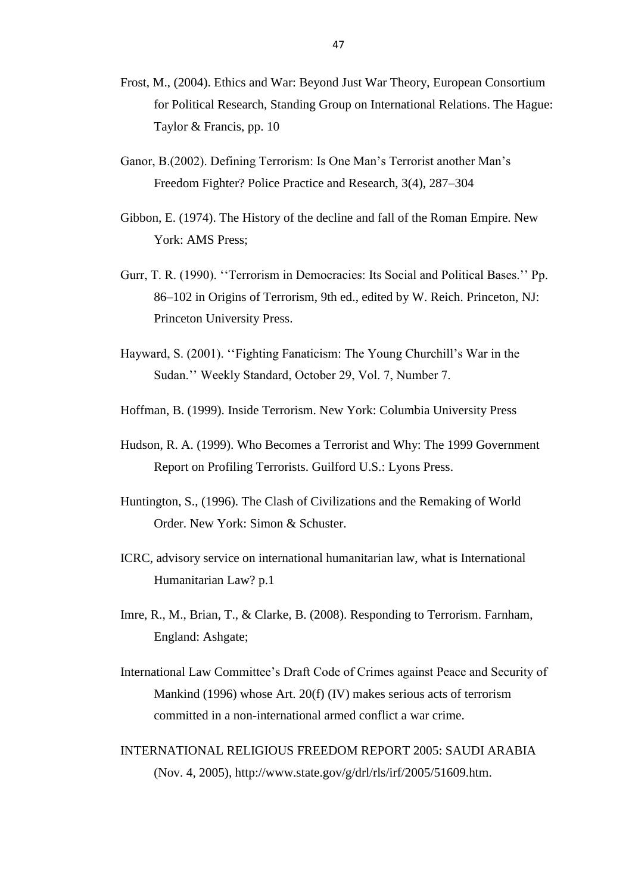Frost, M., (2004). Ethics and War: Beyond Just War Theory, European Consortium for Political Research, Standing Group on International Relations. The Hague: Taylor & Francis, pp. 10

Ganor, B.(2002). Defining Terrorism: Is One Man's Terrorist another Man's Freedom Fighter? Police Practice and Research, 3(4), 287–304

Gibbon, E. (1974). The History of the decline and fall of the Roman Empire. New York: AMS Press;

Gurr, T. R. (1990). ''Terrorism in Democracies: Its Social and Political Bases.'' Pp. 86–102 in Origins of Terrorism, 9th ed., edited by W. Reich. Princeton, NJ: Princeton University Press.

Hayward, S. (2001). ''Fighting Fanaticism: The Young Churchill's War in the Sudan.'' Weekly Standard, October 29, Vol. 7, Number 7.

Hoffman, B. (1999). Inside Terrorism. New York: Columbia University Press

Hudson, R. A. (1999). Who Becomes a Terrorist and Why: The 1999 Government Report on Profiling Terrorists. Guilford U.S.: Lyons Press.

Huntington, S., (1996). The Clash of Civilizations and the Remaking of World Order. New York: Simon & Schuster.

ICRC, advisory service on international humanitarian law, what is International Humanitarian Law? p.1

Imre, R., M., Brian, T., & Clarke, B. (2008). Responding to Terrorism. Farnham, England: Ashgate;

International Law Committee's Draft Code of Crimes against Peace and Security of Mankind (1996) whose Art. 20(f) (IV) makes serious acts of terrorism committed in a non-international armed conflict a war crime.

INTERNATIONAL RELIGIOUS FREEDOM REPORT 2005: SAUDI ARABIA (Nov. 4, 2005), http://www.state.gov/g/drl/rls/irf/2005/51609.htm.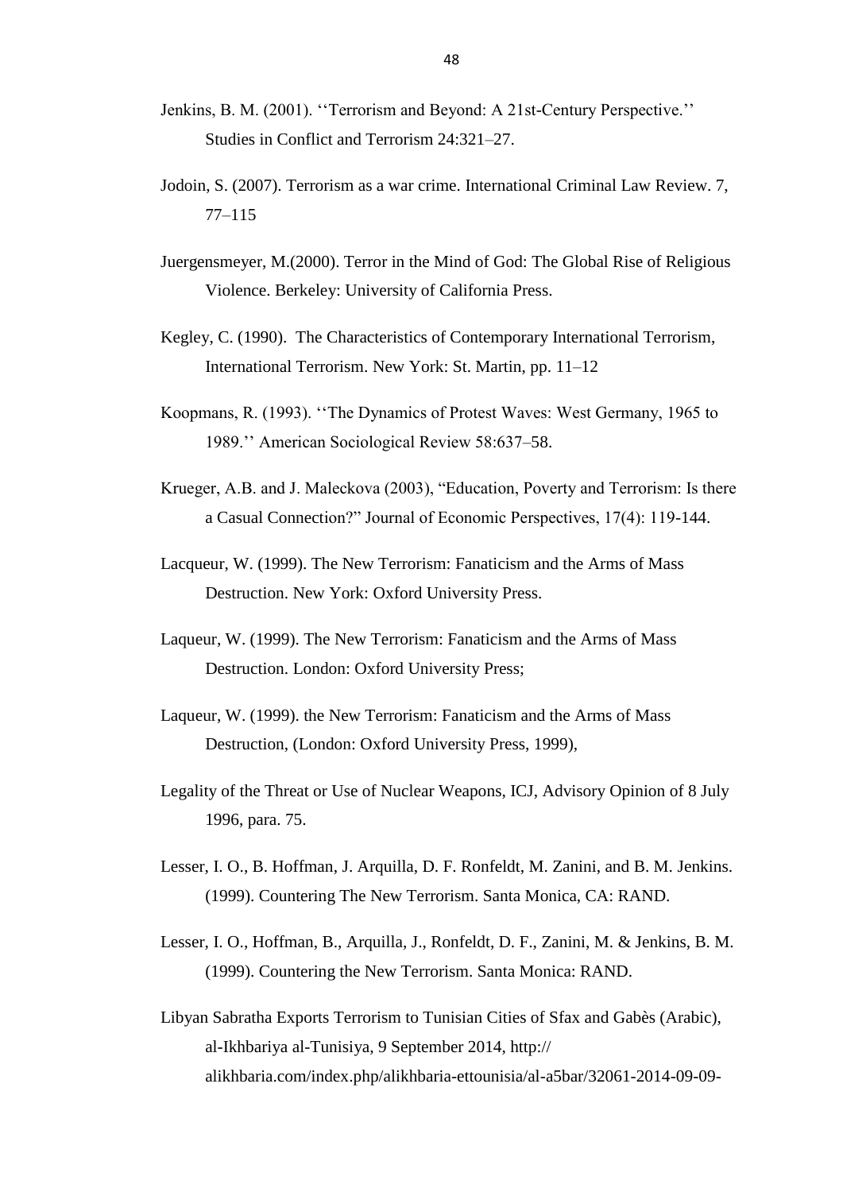Jenkins, B. M. (2001). ''Terrorism and Beyond: A 21st-Century Perspective.'' Studies in Conflict and Terrorism 24:321–27.

Jodoin, S. (2007). Terrorism as a war crime. International Criminal Law Review. 7, 77–115

Juergensmeyer, M.(2000). Terror in the Mind of God: The Global Rise of Religious Violence. Berkeley: University of California Press.

Kegley, C. (1990). The Characteristics of Contemporary International Terrorism, International Terrorism. New York: St. Martin, pp. 11–12

Koopmans, R. (1993). ''The Dynamics of Protest Waves: West Germany, 1965 to 1989.'' American Sociological Review 58:637–58.

Krueger, A.B. and J. Maleckova (2003), "Education, Poverty and Terrorism: Is there a Casual Connection?" Journal of Economic Perspectives, 17(4): 119-144.

Lacqueur, W. (1999). The New Terrorism: Fanaticism and the Arms of Mass Destruction. New York: Oxford University Press.

Laqueur, W. (1999). The New Terrorism: Fanaticism and the Arms of Mass Destruction. London: Oxford University Press;

Laqueur, W. (1999). the New Terrorism: Fanaticism and the Arms of Mass Destruction, (London: Oxford University Press, 1999),

Legality of the Threat or Use of Nuclear Weapons, ICJ, Advisory Opinion of 8 July 1996, para. 75.

Lesser, I. O., B. Hoffman, J. Arquilla, D. F. Ronfeldt, M. Zanini, and B. M. Jenkins. (1999). Countering The New Terrorism. Santa Monica, CA: RAND.

Lesser, I. O., Hoffman, B., Arquilla, J., Ronfeldt, D. F., Zanini, M. & Jenkins, B. M. (1999). Countering the New Terrorism. Santa Monica: RAND.

Libyan Sabratha Exports Terrorism to Tunisian Cities of Sfax and Gabès (Arabic), al-Ikhbariya al-Tunisiya, 9 September 2014, http:// alikhbaria.com/index.php/alikhbaria-ettounisia/al-a5bar/32061-2014-09-09-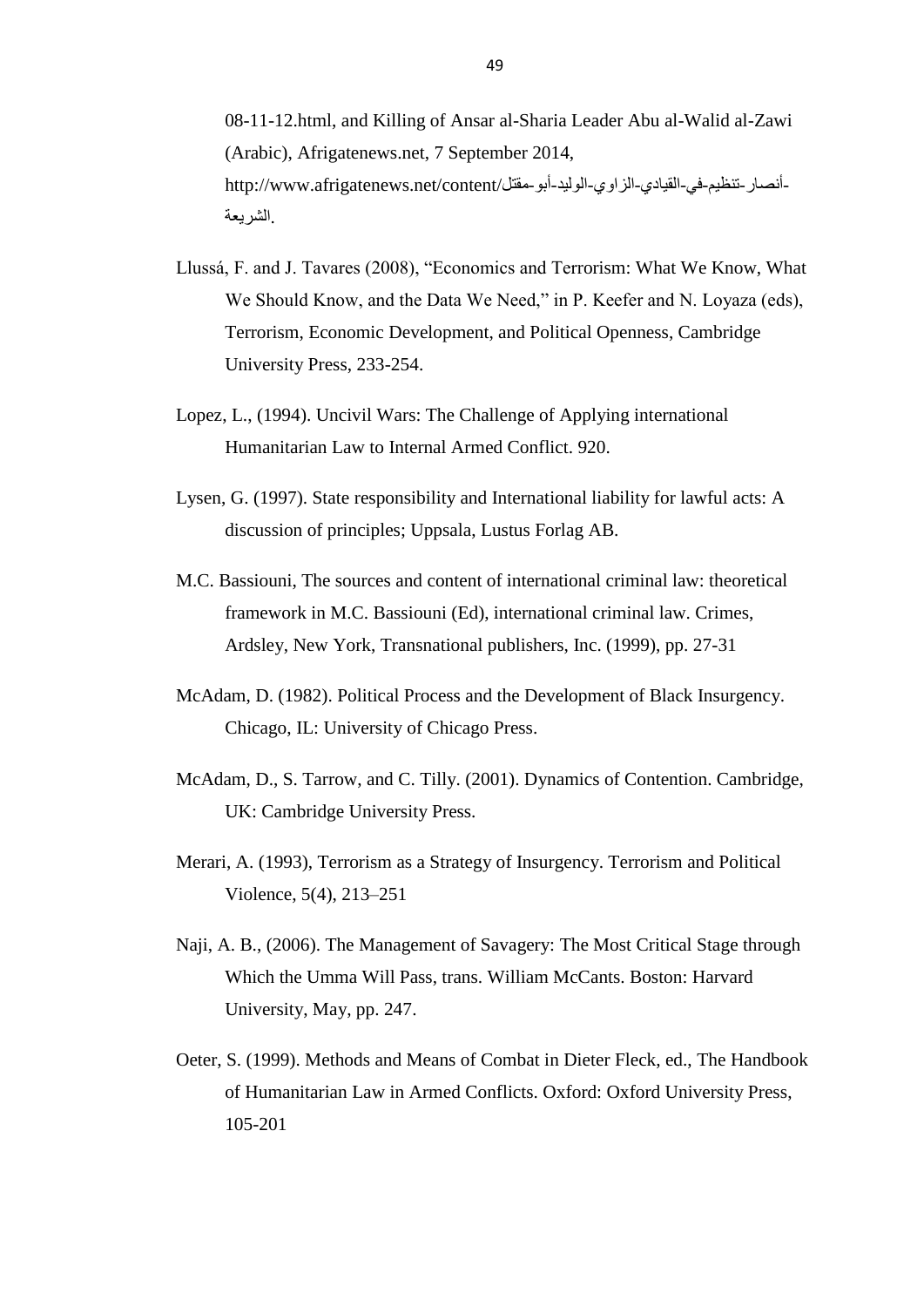08-11-12.html, and Killing of Ansar al-Sharia Leader Abu al-Walid al-Zawi (Arabic), Afrigatenews.net, 7 September 2014, http://www.afrigatenews.net/content/مقتل-أبو-الوليد-الزاوي-القيادي-في-تنظيم-أنصار-الشريعة.

Llussá, F. and J. Tavares (2008), "Economics and Terrorism: What We Know, What We Should Know, and the Data We Need," in P. Keefer and N. Loyaza (eds), Terrorism, Economic Development, and Political Openness, Cambridge University Press, 233-254.

Lopez, L., (1994). Uncivil Wars: The Challenge of Applying international Humanitarian Law to Internal Armed Conflict. 920.

Lysen, G. (1997). State responsibility and International liability for lawful acts: A discussion of principles; Uppsala, Lustus Forlag AB.

M.C. Bassiouni, The sources and content of international criminal law: theoretical framework in M.C. Bassiouni (Ed), international criminal law. Crimes, Ardsley, New York, Transnational publishers, Inc. (1999), pp. 27-31

McAdam, D. (1982). Political Process and the Development of Black Insurgency. Chicago, IL: University of Chicago Press.

McAdam, D., S. Tarrow, and C. Tilly. (2001). Dynamics of Contention. Cambridge, UK: Cambridge University Press.

Merari, A. (1993), Terrorism as a Strategy of Insurgency. Terrorism and Political Violence, 5(4), 213–251

Naji, A. B., (2006). The Management of Savagery: The Most Critical Stage through Which the Umma Will Pass, trans. William McCants. Boston: Harvard University, May, pp. 247.

Oeter, S. (1999). Methods and Means of Combat in Dieter Fleck, ed., The Handbook of Humanitarian Law in Armed Conflicts. Oxford: Oxford University Press, 105-201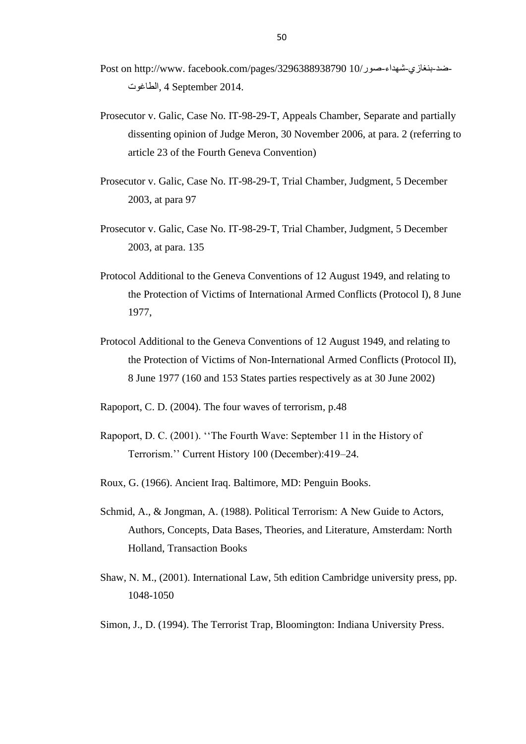Post on http://www. facebook.com/pages/3296388938790 10/ضد-بنغازي-شهداء-صور-الطاغوت, 4 September 2014.

Prosecutor v. Galic, Case No. IT-98-29-T, Appeals Chamber, Separate and partially dissenting opinion of Judge Meron, 30 November 2006, at para. 2 (referring to article 23 of the Fourth Geneva Convention)

Prosecutor v. Galic, Case No. IT-98-29-T, Trial Chamber, Judgment, 5 December 2003, at para 97

Prosecutor v. Galic, Case No. IT-98-29-T, Trial Chamber, Judgment, 5 December 2003, at para. 135

Protocol Additional to the Geneva Conventions of 12 August 1949, and relating to the Protection of Victims of International Armed Conflicts (Protocol I), 8 June 1977,

Protocol Additional to the Geneva Conventions of 12 August 1949, and relating to the Protection of Victims of Non-International Armed Conflicts (Protocol II), 8 June 1977 (160 and 153 States parties respectively as at 30 June 2002)

Rapoport, C. D. (2004). The four waves of terrorism, p.48

Rapoport, D. C. (2001). ''The Fourth Wave: September 11 in the History of Terrorism.'' Current History 100 (December):419–24.

Roux, G. (1966). Ancient Iraq. Baltimore, MD: Penguin Books.

Schmid, A., & Jongman, A. (1988). Political Terrorism: A New Guide to Actors, Authors, Concepts, Data Bases, Theories, and Literature, Amsterdam: North Holland, Transaction Books

Shaw, N. M., (2001). International Law, 5th edition Cambridge university press, pp. 1048-1050

Simon, J., D. (1994). The Terrorist Trap, Bloomington: Indiana University Press.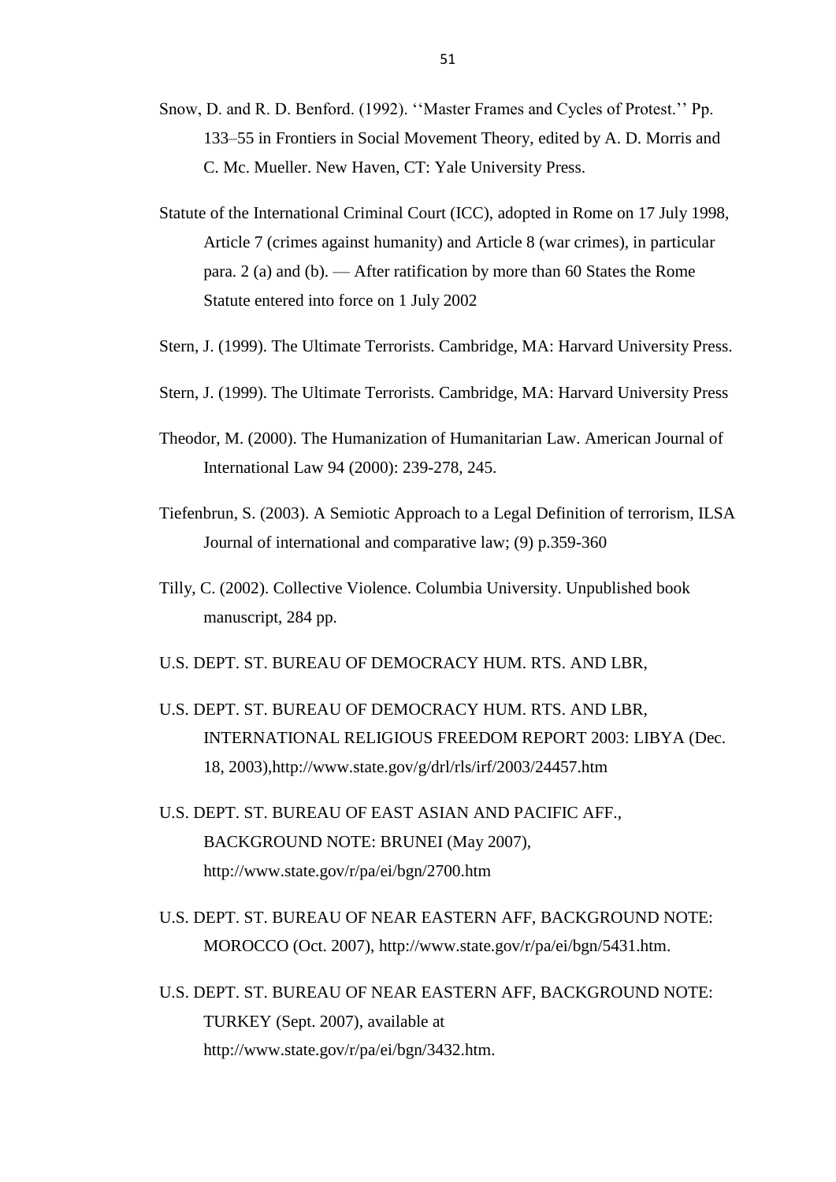Snow, D. and R. D. Benford. (1992). ''Master Frames and Cycles of Protest.'' Pp. 133–55 in Frontiers in Social Movement Theory, edited by A. D. Morris and C. Mc. Mueller. New Haven, CT: Yale University Press.

Statute of the International Criminal Court (ICC), adopted in Rome on 17 July 1998, Article 7 (crimes against humanity) and Article 8 (war crimes), in particular para. 2 (a) and (b). — After ratification by more than 60 States the Rome Statute entered into force on 1 July 2002

Stern, J. (1999). The Ultimate Terrorists. Cambridge, MA: Harvard University Press.

Stern, J. (1999). The Ultimate Terrorists. Cambridge, MA: Harvard University Press

Theodor, M. (2000). The Humanization of Humanitarian Law. American Journal of International Law 94 (2000): 239-278, 245.

Tiefenbrun, S. (2003). A Semiotic Approach to a Legal Definition of terrorism, ILSA Journal of international and comparative law; (9) p.359-360

Tilly, C. (2002). Collective Violence. Columbia University. Unpublished book manuscript, 284 pp.

U.S. DEPT. ST. BUREAU OF DEMOCRACY HUM. RTS. AND LBR,

U.S. DEPT. ST. BUREAU OF DEMOCRACY HUM. RTS. AND LBR, INTERNATIONAL RELIGIOUS FREEDOM REPORT 2003: LIBYA (Dec. 18, 2003),http://www.state.gov/g/drl/rls/irf/2003/24457.htm

U.S. DEPT. ST. BUREAU OF EAST ASIAN AND PACIFIC AFF., BACKGROUND NOTE: BRUNEI (May 2007), http://www.state.gov/r/pa/ei/bgn/2700.htm

U.S. DEPT. ST. BUREAU OF NEAR EASTERN AFF, BACKGROUND NOTE: MOROCCO (Oct. 2007), http://www.state.gov/r/pa/ei/bgn/5431.htm.

U.S. DEPT. ST. BUREAU OF NEAR EASTERN AFF, BACKGROUND NOTE: TURKEY (Sept. 2007), available at http://www.state.gov/r/pa/ei/bgn/3432.htm.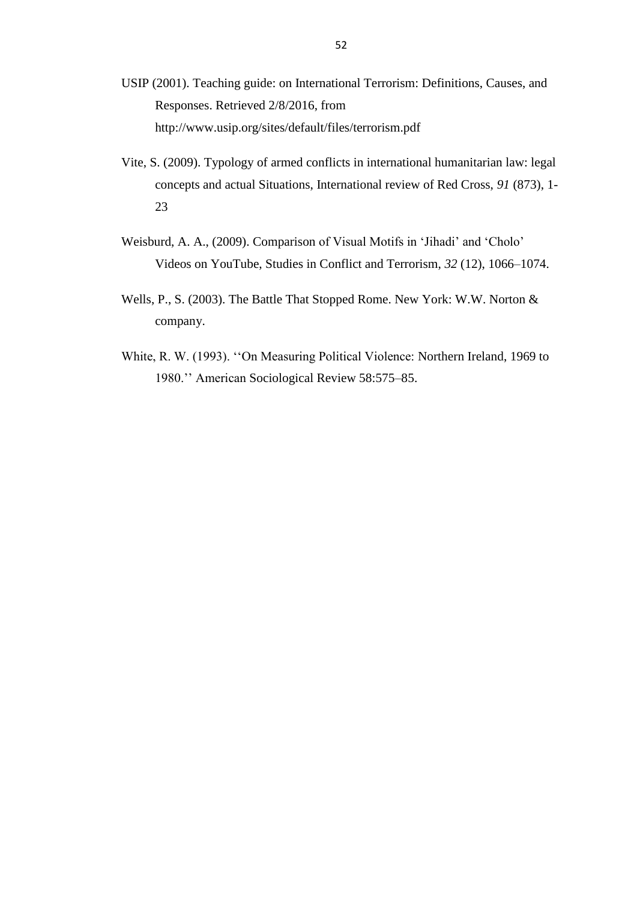USIP (2001). Teaching guide: on International Terrorism: Definitions, Causes, and Responses. Retrieved 2/8/2016, from http://www.usip.org/sites/default/files/terrorism.pdf

Vite, S. (2009). Typology of armed conflicts in international humanitarian law: legal concepts and actual Situations, International review of Red Cross, *91* (873), 1-23

Weisburd, A. A., (2009). Comparison of Visual Motifs in 'Jihadi' and 'Cholo' Videos on YouTube, Studies in Conflict and Terrorism, *32* (12), 1066–1074.

Wells, P., S. (2003). The Battle That Stopped Rome. New York: W.W. Norton & company.

White, R. W. (1993). ''On Measuring Political Violence: Northern Ireland, 1969 to 1980.'' American Sociological Review 58:575–85.